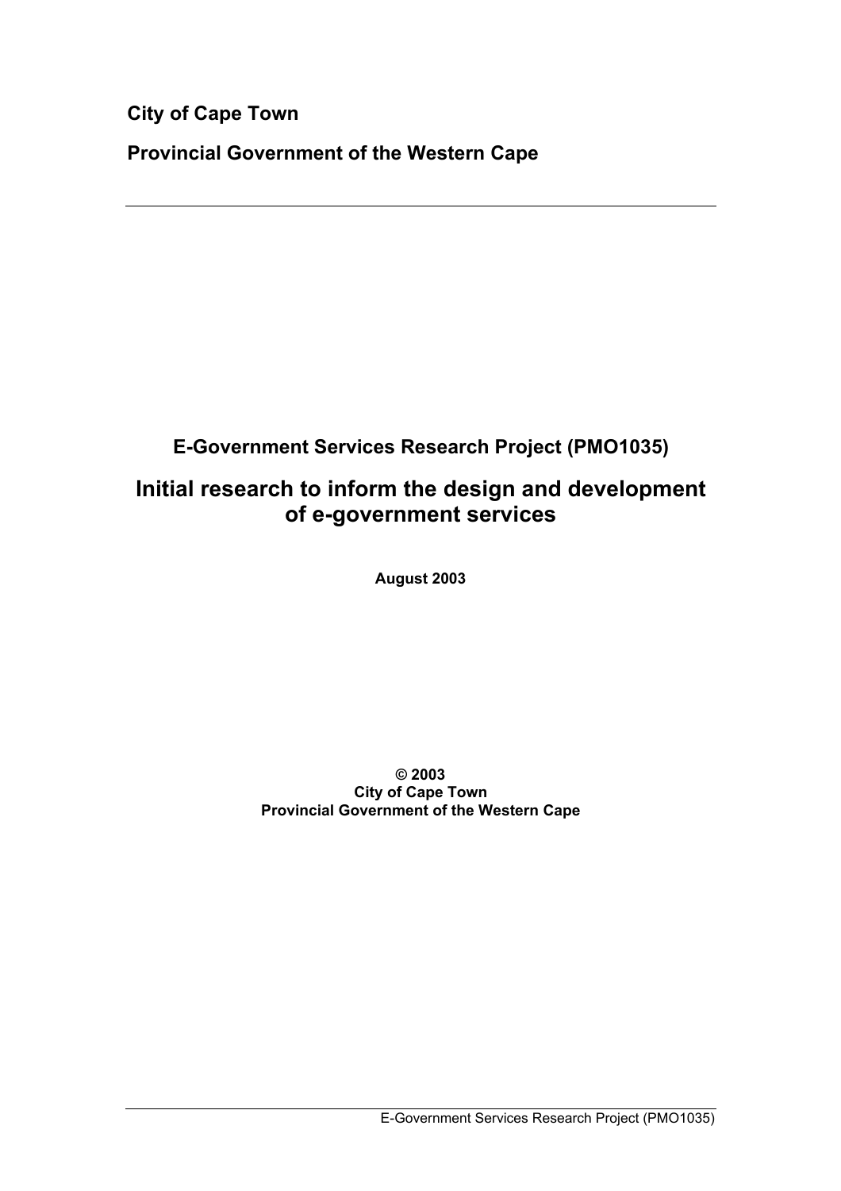**City of Cape Town**

**Provincial Government of the Western Cape**

---

**E-Government Services Research Project (PMO1035)**

# Initial research to inform the design and development of e-government services

**August 2003**

**© 2003**
**City of Cape Town**
**Provincial Government of the Western Cape**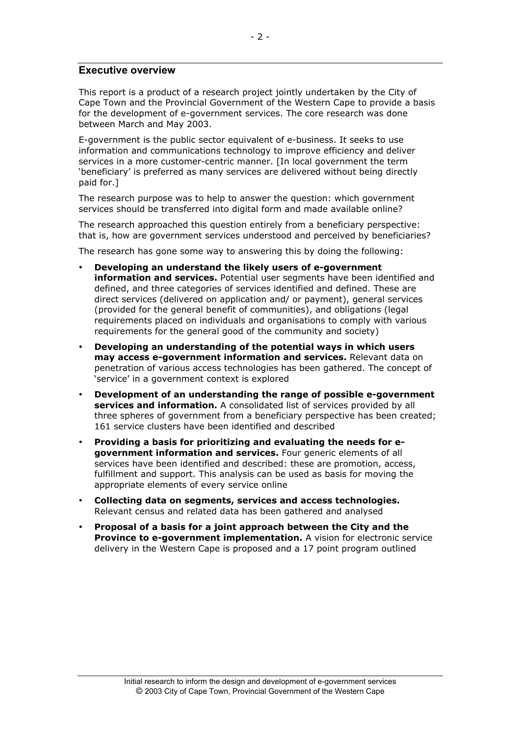## Executive overview

This report is a product of a research project jointly undertaken by the City of Cape Town and the Provincial Government of the Western Cape to provide a basis for the development of e-government services. The core research was done between March and May 2003.

E-government is the public sector equivalent of e-business. It seeks to use information and communications technology to improve efficiency and deliver services in a more customer-centric manner. [In local government the term 'beneficiary' is preferred as many services are delivered without being directly paid for.]

The research purpose was to help to answer the question: which government services should be transferred into digital form and made available online?

The research approached this question entirely from a beneficiary perspective: that is, how are government services understood and perceived by beneficiaries?

The research has gone some way to answering this by doing the following:

- **Developing an understand the likely users of e-government information and services.** Potential user segments have been identified and defined, and three categories of services identified and defined. These are direct services (delivered on application and/ or payment), general services (provided for the general benefit of communities), and obligations (legal requirements placed on individuals and organisations to comply with various requirements for the general good of the community and society)
- **Developing an understanding of the potential ways in which users may access e-government information and services.** Relevant data on penetration of various access technologies has been gathered. The concept of 'service' in a government context is explored
- **Development of an understanding the range of possible e-government services and information.** A consolidated list of services provided by all three spheres of government from a beneficiary perspective has been created; 161 service clusters have been identified and described
- **Providing a basis for prioritizing and evaluating the needs for e-government information and services.** Four generic elements of all services have been identified and described: these are promotion, access, fulfillment and support. This analysis can be used as basis for moving the appropriate elements of every service online
- **Collecting data on segments, services and access technologies.** Relevant census and related data has been gathered and analysed
- **Proposal of a basis for a joint approach between the City and the Province to e-government implementation.** A vision for electronic service delivery in the Western Cape is proposed and a 17 point program outlined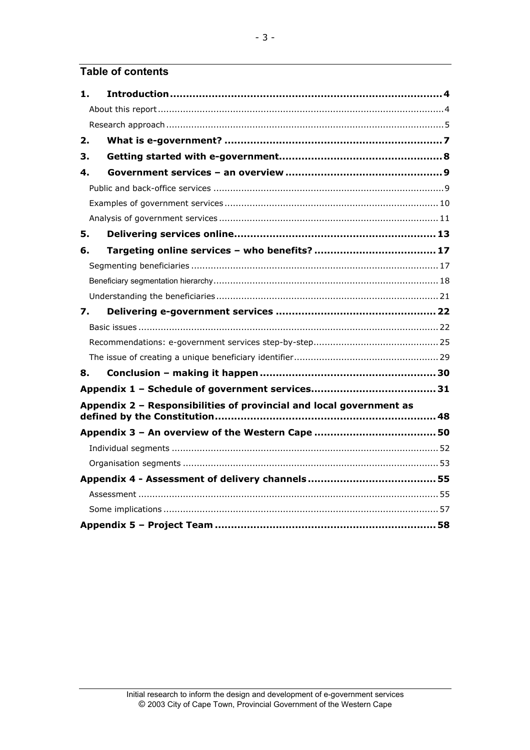## Table of contents

**1. Introduction .................................................................................... 4**

About this report ....................................................................................... 4

Research approach ..................................................................................... 5

**2. What is e-government? ................................................................... 7**

**3. Getting started with e-government................................................... 8**

**4. Government services – an overview ................................................ 9**

Public and back-office services .................................................................. 9

Examples of government services ............................................................ 10

Analysis of government services .............................................................. 11

**5. Delivering services online............................................................... 13**

**6. Targeting online services – who benefits? ...................................... 17**

Segmenting beneficiaries ......................................................................... 17

Beneficiary segmentation hierarchy.......................................................... 18

Understanding the beneficiaries ............................................................... 21

**7. Delivering e-government services .................................................. 22**

Basic issues ............................................................................................. 22

Recommendations: e-government services step-by-step ............................ 25

The issue of creating a unique beneficiary identifier .................................... 29

**8. Conclusion – making it happen ....................................................... 30**

**Appendix 1 – Schedule of government services....................................... 31**

**Appendix 2 – Responsibilities of provincial and local government as defined by the Constitution .................................................................... 48**

**Appendix 3 – An overview of the Western Cape ...................................... 50**

Individual segments ................................................................................. 52

Organisation segments ............................................................................ 53

**Appendix 4 - Assessment of delivery channels ........................................ 55**

Assessment ............................................................................................. 55

Some implications .................................................................................... 57

**Appendix 5 – Project Team .................................................................... 58**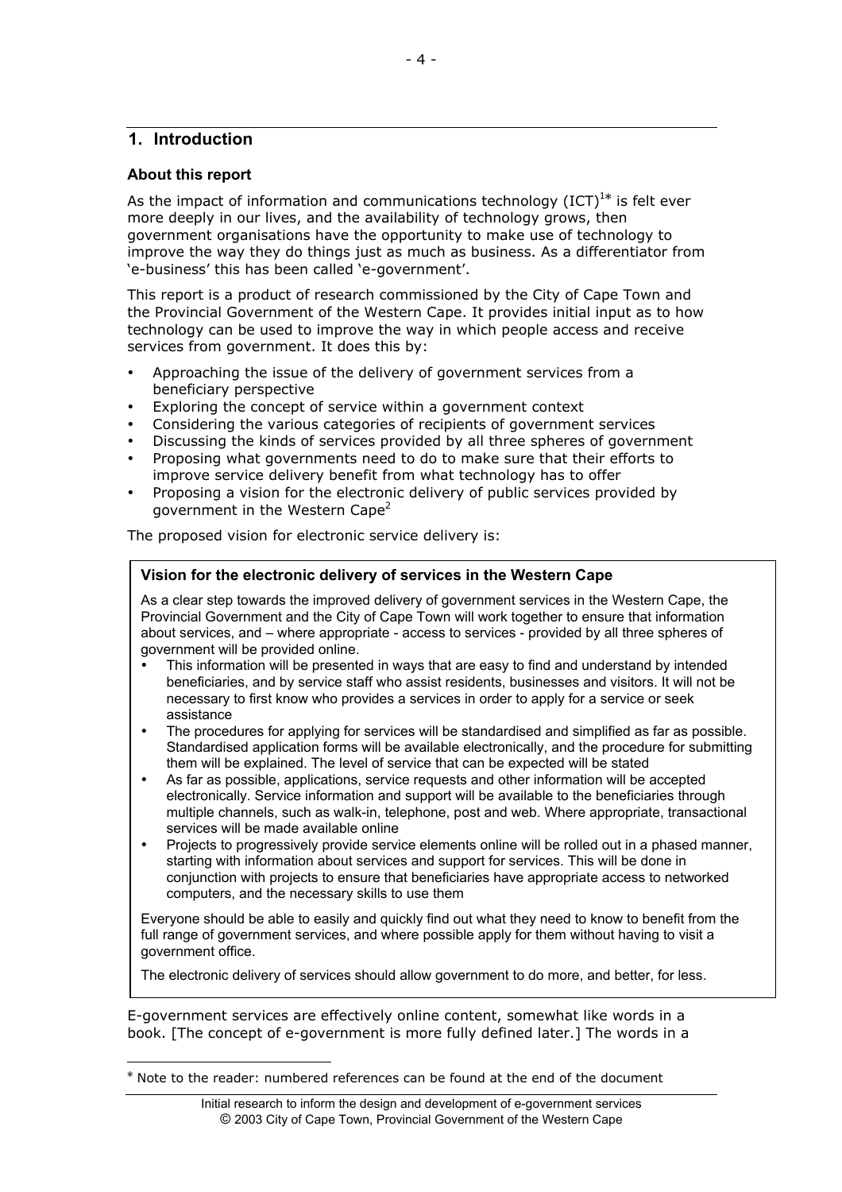## 1. Introduction

### About this report

As the impact of information and communications technology (ICT)[1*] is felt ever more deeply in our lives, and the availability of technology grows, then government organisations have the opportunity to make use of technology to improve the way they do things just as much as business. As a differentiator from 'e-business' this has been called 'e-government'.

This report is a product of research commissioned by the City of Cape Town and the Provincial Government of the Western Cape. It provides initial input as to how technology can be used to improve the way in which people access and receive services from government. It does this by:

- Approaching the issue of the delivery of government services from a beneficiary perspective
- Exploring the concept of service within a government context
- Considering the various categories of recipients of government services
- Discussing the kinds of services provided by all three spheres of government
- Proposing what governments need to do to make sure that their efforts to improve service delivery benefit from what technology has to offer
- Proposing a vision for the electronic delivery of public services provided by government in the Western Cape[2]

The proposed vision for electronic service delivery is:

**Vision for the electronic delivery of services in the Western Cape**

As a clear step towards the improved delivery of government services in the Western Cape, the Provincial Government and the City of Cape Town will work together to ensure that information about services, and – where appropriate - access to services - provided by all three spheres of government will be provided online.

- This information will be presented in ways that are easy to find and understand by intended beneficiaries, and by service staff who assist residents, businesses and visitors. It will not be necessary to first know who provides a services in order to apply for a service or seek assistance
- The procedures for applying for services will be standardised and simplified as far as possible. Standardised application forms will be available electronically, and the procedure for submitting them will be explained. The level of service that can be expected will be stated
- As far as possible, applications, service requests and other information will be accepted electronically. Service information and support will be available to the beneficiaries through multiple channels, such as walk-in, telephone, post and web. Where appropriate, transactional services will be made available online
- Projects to progressively provide service elements online will be rolled out in a phased manner, starting with information about services and support for services. This will be done in conjunction with projects to ensure that beneficiaries have appropriate access to networked computers, and the necessary skills to use them

Everyone should be able to easily and quickly find out what they need to know to benefit from the full range of government services, and where possible apply for them without having to visit a government office.

The electronic delivery of services should allow government to do more, and better, for less.

E-government services are effectively online content, somewhat like words in a book. [The concept of e-government is more fully defined later.] The words in a

* Note to the reader: numbered references can be found at the end of the document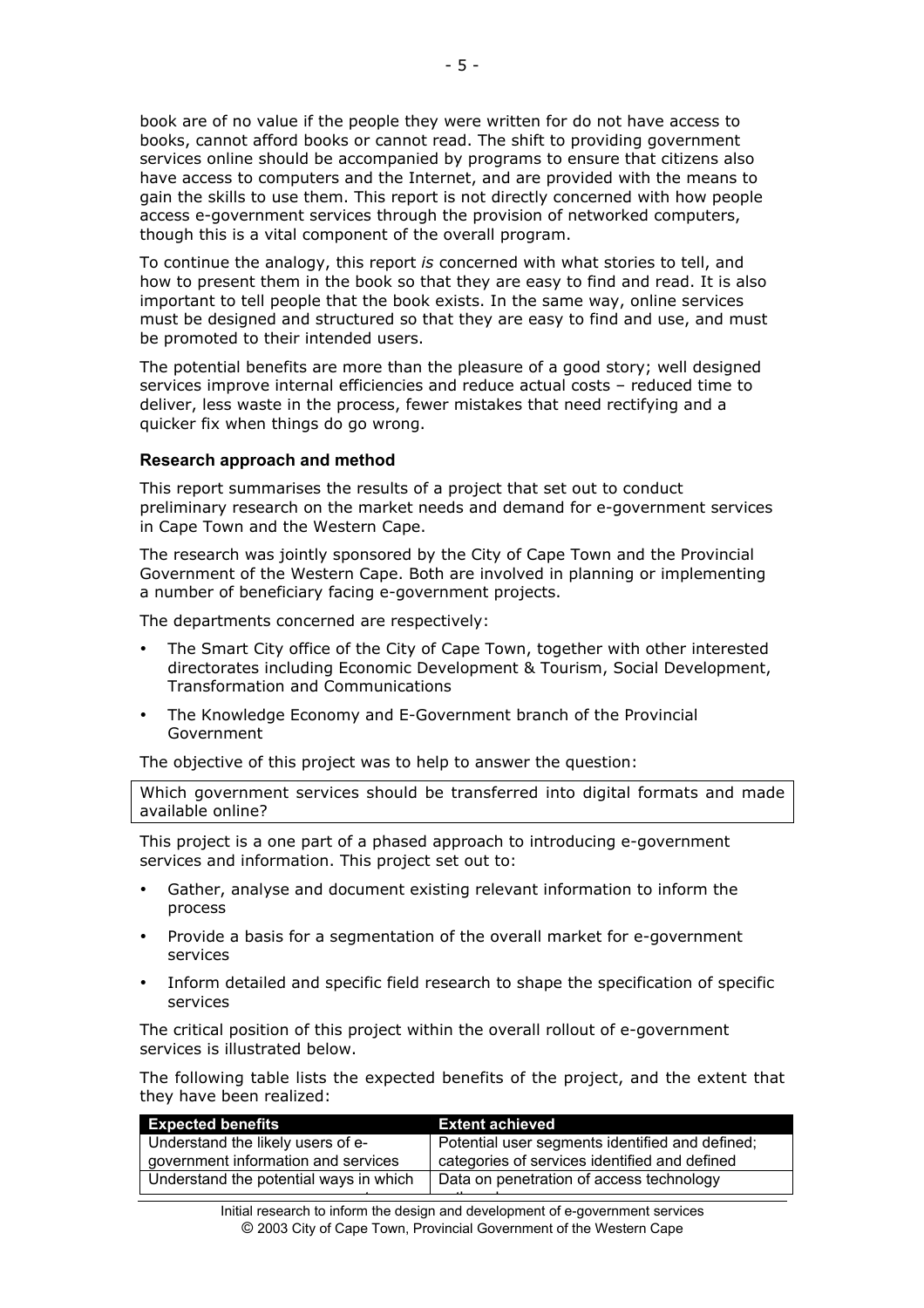book are of no value if the people they were written for do not have access to books, cannot afford books or cannot read. The shift to providing government services online should be accompanied by programs to ensure that citizens also have access to computers and the Internet, and are provided with the means to gain the skills to use them. This report is not directly concerned with how people access e-government services through the provision of networked computers, though this is a vital component of the overall program.

To continue the analogy, this report *is* concerned with what stories to tell, and how to present them in the book so that they are easy to find and read. It is also important to tell people that the book exists. In the same way, online services must be designed and structured so that they are easy to find and use, and must be promoted to their intended users.

The potential benefits are more than the pleasure of a good story; well designed services improve internal efficiencies and reduce actual costs – reduced time to deliver, less waste in the process, fewer mistakes that need rectifying and a quicker fix when things do go wrong.

### Research approach and method

This report summarises the results of a project that set out to conduct preliminary research on the market needs and demand for e-government services in Cape Town and the Western Cape.

The research was jointly sponsored by the City of Cape Town and the Provincial Government of the Western Cape. Both are involved in planning or implementing a number of beneficiary facing e-government projects.

The departments concerned are respectively:

- The Smart City office of the City of Cape Town, together with other interested directorates including Economic Development & Tourism, Social Development, Transformation and Communications
- The Knowledge Economy and E-Government branch of the Provincial Government

The objective of this project was to help to answer the question:

| Which government services should be transferred into digital formats and made available online? |
|---|

This project is a one part of a phased approach to introducing e-government services and information. This project set out to:

- Gather, analyse and document existing relevant information to inform the process
- Provide a basis for a segmentation of the overall market for e-government services
- Inform detailed and specific field research to shape the specification of specific services

The critical position of this project within the overall rollout of e-government services is illustrated below.

The following table lists the expected benefits of the project, and the extent that they have been realized:

| Expected benefits | Extent achieved |
|---|---|
| Understand the likely users of e-government information and services | Potential user segments identified and defined; categories of services identified and defined |
| Understand the potential ways in which | Data on penetration of access technology |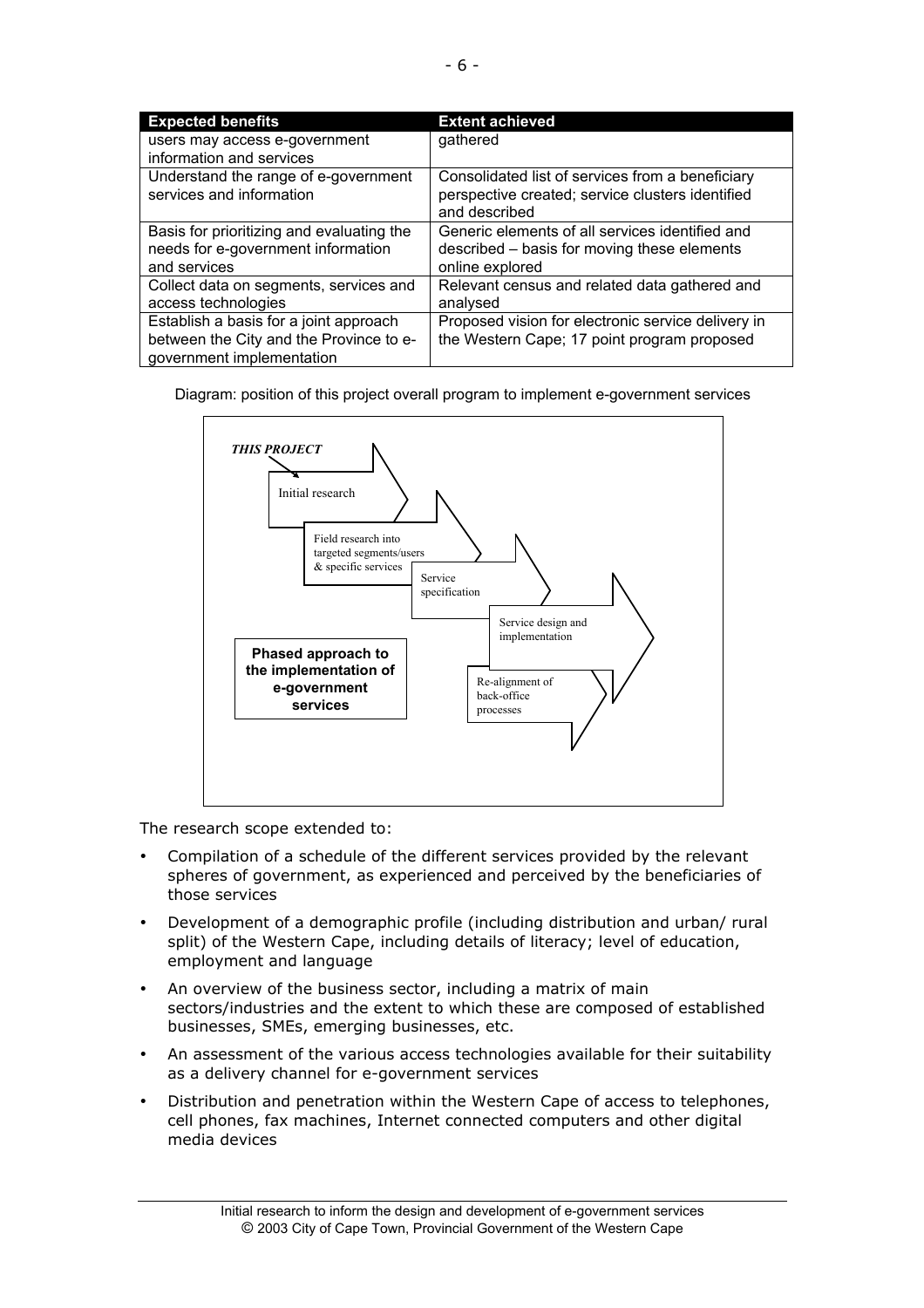| Expected benefits | Extent achieved |
| --- | --- |
| users may access e-government information and services | gathered |
| Understand the range of e-government services and information | Consolidated list of services from a beneficiary perspective created; service clusters identified and described |
| Basis for prioritizing and evaluating the needs for e-government information and services | Generic elements of all services identified and described – basis for moving these elements online explored |
| Collect data on segments, services and access technologies | Relevant census and related data gathered and analysed |
| Establish a basis for a joint approach between the City and the Province to e-government implementation | Proposed vision for electronic service delivery in the Western Cape; 17 point program proposed |

Diagram: position of this project overall program to implement e-government services

*THIS PROJECT*

Initial research

Field research into targeted segments/users & specific services

Service specification

Service design and implementation

Re-alignment of back-office processes

**Phased approach to the implementation of e-government services**

The research scope extended to:

- Compilation of a schedule of the different services provided by the relevant spheres of government, as experienced and perceived by the beneficiaries of those services
- Development of a demographic profile (including distribution and urban/ rural split) of the Western Cape, including details of literacy; level of education, employment and language
- An overview of the business sector, including a matrix of main sectors/industries and the extent to which these are composed of established businesses, SMEs, emerging businesses, etc.
- An assessment of the various access technologies available for their suitability as a delivery channel for e-government services
- Distribution and penetration within the Western Cape of access to telephones, cell phones, fax machines, Internet connected computers and other digital media devices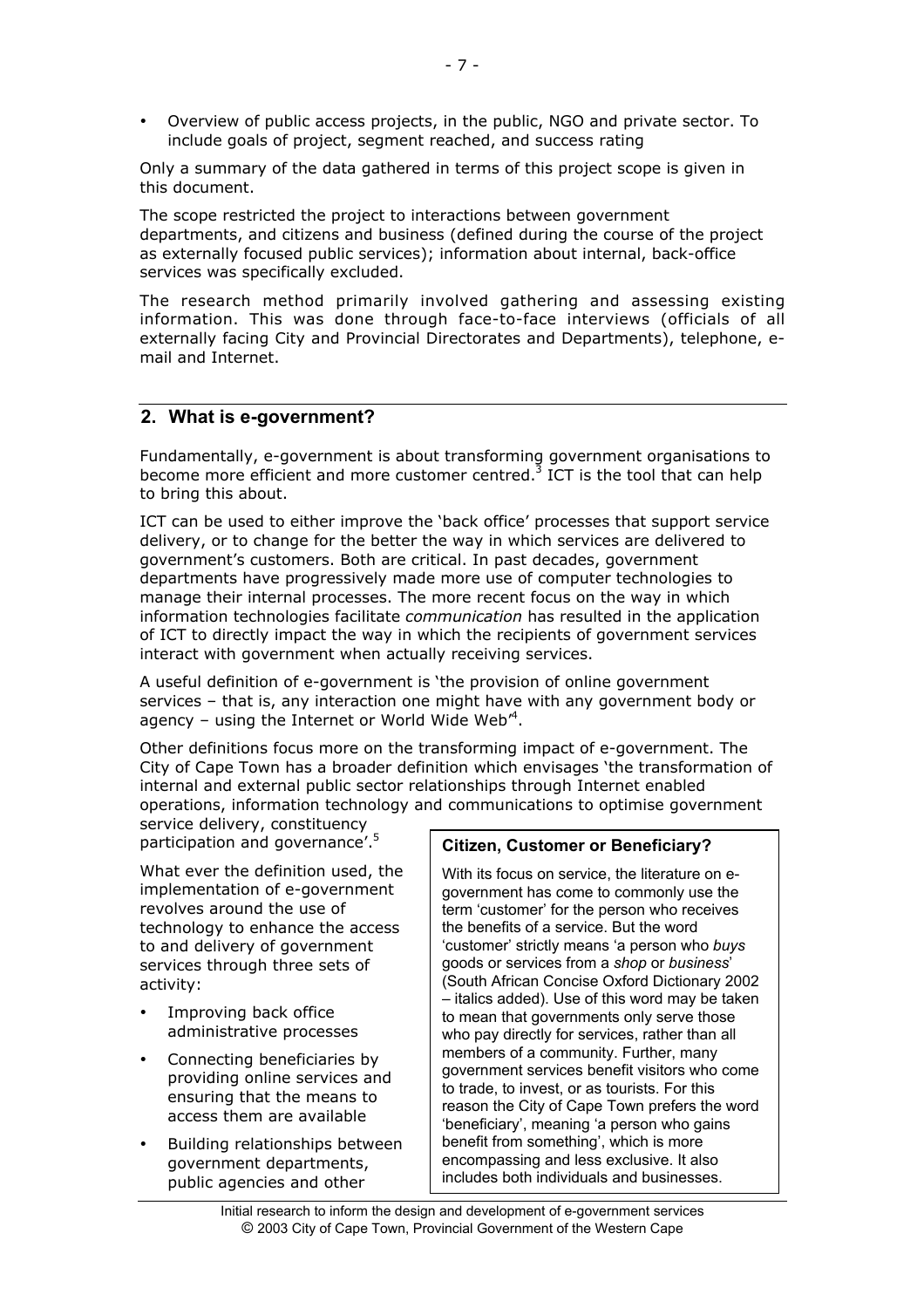- Overview of public access projects, in the public, NGO and private sector. To include goals of project, segment reached, and success rating

Only a summary of the data gathered in terms of this project scope is given in this document.

The scope restricted the project to interactions between government departments, and citizens and business (defined during the course of the project as externally focused public services); information about internal, back-office services was specifically excluded.

The research method primarily involved gathering and assessing existing information. This was done through face-to-face interviews (officials of all externally facing City and Provincial Directorates and Departments), telephone, e-mail and Internet.

## 2. What is e-government?

Fundamentally, e-government is about transforming government organisations to become more efficient and more customer centred.[3] ICT is the tool that can help to bring this about.

ICT can be used to either improve the 'back office' processes that support service delivery, or to change for the better the way in which services are delivered to government's customers. Both are critical. In past decades, government departments have progressively made more use of computer technologies to manage their internal processes. The more recent focus on the way in which information technologies facilitate *communication* has resulted in the application of ICT to directly impact the way in which the recipients of government services interact with government when actually receiving services.

A useful definition of e-government is 'the provision of online government services – that is, any interaction one might have with any government body or agency – using the Internet or World Wide Web'[4].

Other definitions focus more on the transforming impact of e-government. The City of Cape Town has a broader definition which envisages 'the transformation of internal and external public sector relationships through Internet enabled operations, information technology and communications to optimise government service delivery, constituency participation and governance'.[5]

What ever the definition used, the implementation of e-government revolves around the use of technology to enhance the access to and delivery of government services through three sets of activity:

- Improving back office administrative processes
- Connecting beneficiaries by providing online services and ensuring that the means to access them are available
- Building relationships between government departments, public agencies and other

**Citizen, Customer or Beneficiary?**

With its focus on service, the literature on e-government has come to commonly use the term 'customer' for the person who receives the benefits of a service. But the word 'customer' strictly means 'a person who *buys* goods or services from a *shop* or *business*' (South African Concise Oxford Dictionary 2002 – italics added). Use of this word may be taken to mean that governments only serve those who pay directly for services, rather than all members of a community. Further, many government services benefit visitors who come to trade, to invest, or as tourists. For this reason the City of Cape Town prefers the word 'beneficiary', meaning 'a person who gains benefit from something', which is more encompassing and less exclusive. It also includes both individuals and businesses.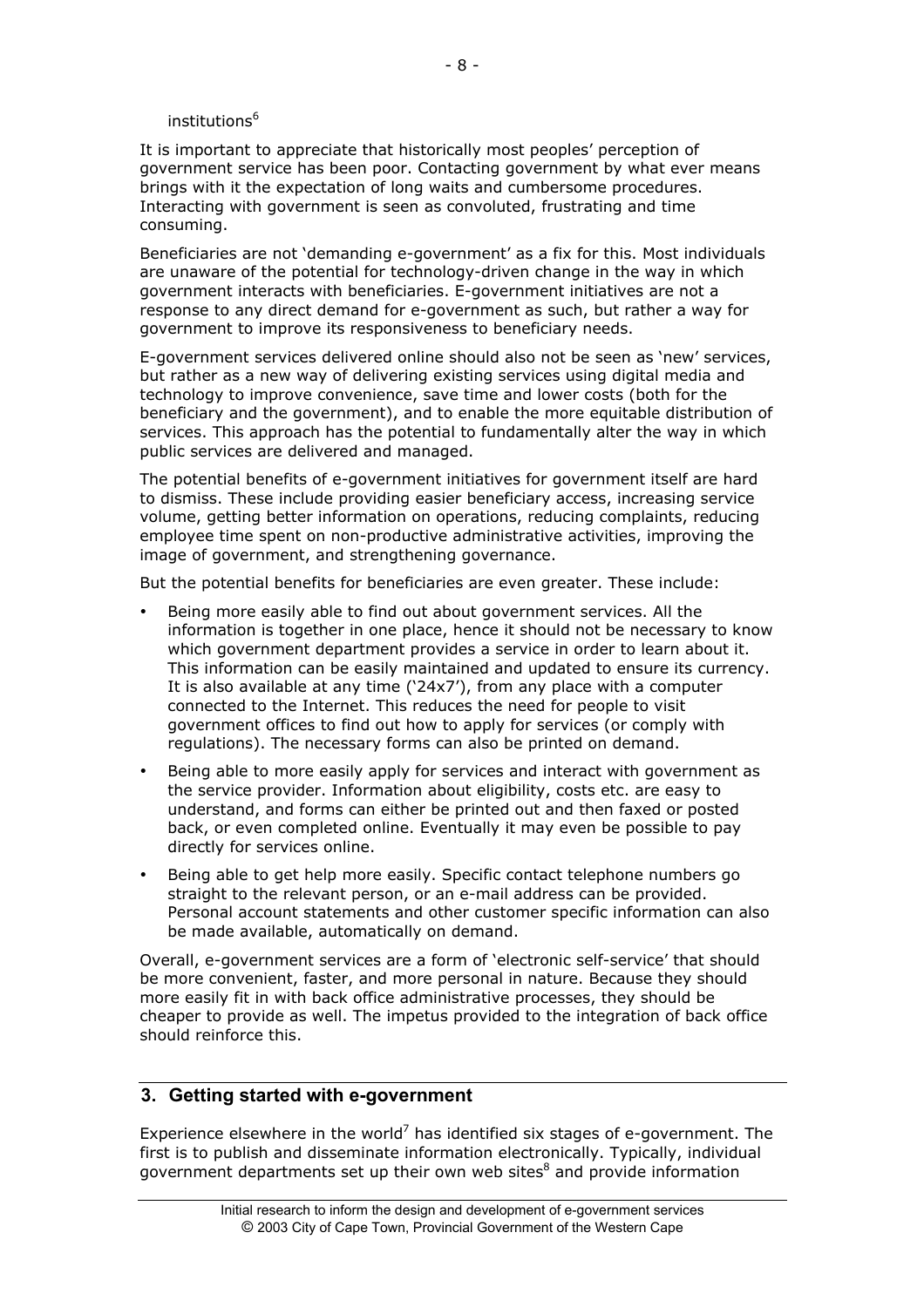institutions[6]

It is important to appreciate that historically most peoples' perception of government service has been poor. Contacting government by what ever means brings with it the expectation of long waits and cumbersome procedures. Interacting with government is seen as convoluted, frustrating and time consuming.

Beneficiaries are not 'demanding e-government' as a fix for this. Most individuals are unaware of the potential for technology-driven change in the way in which government interacts with beneficiaries. E-government initiatives are not a response to any direct demand for e-government as such, but rather a way for government to improve its responsiveness to beneficiary needs.

E-government services delivered online should also not be seen as 'new' services, but rather as a new way of delivering existing services using digital media and technology to improve convenience, save time and lower costs (both for the beneficiary and the government), and to enable the more equitable distribution of services. This approach has the potential to fundamentally alter the way in which public services are delivered and managed.

The potential benefits of e-government initiatives for government itself are hard to dismiss. These include providing easier beneficiary access, increasing service volume, getting better information on operations, reducing complaints, reducing employee time spent on non-productive administrative activities, improving the image of government, and strengthening governance.

But the potential benefits for beneficiaries are even greater. These include:

- Being more easily able to find out about government services. All the information is together in one place, hence it should not be necessary to know which government department provides a service in order to learn about it. This information can be easily maintained and updated to ensure its currency. It is also available at any time ('24x7'), from any place with a computer connected to the Internet. This reduces the need for people to visit government offices to find out how to apply for services (or comply with regulations). The necessary forms can also be printed on demand.
- Being able to more easily apply for services and interact with government as the service provider. Information about eligibility, costs etc. are easy to understand, and forms can either be printed out and then faxed or posted back, or even completed online. Eventually it may even be possible to pay directly for services online.
- Being able to get help more easily. Specific contact telephone numbers go straight to the relevant person, or an e-mail address can be provided. Personal account statements and other customer specific information can also be made available, automatically on demand.

Overall, e-government services are a form of 'electronic self-service' that should be more convenient, faster, and more personal in nature. Because they should more easily fit in with back office administrative processes, they should be cheaper to provide as well. The impetus provided to the integration of back office should reinforce this.

## 3. Getting started with e-government

Experience elsewhere in the world[7] has identified six stages of e-government. The first is to publish and disseminate information electronically. Typically, individual government departments set up their own web sites[8] and provide information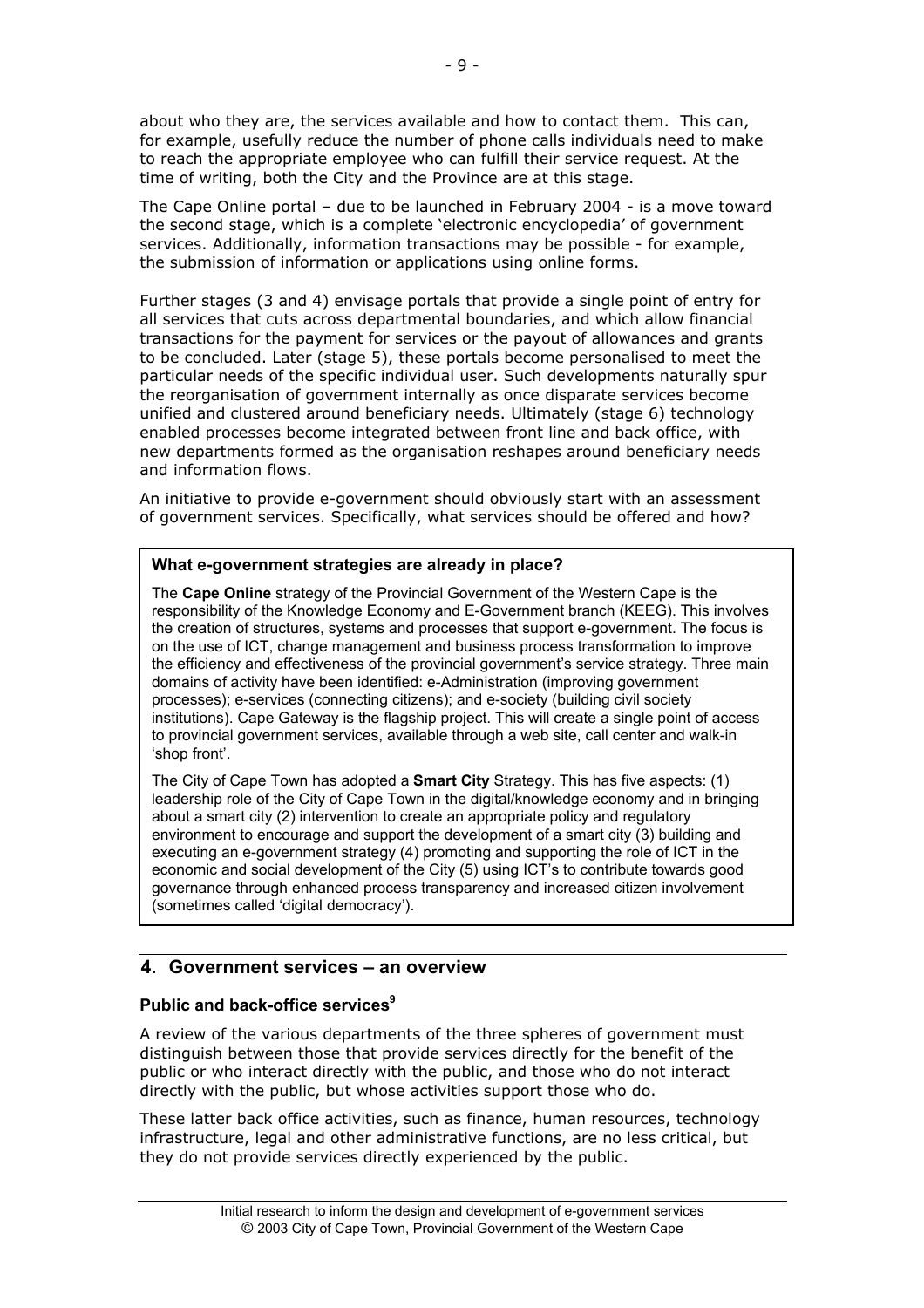about who they are, the services available and how to contact them. This can, for example, usefully reduce the number of phone calls individuals need to make to reach the appropriate employee who can fulfill their service request. At the time of writing, both the City and the Province are at this stage.

The Cape Online portal – due to be launched in February 2004 - is a move toward the second stage, which is a complete 'electronic encyclopedia' of government services. Additionally, information transactions may be possible - for example, the submission of information or applications using online forms.

Further stages (3 and 4) envisage portals that provide a single point of entry for all services that cuts across departmental boundaries, and which allow financial transactions for the payment for services or the payout of allowances and grants to be concluded. Later (stage 5), these portals become personalised to meet the particular needs of the specific individual user. Such developments naturally spur the reorganisation of government internally as once disparate services become unified and clustered around beneficiary needs. Ultimately (stage 6) technology enabled processes become integrated between front line and back office, with new departments formed as the organisation reshapes around beneficiary needs and information flows.

An initiative to provide e-government should obviously start with an assessment of government services. Specifically, what services should be offered and how?

**What e-government strategies are already in place?**

The **Cape Online** strategy of the Provincial Government of the Western Cape is the responsibility of the Knowledge Economy and E-Government branch (KEEG). This involves the creation of structures, systems and processes that support e-government. The focus is on the use of ICT, change management and business process transformation to improve the efficiency and effectiveness of the provincial government's service strategy. Three main domains of activity have been identified: e-Administration (improving government processes); e-services (connecting citizens); and e-society (building civil society institutions). Cape Gateway is the flagship project. This will create a single point of access to provincial government services, available through a web site, call center and walk-in 'shop front'.

The City of Cape Town has adopted a **Smart City** Strategy. This has five aspects: (1) leadership role of the City of Cape Town in the digital/knowledge economy and in bringing about a smart city (2) intervention to create an appropriate policy and regulatory environment to encourage and support the development of a smart city (3) building and executing an e-government strategy (4) promoting and supporting the role of ICT in the economic and social development of the City (5) using ICT's to contribute towards good governance through enhanced process transparency and increased citizen involvement (sometimes called 'digital democracy').

## 4. Government services – an overview

### Public and back-office services[9]

A review of the various departments of the three spheres of government must distinguish between those that provide services directly for the benefit of the public or who interact directly with the public, and those who do not interact directly with the public, but whose activities support those who do.

These latter back office activities, such as finance, human resources, technology infrastructure, legal and other administrative functions, are no less critical, but they do not provide services directly experienced by the public.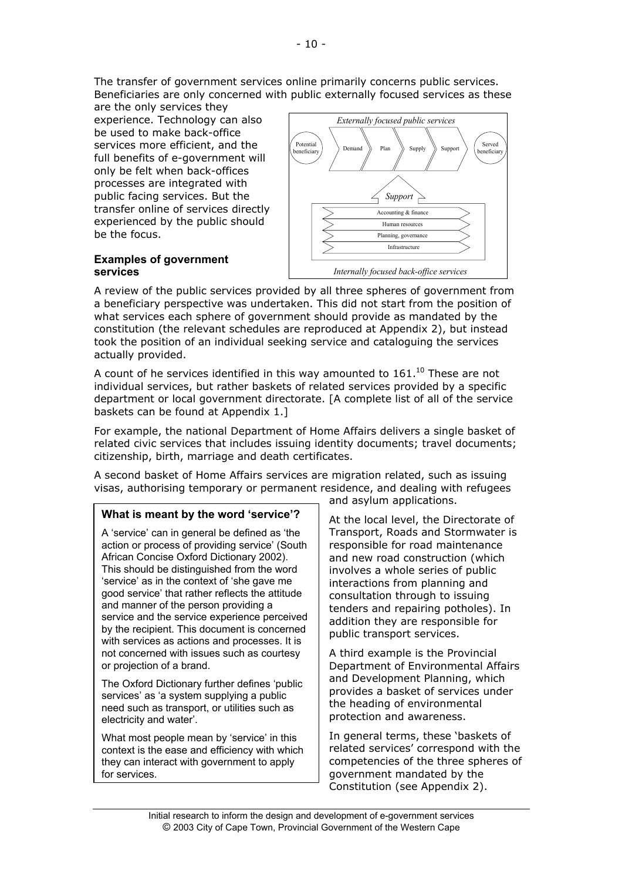The transfer of government services online primarily concerns public services. Beneficiaries are only concerned with public externally focused services as these are the only services they experience. Technology can also be used to make back-office services more efficient, and the full benefits of e-government will only be felt when back-offices processes are integrated with public facing services. But the transfer online of services directly experienced by the public should be the focus.

*Externally focused public services*

Potential beneficiary → Demand → Plan → Supply → Support → Served beneficiary

*Support*

- Accounting & finance
- Human resources
- Planning, governance
- Infrastructure

*Internally focused back-office services*

**Examples of government services**

A review of the public services provided by all three spheres of government from a beneficiary perspective was undertaken. This did not start from the position of what services each sphere of government should provide as mandated by the constitution (the relevant schedules are reproduced at Appendix 2), but instead took the position of an individual seeking service and cataloguing the services actually provided.

A count of he services identified in this way amounted to 161.[10] These are not individual services, but rather baskets of related services provided by a specific department or local government directorate. [A complete list of all of the service baskets can be found at Appendix 1.]

For example, the national Department of Home Affairs delivers a single basket of related civic services that includes issuing identity documents; travel documents; citizenship, birth, marriage and death certificates.

A second basket of Home Affairs services are migration related, such as issuing visas, authorising temporary or permanent residence, and dealing with refugees and asylum applications.

At the local level, the Directorate of Transport, Roads and Stormwater is responsible for road maintenance and new road construction (which involves a whole series of public interactions from planning and consultation through to issuing tenders and repairing potholes). In addition they are responsible for public transport services.

A third example is the Provincial Department of Environmental Affairs and Development Planning, which provides a basket of services under the heading of environmental protection and awareness.

In general terms, these 'baskets of related services' correspond with the competencies of the three spheres of government mandated by the Constitution (see Appendix 2).

> **What is meant by the word 'service'?**
>
> A 'service' can in general be defined as 'the action or process of providing service' (South African Concise Oxford Dictionary 2002). This should be distinguished from the word 'service' as in the context of 'she gave me good service' that rather reflects the attitude and manner of the person providing a service and the service experience perceived by the recipient. This document is concerned with services as actions and processes. It is not concerned with issues such as courtesy or projection of a brand.
>
> The Oxford Dictionary further defines 'public services' as 'a system supplying a public need such as transport, or utilities such as electricity and water'.
>
> What most people mean by 'service' in this context is the ease and efficiency with which they can interact with government to apply for services.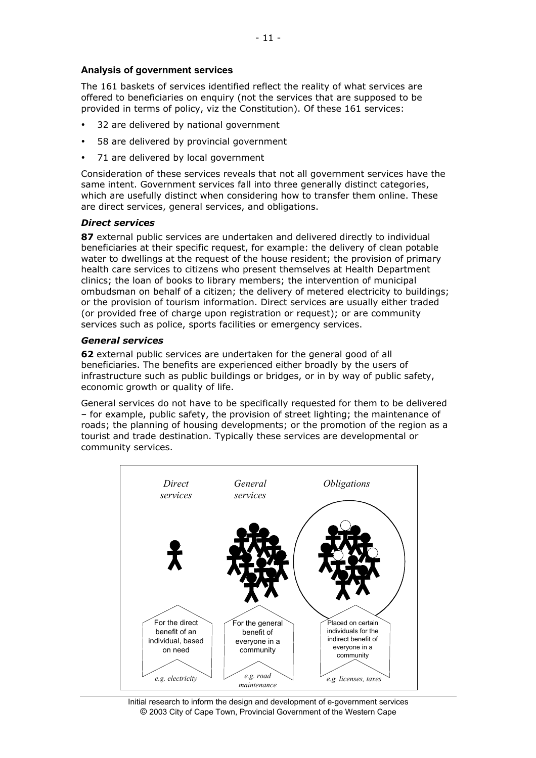## Analysis of government services

The 161 baskets of services identified reflect the reality of what services are offered to beneficiaries on enquiry (not the services that are supposed to be provided in terms of policy, viz the Constitution). Of these 161 services:

- 32 are delivered by national government
- 58 are delivered by provincial government
- 71 are delivered by local government

Consideration of these services reveals that not all government services have the same intent. Government services fall into three generally distinct categories, which are usefully distinct when considering how to transfer them online. These are direct services, general services, and obligations.

### *Direct services*

**87** external public services are undertaken and delivered directly to individual beneficiaries at their specific request, for example: the delivery of clean potable water to dwellings at the request of the house resident; the provision of primary health care services to citizens who present themselves at Health Department clinics; the loan of books to library members; the intervention of municipal ombudsman on behalf of a citizen; the delivery of metered electricity to buildings; or the provision of tourism information. Direct services are usually either traded (or provided free of charge upon registration or request); or are community services such as police, sports facilities or emergency services.

### *General services*

**62** external public services are undertaken for the general good of all beneficiaries. The benefits are experienced either broadly by the users of infrastructure such as public buildings or bridges, or in by way of public safety, economic growth or quality of life.

General services do not have to be specifically requested for them to be delivered – for example, public safety, the provision of street lighting; the maintenance of roads; the planning of housing developments; or the promotion of the region as a tourist and trade destination. Typically these services are developmental or community services.

*Direct services* — For the direct benefit of an individual, based on need — *e.g. electricity*

*General services* — For the general benefit of everyone in a community — *e.g. road maintenance*

*Obligations* — Placed on certain individuals for the indirect benefit of everyone in a community — *e.g. licenses, taxes*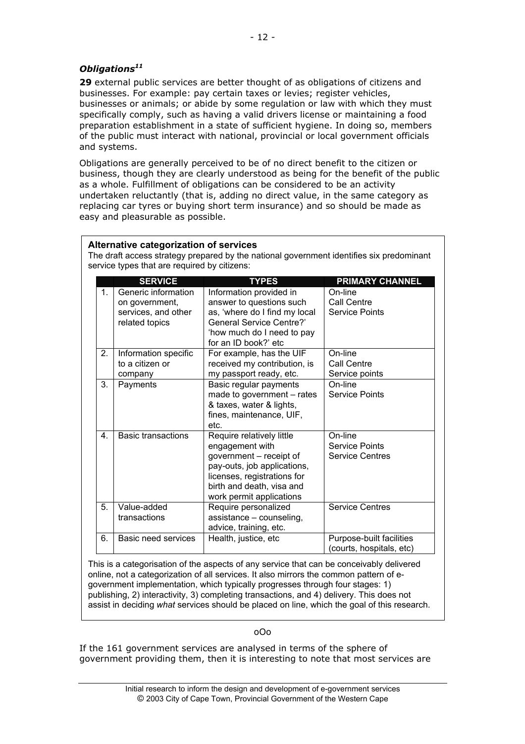### *Obligations*[11]

**29** external public services are better thought of as obligations of citizens and businesses. For example: pay certain taxes or levies; register vehicles, businesses or animals; or abide by some regulation or law with which they must specifically comply, such as having a valid drivers license or maintaining a food preparation establishment in a state of sufficient hygiene. In doing so, members of the public must interact with national, provincial or local government officials and systems.

Obligations are generally perceived to be of no direct benefit to the citizen or business, though they are clearly understood as being for the benefit of the public as a whole. Fulfillment of obligations can be considered to be an activity undertaken reluctantly (that is, adding no direct value, in the same category as replacing car tyres or buying short term insurance) and so should be made as easy and pleasurable as possible.

**Alternative categorization of services**

The draft access strategy prepared by the national government identifies six predominant service types that are required by citizens:

| | SERVICE | TYPES | PRIMARY CHANNEL |
|---|---|---|---|
| 1. | Generic information on government, services, and other related topics | Information provided in answer to questions such as, 'where do I find my local General Service Centre?' 'how much do I need to pay for an ID book?' etc | On-line<br>Call Centre<br>Service Points |
| 2. | Information specific to a citizen or company | For example, has the UIF received my contribution, is my passport ready, etc. | On-line<br>Call Centre<br>Service points |
| 3. | Payments | Basic regular payments made to government – rates & taxes, water & lights, fines, maintenance, UIF, etc. | On-line<br>Service Points |
| 4. | Basic transactions | Require relatively little engagement with government – receipt of pay-outs, job applications, licenses, registrations for birth and death, visa and work permit applications | On-line<br>Service Points<br>Service Centres |
| 5. | Value-added transactions | Require personalized assistance – counseling, advice, training, etc. | Service Centres |
| 6. | Basic need services | Health, justice, etc | Purpose-built facilities (courts, hospitals, etc) |

This is a categorisation of the aspects of any service that can be conceivably delivered online, not a categorization of all services. It also mirrors the common pattern of e-government implementation, which typically progresses through four stages: 1) publishing, 2) interactivity, 3) completing transactions, and 4) delivery. This does not assist in deciding *what* services should be placed on line, which the goal of this research.

oOo

If the 161 government services are analysed in terms of the sphere of government providing them, then it is interesting to note that most services are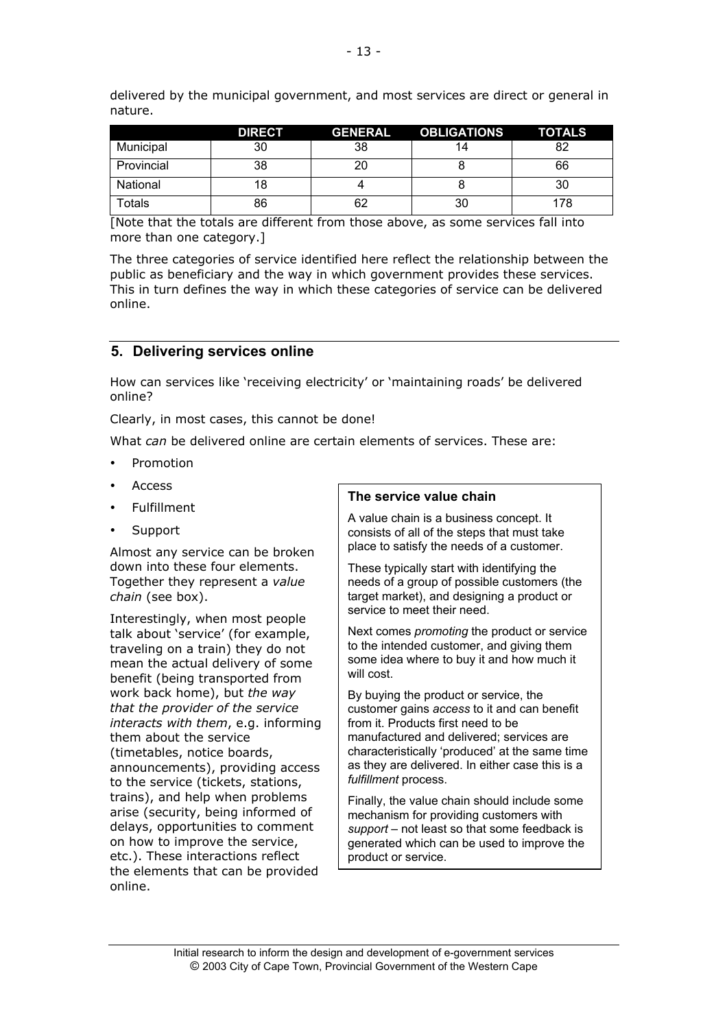delivered by the municipal government, and most services are direct or general in nature.

| | DIRECT | GENERAL | OBLIGATIONS | TOTALS |
|---|---|---|---|---|
| Municipal | 30 | 38 | 14 | 82 |
| Provincial | 38 | 20 | 8 | 66 |
| National | 18 | 4 | 8 | 30 |
| Totals | 86 | 62 | 30 | 178 |

[Note that the totals are different from those above, as some services fall into more than one category.]

The three categories of service identified here reflect the relationship between the public as beneficiary and the way in which government provides these services. This in turn defines the way in which these categories of service can be delivered online.

## 5. Delivering services online

How can services like 'receiving electricity' or 'maintaining roads' be delivered online?

Clearly, in most cases, this cannot be done!

What *can* be delivered online are certain elements of services. These are:

- Promotion
- Access
- Fulfillment
- Support

Almost any service can be broken down into these four elements. Together they represent a *value chain* (see box).

Interestingly, when most people talk about 'service' (for example, traveling on a train) they do not mean the actual delivery of some benefit (being transported from work back home), but *the way that the provider of the service interacts with them*, e.g. informing them about the service (timetables, notice boards, announcements), providing access to the service (tickets, stations, trains), and help when problems arise (security, being informed of delays, opportunities to comment on how to improve the service, etc.). These interactions reflect the elements that can be provided online.

**The service value chain**

A value chain is a business concept. It consists of all of the steps that must take place to satisfy the needs of a customer.

These typically start with identifying the needs of a group of possible customers (the target market), and designing a product or service to meet their need.

Next comes *promoting* the product or service to the intended customer, and giving them some idea where to buy it and how much it will cost.

By buying the product or service, the customer gains *access* to it and can benefit from it. Products first need to be manufactured and delivered; services are characteristically 'produced' at the same time as they are delivered. In either case this is a *fulfillment* process.

Finally, the value chain should include some mechanism for providing customers with *support* – not least so that some feedback is generated which can be used to improve the product or service.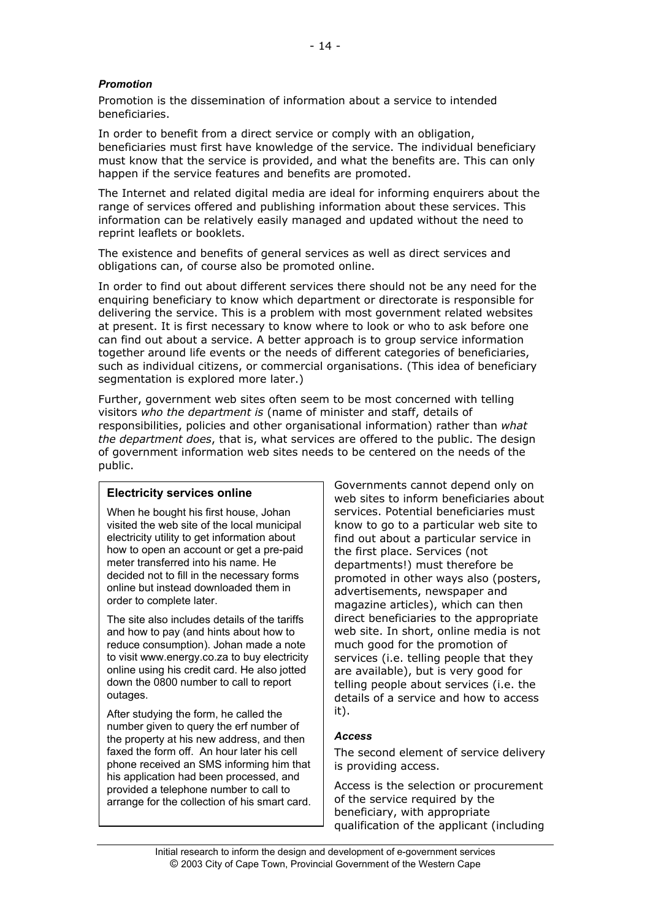### *Promotion*

Promotion is the dissemination of information about a service to intended beneficiaries.

In order to benefit from a direct service or comply with an obligation, beneficiaries must first have knowledge of the service. The individual beneficiary must know that the service is provided, and what the benefits are. This can only happen if the service features and benefits are promoted.

The Internet and related digital media are ideal for informing enquirers about the range of services offered and publishing information about these services. This information can be relatively easily managed and updated without the need to reprint leaflets or booklets.

The existence and benefits of general services as well as direct services and obligations can, of course also be promoted online.

In order to find out about different services there should not be any need for the enquiring beneficiary to know which department or directorate is responsible for delivering the service. This is a problem with most government related websites at present. It is first necessary to know where to look or who to ask before one can find out about a service. A better approach is to group service information together around life events or the needs of different categories of beneficiaries, such as individual citizens, or commercial organisations. (This idea of beneficiary segmentation is explored more later.)

Further, government web sites often seem to be most concerned with telling visitors *who the department is* (name of minister and staff, details of responsibilities, policies and other organisational information) rather than *what the department does*, that is, what services are offered to the public. The design of government information web sites needs to be centered on the needs of the public.

> **Electricity services online**
>
> When he bought his first house, Johan visited the web site of the local municipal electricity utility to get information about how to open an account or get a pre-paid meter transferred into his name. He decided not to fill in the necessary forms online but instead downloaded them in order to complete later.
>
> The site also includes details of the tariffs and how to pay (and hints about how to reduce consumption). Johan made a note to visit www.energy.co.za to buy electricity online using his credit card. He also jotted down the 0800 number to call to report outages.
>
> After studying the form, he called the number given to query the erf number of the property at his new address, and then faxed the form off. An hour later his cell phone received an SMS informing him that his application had been processed, and provided a telephone number to call to arrange for the collection of his smart card.

Governments cannot depend only on web sites to inform beneficiaries about services. Potential beneficiaries must know to go to a particular web site to find out about a particular service in the first place. Services (not departments!) must therefore be promoted in other ways also (posters, advertisements, newspaper and magazine articles), which can then direct beneficiaries to the appropriate web site. In short, online media is not much good for the promotion of services (i.e. telling people that they are available), but is very good for telling people about services (i.e. the details of a service and how to access it).

### *Access*

The second element of service delivery is providing access.

Access is the selection or procurement of the service required by the beneficiary, with appropriate qualification of the applicant (including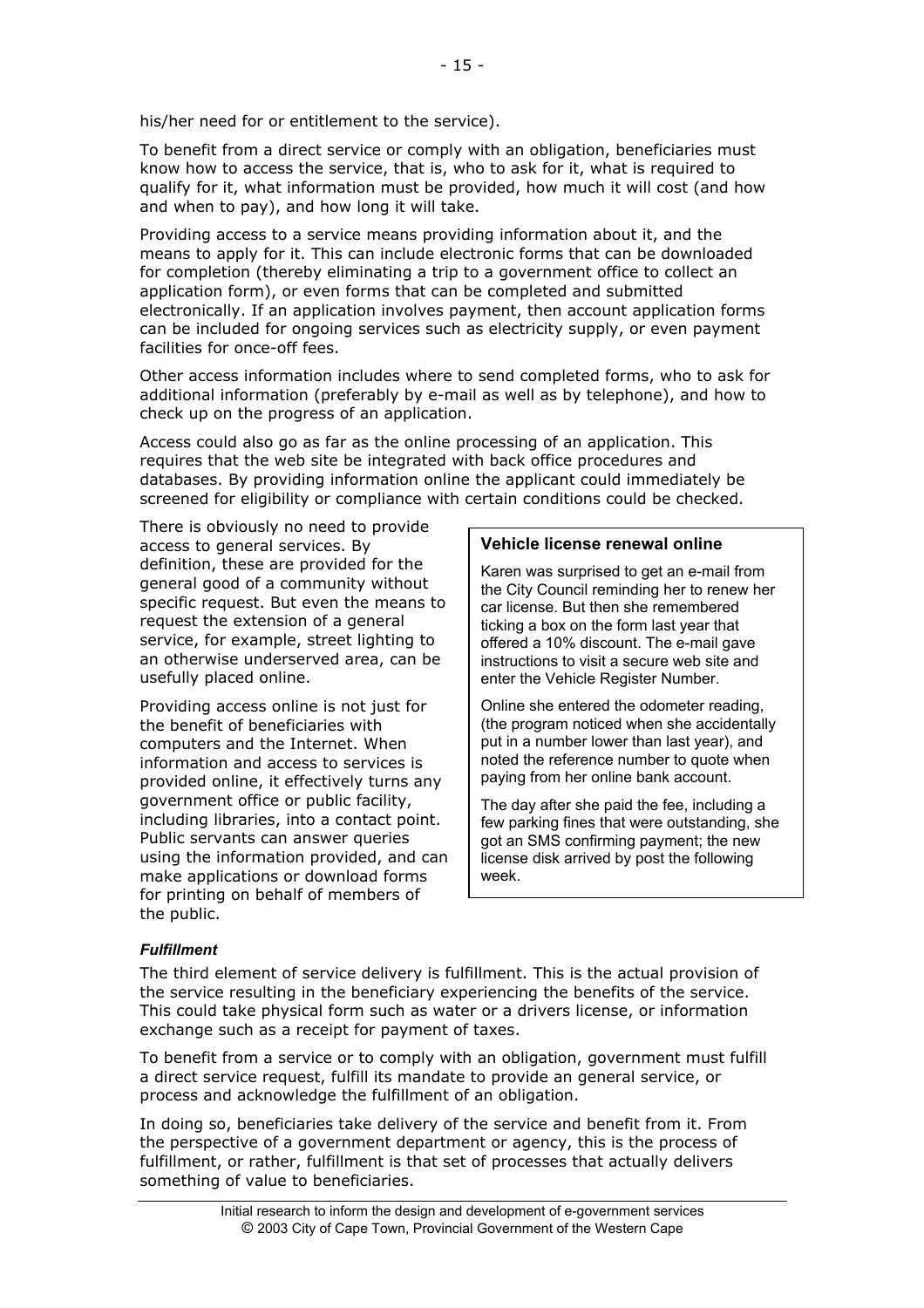his/her need for or entitlement to the service).

To benefit from a direct service or comply with an obligation, beneficiaries must know how to access the service, that is, who to ask for it, what is required to qualify for it, what information must be provided, how much it will cost (and how and when to pay), and how long it will take.

Providing access to a service means providing information about it, and the means to apply for it. This can include electronic forms that can be downloaded for completion (thereby eliminating a trip to a government office to collect an application form), or even forms that can be completed and submitted electronically. If an application involves payment, then account application forms can be included for ongoing services such as electricity supply, or even payment facilities for once-off fees.

Other access information includes where to send completed forms, who to ask for additional information (preferably by e-mail as well as by telephone), and how to check up on the progress of an application.

Access could also go as far as the online processing of an application. This requires that the web site be integrated with back office procedures and databases. By providing information online the applicant could immediately be screened for eligibility or compliance with certain conditions could be checked.

There is obviously no need to provide access to general services. By definition, these are provided for the general good of a community without specific request. But even the means to request the extension of a general service, for example, street lighting to an otherwise underserved area, can be usefully placed online.

Providing access online is not just for the benefit of beneficiaries with computers and the Internet. When information and access to services is provided online, it effectively turns any government office or public facility, including libraries, into a contact point. Public servants can answer queries using the information provided, and can make applications or download forms for printing on behalf of members of the public.

> **Vehicle license renewal online**
>
> Karen was surprised to get an e-mail from the City Council reminding her to renew her car license. But then she remembered ticking a box on the form last year that offered a 10% discount. The e-mail gave instructions to visit a secure web site and enter the Vehicle Register Number.
>
> Online she entered the odometer reading, (the program noticed when she accidentally put in a number lower than last year), and noted the reference number to quote when paying from her online bank account.
>
> The day after she paid the fee, including a few parking fines that were outstanding, she got an SMS confirming payment; the new license disk arrived by post the following week.

***Fulfillment***

The third element of service delivery is fulfillment. This is the actual provision of the service resulting in the beneficiary experiencing the benefits of the service. This could take physical form such as water or a drivers license, or information exchange such as a receipt for payment of taxes.

To benefit from a service or to comply with an obligation, government must fulfill a direct service request, fulfill its mandate to provide an general service, or process and acknowledge the fulfillment of an obligation.

In doing so, beneficiaries take delivery of the service and benefit from it. From the perspective of a government department or agency, this is the process of fulfillment, or rather, fulfillment is that set of processes that actually delivers something of value to beneficiaries.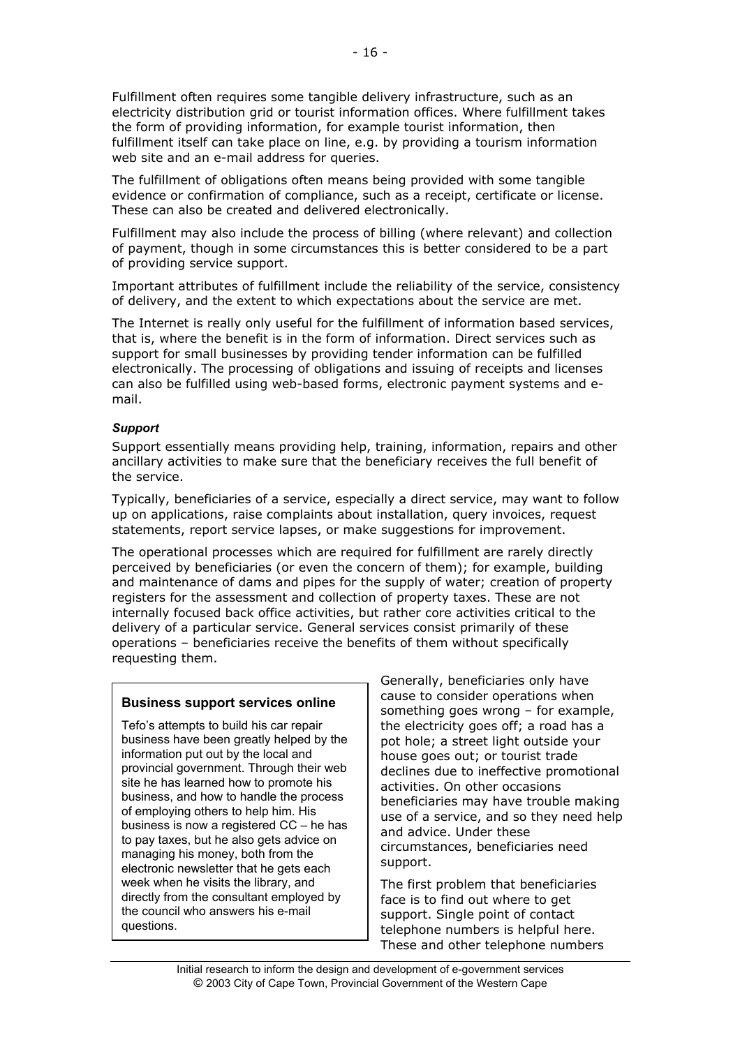Fulfillment often requires some tangible delivery infrastructure, such as an electricity distribution grid or tourist information offices. Where fulfillment takes the form of providing information, for example tourist information, then fulfillment itself can take place on line, e.g. by providing a tourism information web site and an e-mail address for queries.

The fulfillment of obligations often means being provided with some tangible evidence or confirmation of compliance, such as a receipt, certificate or license. These can also be created and delivered electronically.

Fulfillment may also include the process of billing (where relevant) and collection of payment, though in some circumstances this is better considered to be a part of providing service support.

Important attributes of fulfillment include the reliability of the service, consistency of delivery, and the extent to which expectations about the service are met.

The Internet is really only useful for the fulfillment of information based services, that is, where the benefit is in the form of information. Direct services such as support for small businesses by providing tender information can be fulfilled electronically. The processing of obligations and issuing of receipts and licenses can also be fulfilled using web-based forms, electronic payment systems and e-mail.

***Support***

Support essentially means providing help, training, information, repairs and other ancillary activities to make sure that the beneficiary receives the full benefit of the service.

Typically, beneficiaries of a service, especially a direct service, may want to follow up on applications, raise complaints about installation, query invoices, request statements, report service lapses, or make suggestions for improvement.

The operational processes which are required for fulfillment are rarely directly perceived by beneficiaries (or even the concern of them); for example, building and maintenance of dams and pipes for the supply of water; creation of property registers for the assessment and collection of property taxes. These are not internally focused back office activities, but rather core activities critical to the delivery of a particular service. General services consist primarily of these operations – beneficiaries receive the benefits of them without specifically requesting them.

> **Business support services online**
>
> Tefo's attempts to build his car repair business have been greatly helped by the information put out by the local and provincial government. Through their web site he has learned how to promote his business, and how to handle the process of employing others to help him. His business is now a registered CC – he has to pay taxes, but he also gets advice on managing his money, both from the electronic newsletter that he gets each week when he visits the library, and directly from the consultant employed by the council who answers his e-mail questions.

Generally, beneficiaries only have cause to consider operations when something goes wrong – for example, the electricity goes off; a road has a pot hole; a street light outside your house goes out; or tourist trade declines due to ineffective promotional activities. On other occasions beneficiaries may have trouble making use of a service, and so they need help and advice. Under these circumstances, beneficiaries need support.

The first problem that beneficiaries face is to find out where to get support. Single point of contact telephone numbers is helpful here. These and other telephone numbers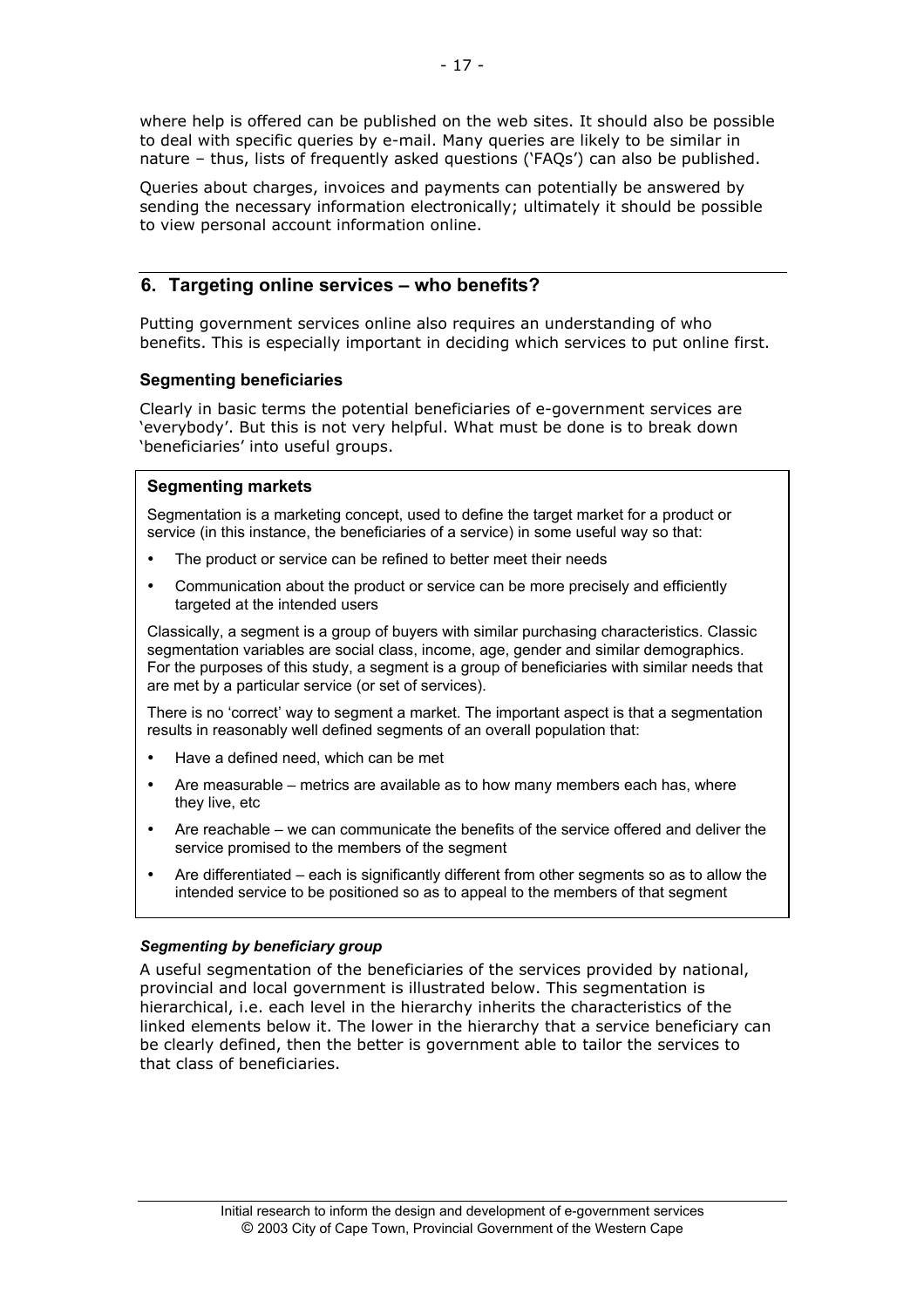where help is offered can be published on the web sites. It should also be possible to deal with specific queries by e-mail. Many queries are likely to be similar in nature – thus, lists of frequently asked questions ('FAQs') can also be published.

Queries about charges, invoices and payments can potentially be answered by sending the necessary information electronically; ultimately it should be possible to view personal account information online.

## 6. Targeting online services – who benefits?

Putting government services online also requires an understanding of who benefits. This is especially important in deciding which services to put online first.

### Segmenting beneficiaries

Clearly in basic terms the potential beneficiaries of e-government services are 'everybody'. But this is not very helpful. What must be done is to break down 'beneficiaries' into useful groups.

> **Segmenting markets**
>
> Segmentation is a marketing concept, used to define the target market for a product or service (in this instance, the beneficiaries of a service) in some useful way so that:
>
> - The product or service can be refined to better meet their needs
> - Communication about the product or service can be more precisely and efficiently targeted at the intended users
>
> Classically, a segment is a group of buyers with similar purchasing characteristics. Classic segmentation variables are social class, income, age, gender and similar demographics. For the purposes of this study, a segment is a group of beneficiaries with similar needs that are met by a particular service (or set of services).
>
> There is no 'correct' way to segment a market. The important aspect is that a segmentation results in reasonably well defined segments of an overall population that:
>
> - Have a defined need, which can be met
> - Are measurable – metrics are available as to how many members each has, where they live, etc
> - Are reachable – we can communicate the benefits of the service offered and deliver the service promised to the members of the segment
> - Are differentiated – each is significantly different from other segments so as to allow the intended service to be positioned so as to appeal to the members of that segment

#### *Segmenting by beneficiary group*

A useful segmentation of the beneficiaries of the services provided by national, provincial and local government is illustrated below. This segmentation is hierarchical, i.e. each level in the hierarchy inherits the characteristics of the linked elements below it. The lower in the hierarchy that a service beneficiary can be clearly defined, then the better is government able to tailor the services to that class of beneficiaries.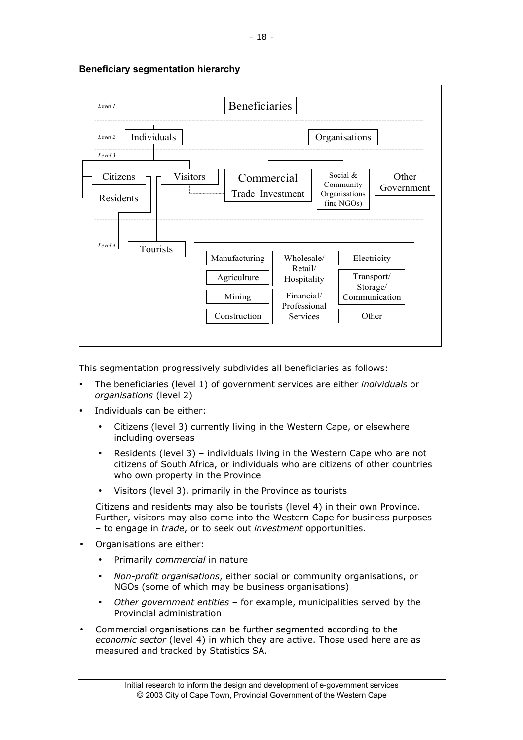**Beneficiary segmentation hierarchy**

Level 1: Beneficiaries

Level 2: Individuals; Organisations

Level 3: Citizens; Residents; Visitors; Commercial (Trade | Investment); Social & Community Organisations (inc NGOs); Other Government

Level 4: Tourists; Manufacturing; Agriculture; Mining; Construction; Wholesale/ Retail/ Hospitality; Financial/ Professional Services; Electricity; Transport/ Storage/ Communication; Other

This segmentation progressively subdivides all beneficiaries as follows:

- The beneficiaries (level 1) of government services are either *individuals* or *organisations* (level 2)
- Individuals can be either:
  - Citizens (level 3) currently living in the Western Cape, or elsewhere including overseas
  - Residents (level 3) – individuals living in the Western Cape who are not citizens of South Africa, or individuals who are citizens of other countries who own property in the Province
  - Visitors (level 3), primarily in the Province as tourists

  Citizens and residents may also be tourists (level 4) in their own Province. Further, visitors may also come into the Western Cape for business purposes – to engage in *trade*, or to seek out *investment* opportunities.
- Organisations are either:
  - Primarily *commercial* in nature
  - *Non-profit organisations*, either social or community organisations, or NGOs (some of which may be business organisations)
  - *Other government entities* – for example, municipalities served by the Provincial administration
- Commercial organisations can be further segmented according to the *economic sector* (level 4) in which they are active. Those used here are as measured and tracked by Statistics SA.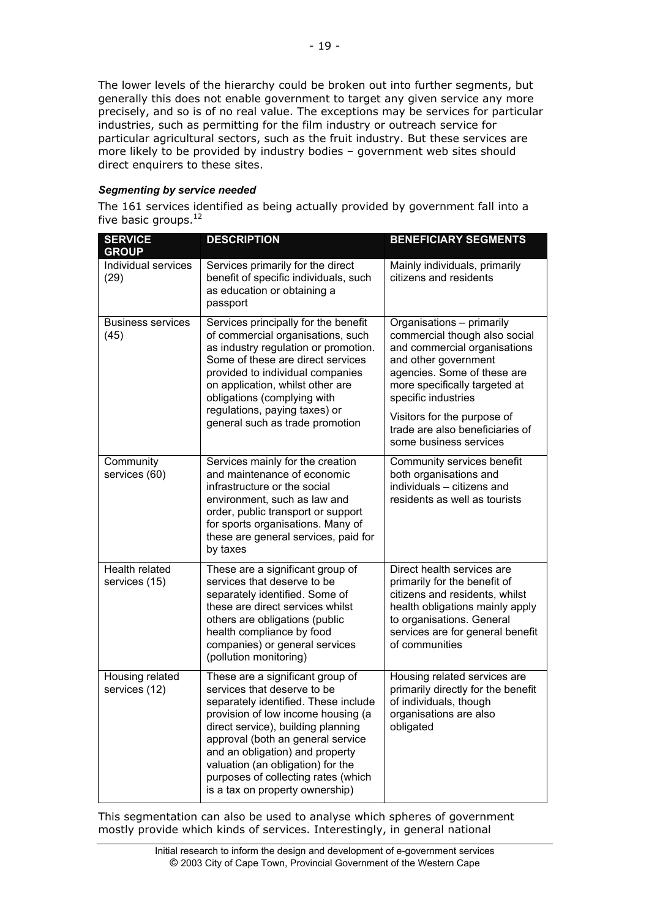The lower levels of the hierarchy could be broken out into further segments, but generally this does not enable government to target any given service any more precisely, and so is of no real value. The exceptions may be services for particular industries, such as permitting for the film industry or outreach service for particular agricultural sectors, such as the fruit industry. But these services are more likely to be provided by industry bodies – government web sites should direct enquirers to these sites.

***Segmenting by service needed***

The 161 services identified as being actually provided by government fall into a five basic groups.[12]

| SERVICE GROUP | DESCRIPTION | BENEFICIARY SEGMENTS |
|---|---|---|
| Individual services (29) | Services primarily for the direct benefit of specific individuals, such as education or obtaining a passport | Mainly individuals, primarily citizens and residents |
| Business services (45) | Services principally for the benefit of commercial organisations, such as industry regulation or promotion. Some of these are direct services provided to individual companies on application, whilst other are obligations (complying with regulations, paying taxes) or general such as trade promotion | Organisations – primarily commercial though also social and commercial organisations and other government agencies. Some of these are more specifically targeted at specific industries<br><br>Visitors for the purpose of trade are also beneficiaries of some business services |
| Community services (60) | Services mainly for the creation and maintenance of economic infrastructure or the social environment, such as law and order, public transport or support for sports organisations. Many of these are general services, paid for by taxes | Community services benefit both organisations and individuals – citizens and residents as well as tourists |
| Health related services (15) | These are a significant group of services that deserve to be separately identified. Some of these are direct services whilst others are obligations (public health compliance by food companies) or general services (pollution monitoring) | Direct health services are primarily for the benefit of citizens and residents, whilst health obligations mainly apply to organisations. General services are for general benefit of communities |
| Housing related services (12) | These are a significant group of services that deserve to be separately identified. These include provision of low income housing (a direct service), building planning approval (both an general service and an obligation) and property valuation (an obligation) for the purposes of collecting rates (which is a tax on property ownership) | Housing related services are primarily directly for the benefit of individuals, though organisations are also obligated |

This segmentation can also be used to analyse which spheres of government mostly provide which kinds of services. Interestingly, in general national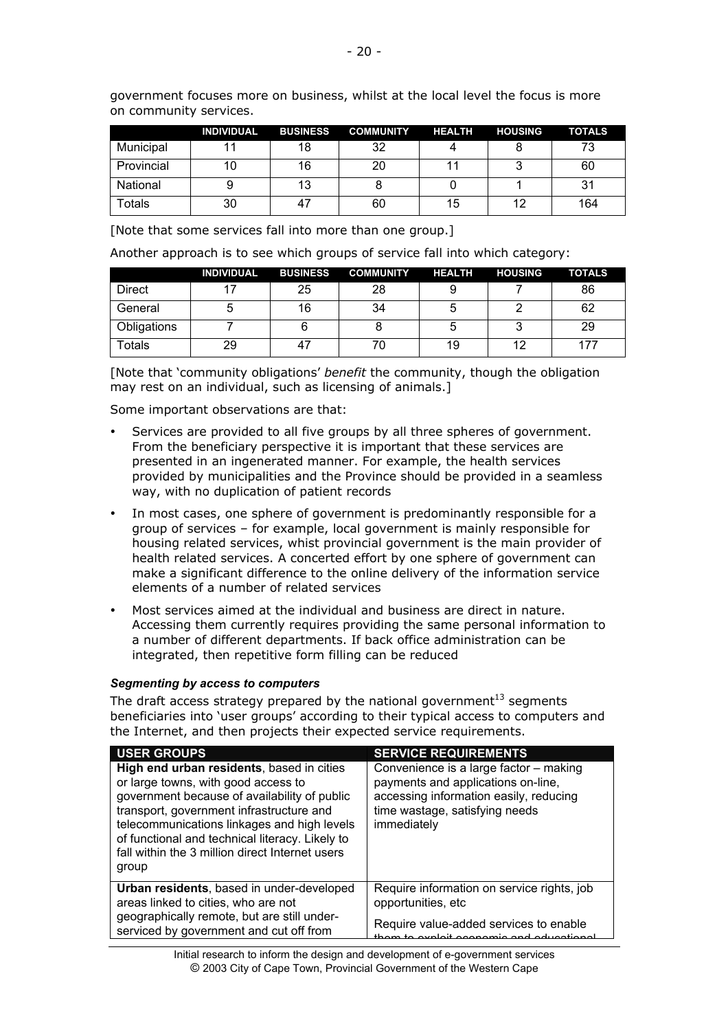government focuses more on business, whilst at the local level the focus is more on community services.

| | INDIVIDUAL | BUSINESS | COMMUNITY | HEALTH | HOUSING | TOTALS |
|---|---|---|---|---|---|---|
| Municipal | 11 | 18 | 32 | 4 | 8 | 73 |
| Provincial | 10 | 16 | 20 | 11 | 3 | 60 |
| National | 9 | 13 | 8 | 0 | 1 | 31 |
| Totals | 30 | 47 | 60 | 15 | 12 | 164 |

[Note that some services fall into more than one group.]

Another approach is to see which groups of service fall into which category:

| | INDIVIDUAL | BUSINESS | COMMUNITY | HEALTH | HOUSING | TOTALS |
|---|---|---|---|---|---|---|
| Direct | 17 | 25 | 28 | 9 | 7 | 86 |
| General | 5 | 16 | 34 | 5 | 2 | 62 |
| Obligations | 7 | 6 | 8 | 5 | 3 | 29 |
| Totals | 29 | 47 | 70 | 19 | 12 | 177 |

[Note that 'community obligations' *benefit* the community, though the obligation may rest on an individual, such as licensing of animals.]

Some important observations are that:

- Services are provided to all five groups by all three spheres of government. From the beneficiary perspective it is important that these services are presented in an ingenerated manner. For example, the health services provided by municipalities and the Province should be provided in a seamless way, with no duplication of patient records
- In most cases, one sphere of government is predominantly responsible for a group of services – for example, local government is mainly responsible for housing related services, whist provincial government is the main provider of health related services. A concerted effort by one sphere of government can make a significant difference to the online delivery of the information service elements of a number of related services
- Most services aimed at the individual and business are direct in nature. Accessing them currently requires providing the same personal information to a number of different departments. If back office administration can be integrated, then repetitive form filling can be reduced

#### *Segmenting by access to computers*

The draft access strategy prepared by the national government[13] segments beneficiaries into 'user groups' according to their typical access to computers and the Internet, and then projects their expected service requirements.

| USER GROUPS | SERVICE REQUIREMENTS |
|---|---|
| **High end urban residents**, based in cities or large towns, with good access to government because of availability of public transport, government infrastructure and telecommunications linkages and high levels of functional and technical literacy. Likely to fall within the 3 million direct Internet users group | Convenience is a large factor – making payments and applications on-line, accessing information easily, reducing time wastage, satisfying needs immediately |
| **Urban residents**, based in under-developed areas linked to cities, who are not geographically remote, but are still under-serviced by government and cut off from | Require information on service rights, job opportunities, etc<br><br>Require value-added services to enable them to exploit economic and educational |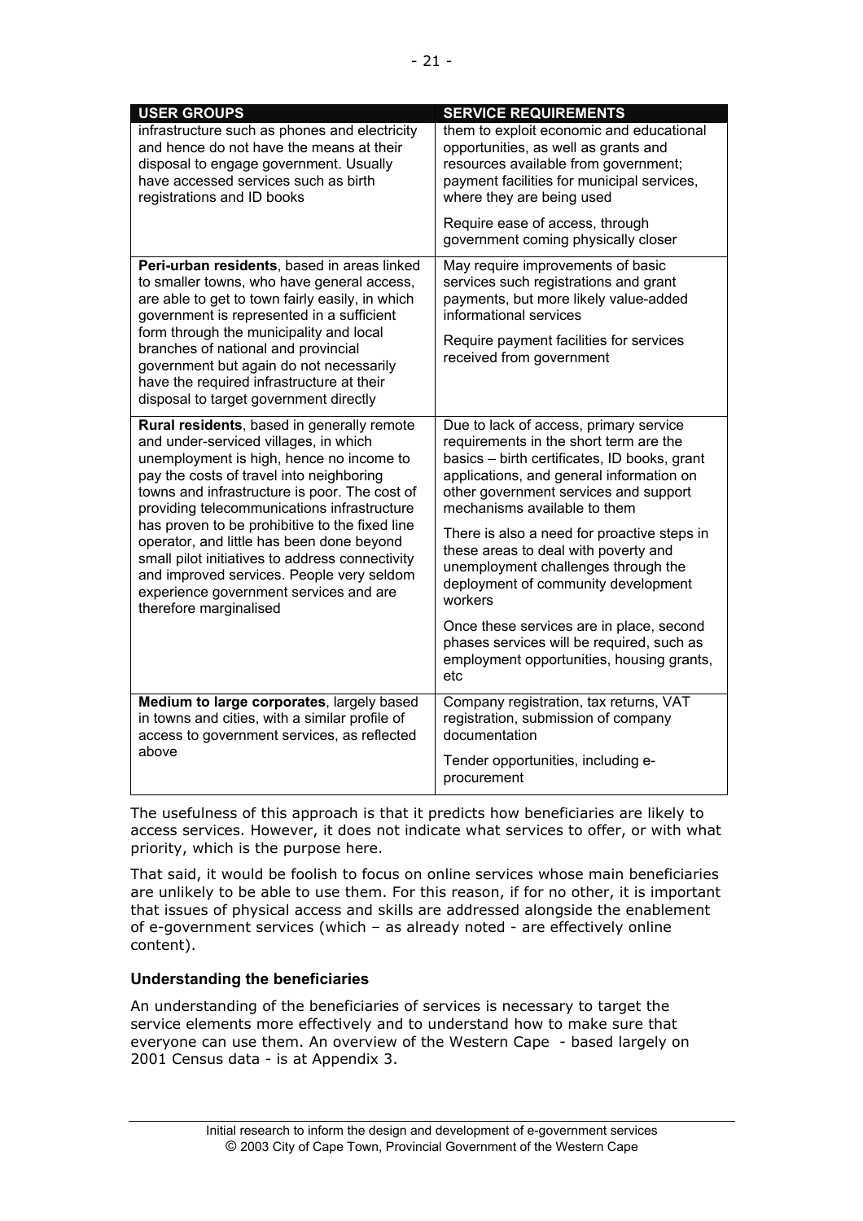| USER GROUPS | SERVICE REQUIREMENTS |
|---|---|
| infrastructure such as phones and electricity and hence do not have the means at their disposal to engage government. Usually have accessed services such as birth registrations and ID books | them to exploit economic and educational opportunities, as well as grants and resources available from government; payment facilities for municipal services, where they are being used<br><br>Require ease of access, through government coming physically closer |
| **Peri-urban residents**, based in areas linked to smaller towns, who have general access, are able to get to town fairly easily, in which government is represented in a sufficient form through the municipality and local branches of national and provincial government but again do not necessarily have the required infrastructure at their disposal to target government directly | May require improvements of basic services such registrations and grant payments, but more likely value-added informational services<br><br>Require payment facilities for services received from government |
| **Rural residents**, based in generally remote and under-serviced villages, in which unemployment is high, hence no income to pay the costs of travel into neighboring towns and infrastructure is poor. The cost of providing telecommunications infrastructure has proven to be prohibitive to the fixed line operator, and little has been done beyond small pilot initiatives to address connectivity and improved services. People very seldom experience government services and are therefore marginalised | Due to lack of access, primary service requirements in the short term are the basics – birth certificates, ID books, grant applications, and general information on other government services and support mechanisms available to them<br><br>There is also a need for proactive steps in these areas to deal with poverty and unemployment challenges through the deployment of community development workers<br><br>Once these services are in place, second phases services will be required, such as employment opportunities, housing grants, etc |
| **Medium to large corporates**, largely based in towns and cities, with a similar profile of access to government services, as reflected above | Company registration, tax returns, VAT registration, submission of company documentation<br><br>Tender opportunities, including e-procurement |

The usefulness of this approach is that it predicts how beneficiaries are likely to access services. However, it does not indicate what services to offer, or with what priority, which is the purpose here.

That said, it would be foolish to focus on online services whose main beneficiaries are unlikely to be able to use them. For this reason, if for no other, it is important that issues of physical access and skills are addressed alongside the enablement of e-government services (which – as already noted - are effectively online content).

### Understanding the beneficiaries

An understanding of the beneficiaries of services is necessary to target the service elements more effectively and to understand how to make sure that everyone can use them. An overview of the Western Cape - based largely on 2001 Census data - is at Appendix 3.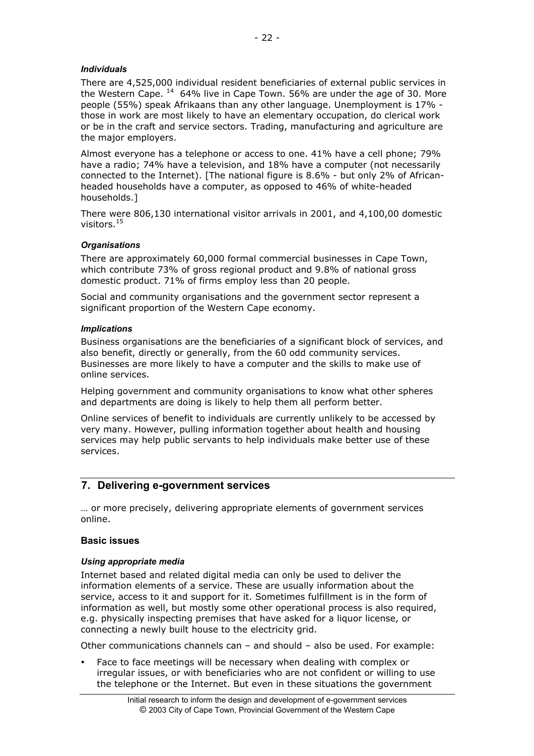*Individuals*

There are 4,525,000 individual resident beneficiaries of external public services in the Western Cape. [14] 64% live in Cape Town. 56% are under the age of 30. More people (55%) speak Afrikaans than any other language. Unemployment is 17% - those in work are most likely to have an elementary occupation, do clerical work or be in the craft and service sectors. Trading, manufacturing and agriculture are the major employers.

Almost everyone has a telephone or access to one. 41% have a cell phone; 79% have a radio; 74% have a television, and 18% have a computer (not necessarily connected to the Internet). [The national figure is 8.6% - but only 2% of African-headed households have a computer, as opposed to 46% of white-headed households.]

There were 806,130 international visitor arrivals in 2001, and 4,100,00 domestic visitors.[15]

*Organisations*

There are approximately 60,000 formal commercial businesses in Cape Town, which contribute 73% of gross regional product and 9.8% of national gross domestic product. 71% of firms employ less than 20 people.

Social and community organisations and the government sector represent a significant proportion of the Western Cape economy.

*Implications*

Business organisations are the beneficiaries of a significant block of services, and also benefit, directly or generally, from the 60 odd community services. Businesses are more likely to have a computer and the skills to make use of online services.

Helping government and community organisations to know what other spheres and departments are doing is likely to help them all perform better.

Online services of benefit to individuals are currently unlikely to be accessed by very many. However, pulling information together about health and housing services may help public servants to help individuals make better use of these services.

## 7. Delivering e-government services

… or more precisely, delivering appropriate elements of government services online.

### Basic issues

*Using appropriate media*

Internet based and related digital media can only be used to deliver the information elements of a service. These are usually information about the service, access to it and support for it. Sometimes fulfillment is in the form of information as well, but mostly some other operational process is also required, e.g. physically inspecting premises that have asked for a liquor license, or connecting a newly built house to the electricity grid.

Other communications channels can – and should – also be used. For example:

- Face to face meetings will be necessary when dealing with complex or irregular issues, or with beneficiaries who are not confident or willing to use the telephone or the Internet. But even in these situations the government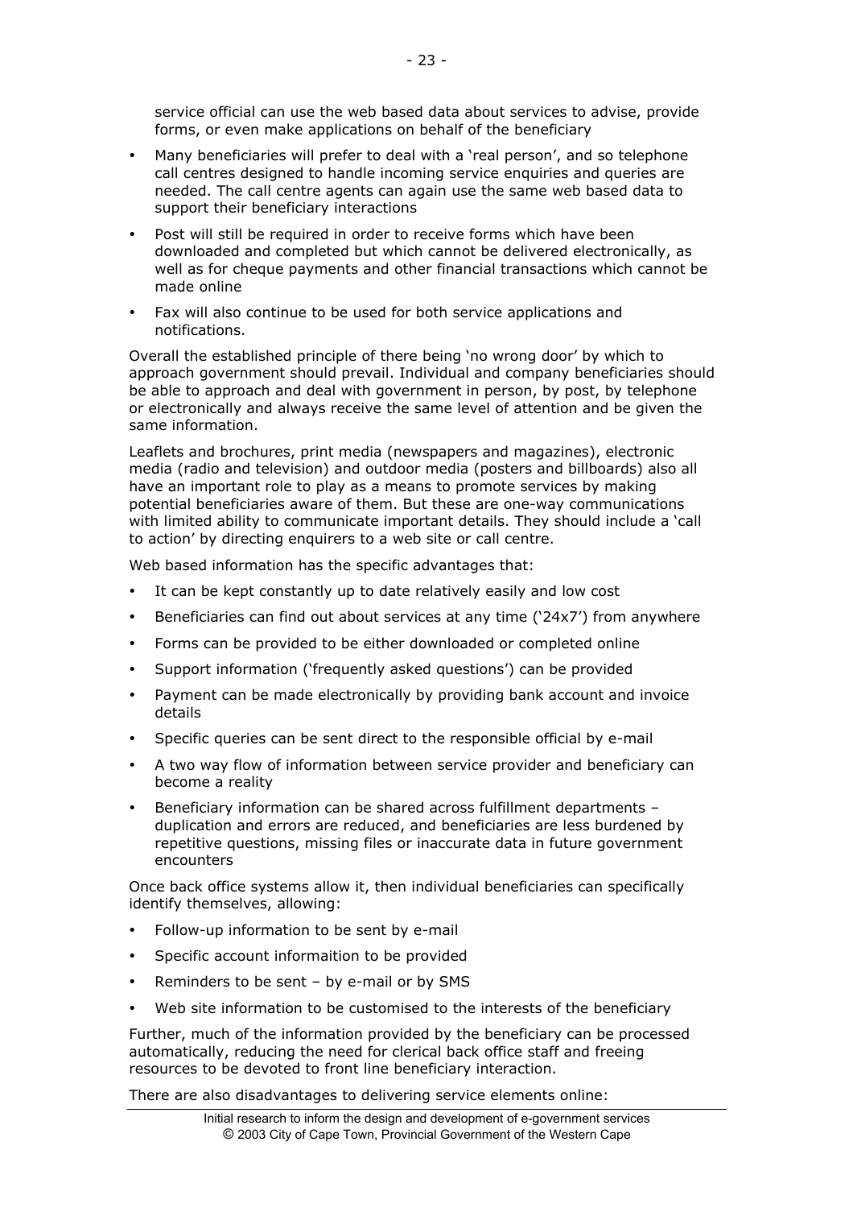service official can use the web based data about services to advise, provide forms, or even make applications on behalf of the beneficiary

- Many beneficiaries will prefer to deal with a 'real person', and so telephone call centres designed to handle incoming service enquiries and queries are needed. The call centre agents can again use the same web based data to support their beneficiary interactions
- Post will still be required in order to receive forms which have been downloaded and completed but which cannot be delivered electronically, as well as for cheque payments and other financial transactions which cannot be made online
- Fax will also continue to be used for both service applications and notifications.

Overall the established principle of there being 'no wrong door' by which to approach government should prevail. Individual and company beneficiaries should be able to approach and deal with government in person, by post, by telephone or electronically and always receive the same level of attention and be given the same information.

Leaflets and brochures, print media (newspapers and magazines), electronic media (radio and television) and outdoor media (posters and billboards) also all have an important role to play as a means to promote services by making potential beneficiaries aware of them. But these are one-way communications with limited ability to communicate important details. They should include a 'call to action' by directing enquirers to a web site or call centre.

Web based information has the specific advantages that:

- It can be kept constantly up to date relatively easily and low cost
- Beneficiaries can find out about services at any time ('24x7') from anywhere
- Forms can be provided to be either downloaded or completed online
- Support information ('frequently asked questions') can be provided
- Payment can be made electronically by providing bank account and invoice details
- Specific queries can be sent direct to the responsible official by e-mail
- A two way flow of information between service provider and beneficiary can become a reality
- Beneficiary information can be shared across fulfillment departments – duplication and errors are reduced, and beneficiaries are less burdened by repetitive questions, missing files or inaccurate data in future government encounters

Once back office systems allow it, then individual beneficiaries can specifically identify themselves, allowing:

- Follow-up information to be sent by e-mail
- Specific account informaition to be provided
- Reminders to be sent – by e-mail or by SMS
- Web site information to be customised to the interests of the beneficiary

Further, much of the information provided by the beneficiary can be processed automatically, reducing the need for clerical back office staff and freeing resources to be devoted to front line beneficiary interaction.

There are also disadvantages to delivering service elements online: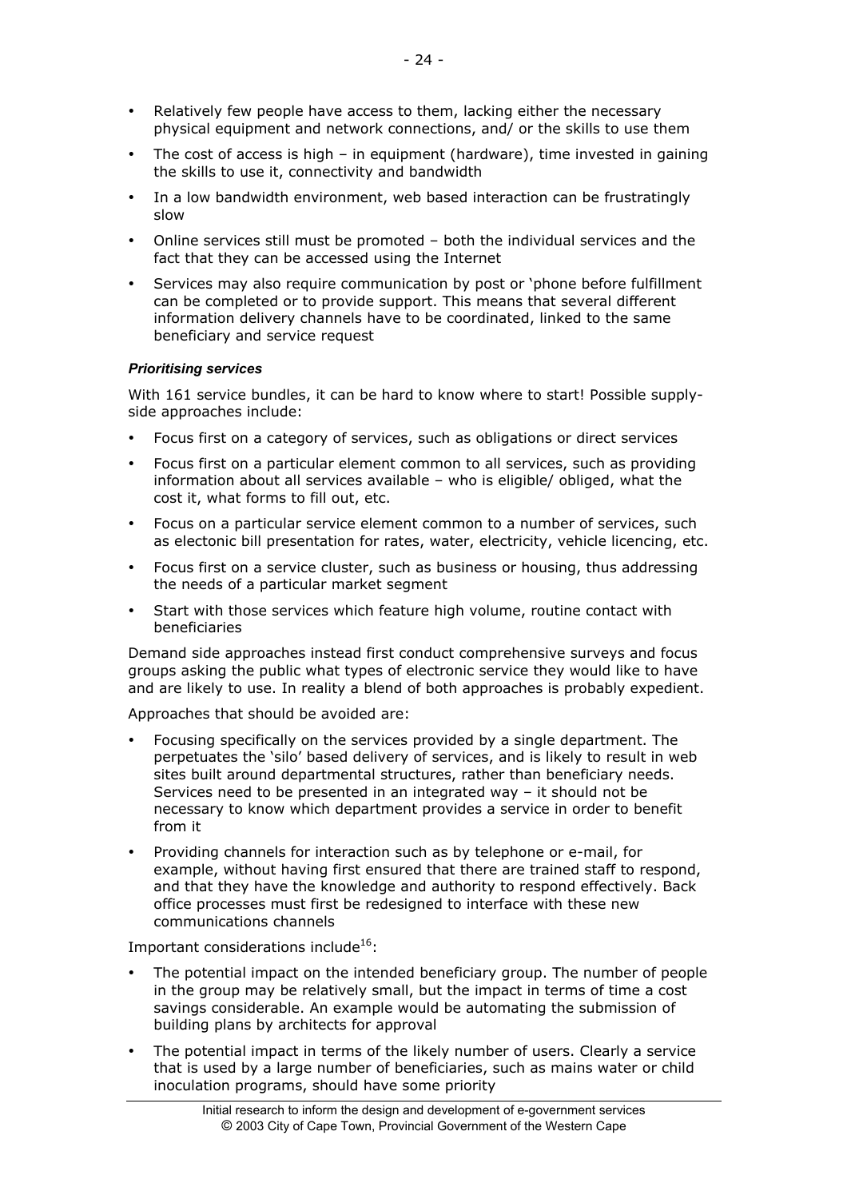- Relatively few people have access to them, lacking either the necessary physical equipment and network connections, and/ or the skills to use them
- The cost of access is high – in equipment (hardware), time invested in gaining the skills to use it, connectivity and bandwidth
- In a low bandwidth environment, web based interaction can be frustratingly slow
- Online services still must be promoted – both the individual services and the fact that they can be accessed using the Internet
- Services may also require communication by post or 'phone before fulfillment can be completed or to provide support. This means that several different information delivery channels have to be coordinated, linked to the same beneficiary and service request

***Prioritising services***

With 161 service bundles, it can be hard to know where to start! Possible supply-side approaches include:

- Focus first on a category of services, such as obligations or direct services
- Focus first on a particular element common to all services, such as providing information about all services available – who is eligible/ obliged, what the cost it, what forms to fill out, etc.
- Focus on a particular service element common to a number of services, such as electonic bill presentation for rates, water, electricity, vehicle licencing, etc.
- Focus first on a service cluster, such as business or housing, thus addressing the needs of a particular market segment
- Start with those services which feature high volume, routine contact with beneficiaries

Demand side approaches instead first conduct comprehensive surveys and focus groups asking the public what types of electronic service they would like to have and are likely to use. In reality a blend of both approaches is probably expedient.

Approaches that should be avoided are:

- Focusing specifically on the services provided by a single department. The perpetuates the 'silo' based delivery of services, and is likely to result in web sites built around departmental structures, rather than beneficiary needs. Services need to be presented in an integrated way – it should not be necessary to know which department provides a service in order to benefit from it
- Providing channels for interaction such as by telephone or e-mail, for example, without having first ensured that there are trained staff to respond, and that they have the knowledge and authority to respond effectively. Back office processes must first be redesigned to interface with these new communications channels

Important considerations include[16]:

- The potential impact on the intended beneficiary group. The number of people in the group may be relatively small, but the impact in terms of time a cost savings considerable. An example would be automating the submission of building plans by architects for approval
- The potential impact in terms of the likely number of users. Clearly a service that is used by a large number of beneficiaries, such as mains water or child inoculation programs, should have some priority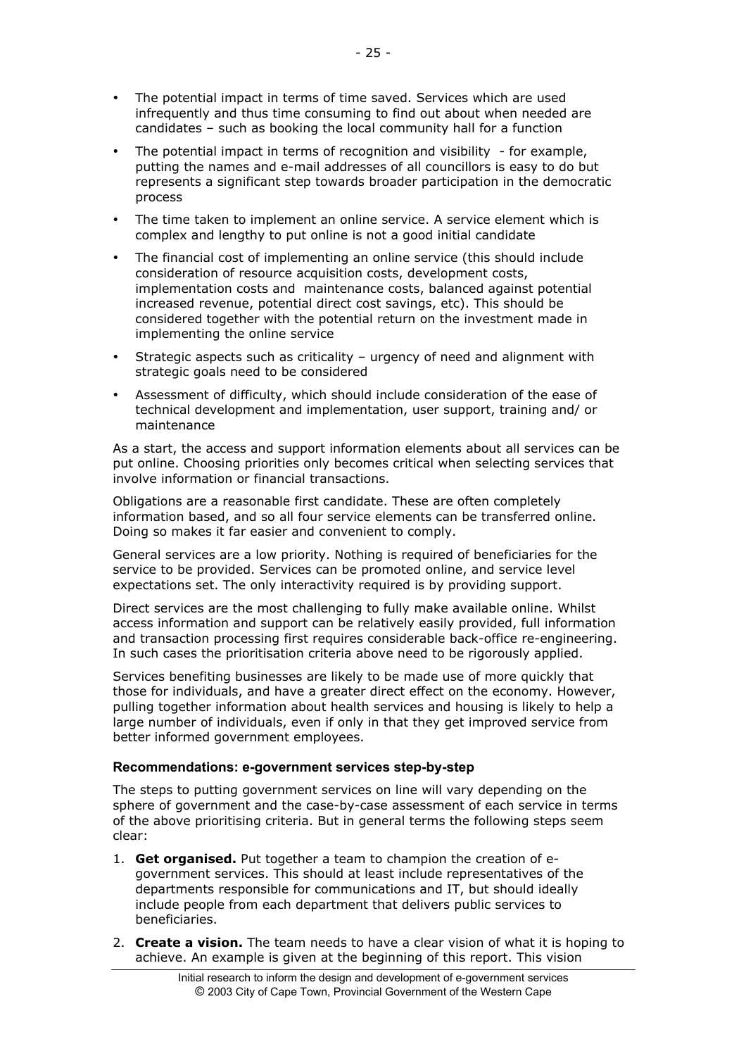- The potential impact in terms of time saved. Services which are used infrequently and thus time consuming to find out about when needed are candidates – such as booking the local community hall for a function
- The potential impact in terms of recognition and visibility - for example, putting the names and e-mail addresses of all councillors is easy to do but represents a significant step towards broader participation in the democratic process
- The time taken to implement an online service. A service element which is complex and lengthy to put online is not a good initial candidate
- The financial cost of implementing an online service (this should include consideration of resource acquisition costs, development costs, implementation costs and maintenance costs, balanced against potential increased revenue, potential direct cost savings, etc). This should be considered together with the potential return on the investment made in implementing the online service
- Strategic aspects such as criticality – urgency of need and alignment with strategic goals need to be considered
- Assessment of difficulty, which should include consideration of the ease of technical development and implementation, user support, training and/ or maintenance

As a start, the access and support information elements about all services can be put online. Choosing priorities only becomes critical when selecting services that involve information or financial transactions.

Obligations are a reasonable first candidate. These are often completely information based, and so all four service elements can be transferred online. Doing so makes it far easier and convenient to comply.

General services are a low priority. Nothing is required of beneficiaries for the service to be provided. Services can be promoted online, and service level expectations set. The only interactivity required is by providing support.

Direct services are the most challenging to fully make available online. Whilst access information and support can be relatively easily provided, full information and transaction processing first requires considerable back-office re-engineering. In such cases the prioritisation criteria above need to be rigorously applied.

Services benefiting businesses are likely to be made use of more quickly that those for individuals, and have a greater direct effect on the economy. However, pulling together information about health services and housing is likely to help a large number of individuals, even if only in that they get improved service from better informed government employees.

### Recommendations: e-government services step-by-step

The steps to putting government services on line will vary depending on the sphere of government and the case-by-case assessment of each service in terms of the above prioritising criteria. But in general terms the following steps seem clear:

1. **Get organised.** Put together a team to champion the creation of e-government services. This should at least include representatives of the departments responsible for communications and IT, but should ideally include people from each department that delivers public services to beneficiaries.
2. **Create a vision.** The team needs to have a clear vision of what it is hoping to achieve. An example is given at the beginning of this report. This vision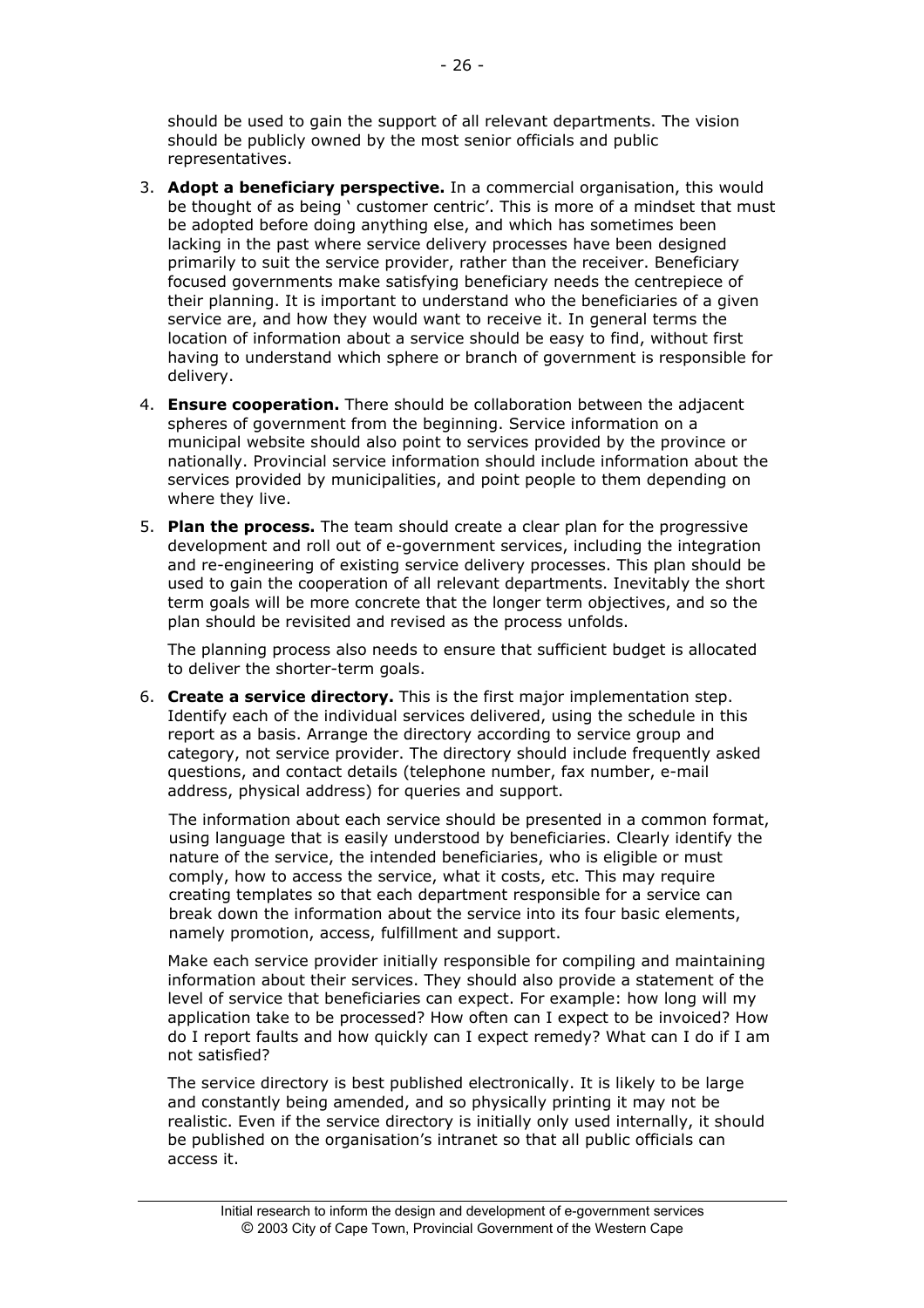should be used to gain the support of all relevant departments. The vision should be publicly owned by the most senior officials and public representatives.

3. **Adopt a beneficiary perspective.** In a commercial organisation, this would be thought of as being ' customer centric'. This is more of a mindset that must be adopted before doing anything else, and which has sometimes been lacking in the past where service delivery processes have been designed primarily to suit the service provider, rather than the receiver. Beneficiary focused governments make satisfying beneficiary needs the centrepiece of their planning. It is important to understand who the beneficiaries of a given service are, and how they would want to receive it. In general terms the location of information about a service should be easy to find, without first having to understand which sphere or branch of government is responsible for delivery.

4. **Ensure cooperation.** There should be collaboration between the adjacent spheres of government from the beginning. Service information on a municipal website should also point to services provided by the province or nationally. Provincial service information should include information about the services provided by municipalities, and point people to them depending on where they live.

5. **Plan the process.** The team should create a clear plan for the progressive development and roll out of e-government services, including the integration and re-engineering of existing service delivery processes. This plan should be used to gain the cooperation of all relevant departments. Inevitably the short term goals will be more concrete that the longer term objectives, and so the plan should be revisited and revised as the process unfolds.

   The planning process also needs to ensure that sufficient budget is allocated to deliver the shorter-term goals.

6. **Create a service directory.** This is the first major implementation step. Identify each of the individual services delivered, using the schedule in this report as a basis. Arrange the directory according to service group and category, not service provider. The directory should include frequently asked questions, and contact details (telephone number, fax number, e-mail address, physical address) for queries and support.

   The information about each service should be presented in a common format, using language that is easily understood by beneficiaries. Clearly identify the nature of the service, the intended beneficiaries, who is eligible or must comply, how to access the service, what it costs, etc. This may require creating templates so that each department responsible for a service can break down the information about the service into its four basic elements, namely promotion, access, fulfillment and support.

   Make each service provider initially responsible for compiling and maintaining information about their services. They should also provide a statement of the level of service that beneficiaries can expect. For example: how long will my application take to be processed? How often can I expect to be invoiced? How do I report faults and how quickly can I expect remedy? What can I do if I am not satisfied?

   The service directory is best published electronically. It is likely to be large and constantly being amended, and so physically printing it may not be realistic. Even if the service directory is initially only used internally, it should be published on the organisation's intranet so that all public officials can access it.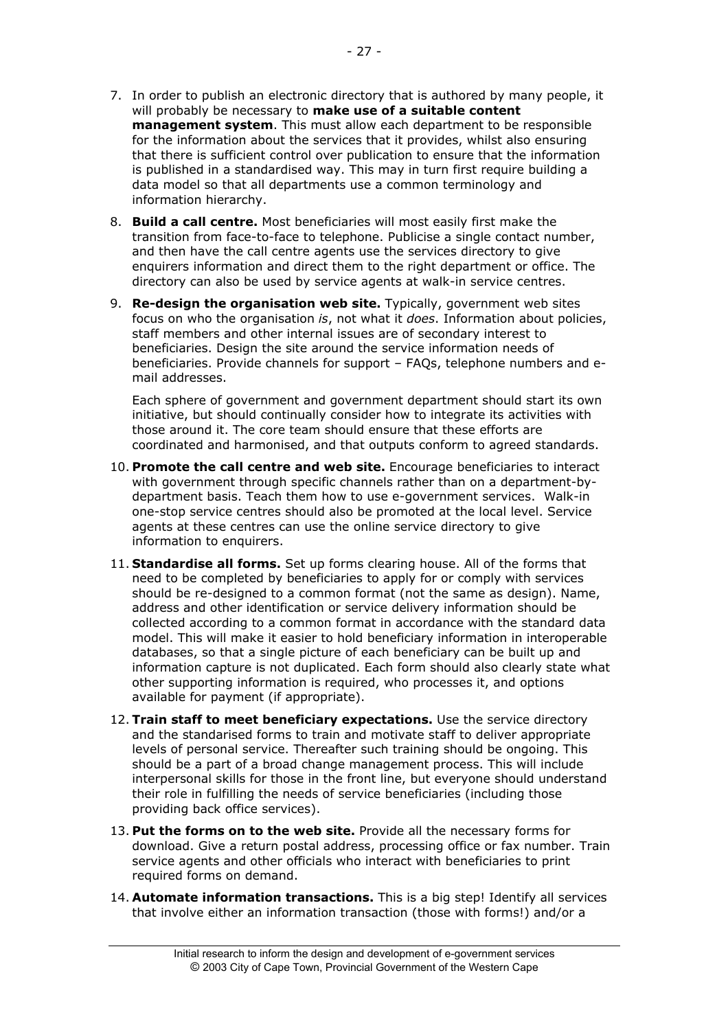7. In order to publish an electronic directory that is authored by many people, it will probably be necessary to **make use of a suitable content management system**. This must allow each department to be responsible for the information about the services that it provides, whilst also ensuring that there is sufficient control over publication to ensure that the information is published in a standardised way. This may in turn first require building a data model so that all departments use a common terminology and information hierarchy.

8. **Build a call centre.** Most beneficiaries will most easily first make the transition from face-to-face to telephone. Publicise a single contact number, and then have the call centre agents use the services directory to give enquirers information and direct them to the right department or office. The directory can also be used by service agents at walk-in service centres.

9. **Re-design the organisation web site.** Typically, government web sites focus on who the organisation *is*, not what it *does*. Information about policies, staff members and other internal issues are of secondary interest to beneficiaries. Design the site around the service information needs of beneficiaries. Provide channels for support – FAQs, telephone numbers and e-mail addresses.

   Each sphere of government and government department should start its own initiative, but should continually consider how to integrate its activities with those around it. The core team should ensure that these efforts are coordinated and harmonised, and that outputs conform to agreed standards.

10. **Promote the call centre and web site.** Encourage beneficiaries to interact with government through specific channels rather than on a department-by-department basis. Teach them how to use e-government services. Walk-in one-stop service centres should also be promoted at the local level. Service agents at these centres can use the online service directory to give information to enquirers.

11. **Standardise all forms.** Set up forms clearing house. All of the forms that need to be completed by beneficiaries to apply for or comply with services should be re-designed to a common format (not the same as design). Name, address and other identification or service delivery information should be collected according to a common format in accordance with the standard data model. This will make it easier to hold beneficiary information in interoperable databases, so that a single picture of each beneficiary can be built up and information capture is not duplicated. Each form should also clearly state what other supporting information is required, who processes it, and options available for payment (if appropriate).

12. **Train staff to meet beneficiary expectations.** Use the service directory and the standardised forms to train and motivate staff to deliver appropriate levels of personal service. Thereafter such training should be ongoing. This should be a part of a broad change management process. This will include interpersonal skills for those in the front line, but everyone should understand their role in fulfilling the needs of service beneficiaries (including those providing back office services).

13. **Put the forms on to the web site.** Provide all the necessary forms for download. Give a return postal address, processing office or fax number. Train service agents and other officials who interact with beneficiaries to print required forms on demand.

14. **Automate information transactions.** This is a big step! Identify all services that involve either an information transaction (those with forms!) and/or a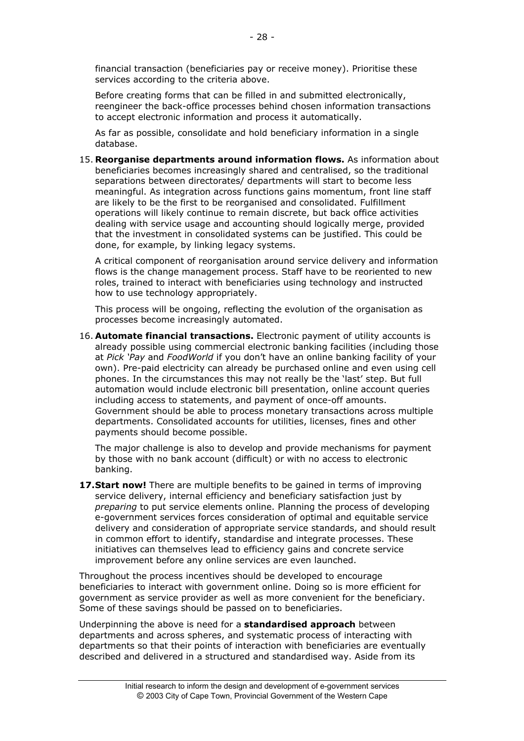financial transaction (beneficiaries pay or receive money). Prioritise these services according to the criteria above.

Before creating forms that can be filled in and submitted electronically, reengineer the back-office processes behind chosen information transactions to accept electronic information and process it automatically.

As far as possible, consolidate and hold beneficiary information in a single database.

15. **Reorganise departments around information flows.** As information about beneficiaries becomes increasingly shared and centralised, so the traditional separations between directorates/ departments will start to become less meaningful. As integration across functions gains momentum, front line staff are likely to be the first to be reorganised and consolidated. Fulfillment operations will likely continue to remain discrete, but back office activities dealing with service usage and accounting should logically merge, provided that the investment in consolidated systems can be justified. This could be done, for example, by linking legacy systems.

    A critical component of reorganisation around service delivery and information flows is the change management process. Staff have to be reoriented to new roles, trained to interact with beneficiaries using technology and instructed how to use technology appropriately.

    This process will be ongoing, reflecting the evolution of the organisation as processes become increasingly automated.

16. **Automate financial transactions.** Electronic payment of utility accounts is already possible using commercial electronic banking facilities (including those at *Pick 'Pay* and *FoodWorld* if you don't have an online banking facility of your own). Pre-paid electricity can already be purchased online and even using cell phones. In the circumstances this may not really be the 'last' step. But full automation would include electronic bill presentation, online account queries including access to statements, and payment of once-off amounts. Government should be able to process monetary transactions across multiple departments. Consolidated accounts for utilities, licenses, fines and other payments should become possible.

    The major challenge is also to develop and provide mechanisms for payment by those with no bank account (difficult) or with no access to electronic banking.

17. **Start now!** There are multiple benefits to be gained in terms of improving service delivery, internal efficiency and beneficiary satisfaction just by *preparing* to put service elements online. Planning the process of developing e-government services forces consideration of optimal and equitable service delivery and consideration of appropriate service standards, and should result in common effort to identify, standardise and integrate processes. These initiatives can themselves lead to efficiency gains and concrete service improvement before any online services are even launched.

Throughout the process incentives should be developed to encourage beneficiaries to interact with government online. Doing so is more efficient for government as service provider as well as more convenient for the beneficiary. Some of these savings should be passed on to beneficiaries.

Underpinning the above is need for a **standardised approach** between departments and across spheres, and systematic process of interacting with departments so that their points of interaction with beneficiaries are eventually described and delivered in a structured and standardised way. Aside from its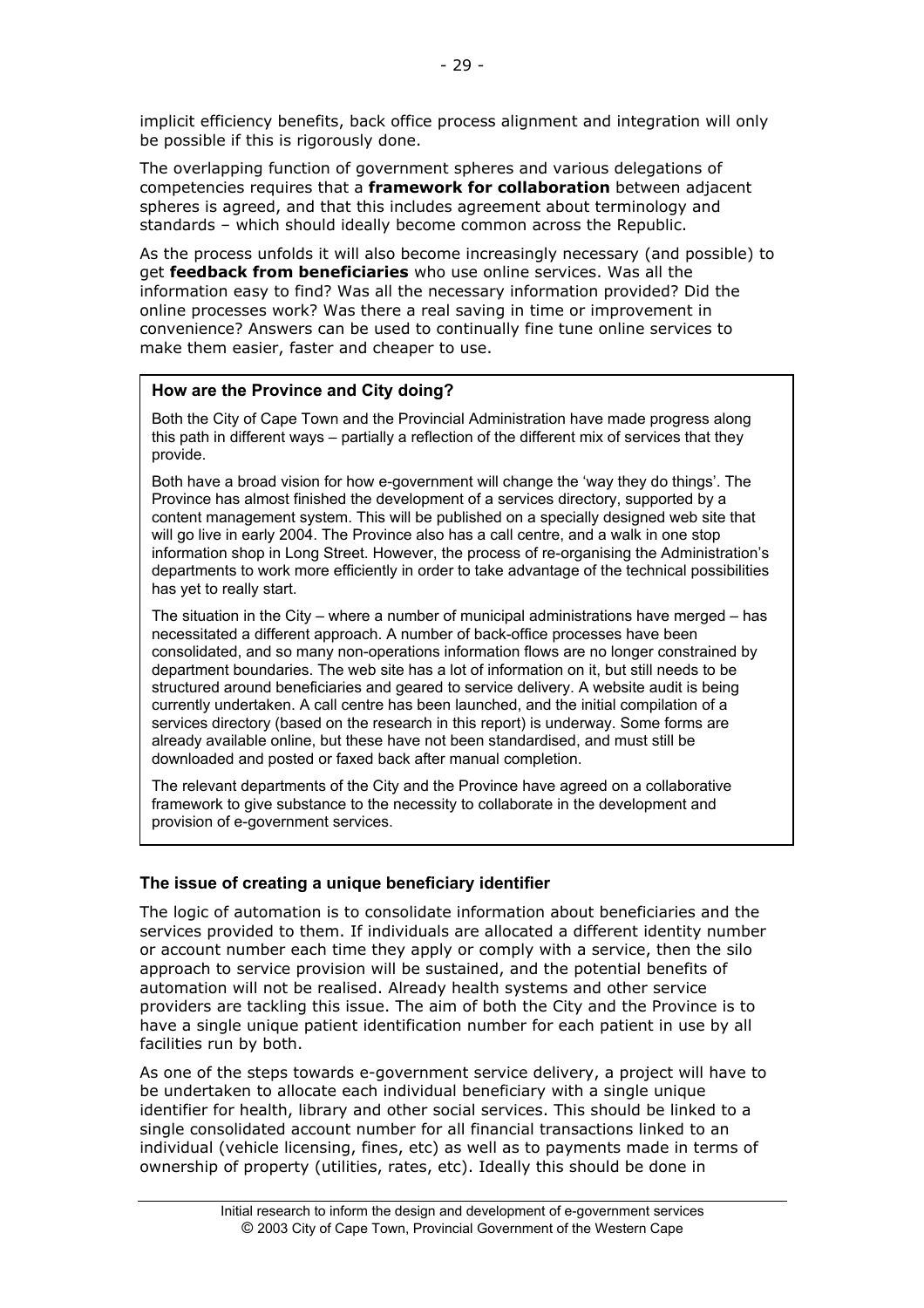implicit efficiency benefits, back office process alignment and integration will only be possible if this is rigorously done.

The overlapping function of government spheres and various delegations of competencies requires that a **framework for collaboration** between adjacent spheres is agreed, and that this includes agreement about terminology and standards – which should ideally become common across the Republic.

As the process unfolds it will also become increasingly necessary (and possible) to get **feedback from beneficiaries** who use online services. Was all the information easy to find? Was all the necessary information provided? Did the online processes work? Was there a real saving in time or improvement in convenience? Answers can be used to continually fine tune online services to make them easier, faster and cheaper to use.

> **How are the Province and City doing?**
>
> Both the City of Cape Town and the Provincial Administration have made progress along this path in different ways – partially a reflection of the different mix of services that they provide.
>
> Both have a broad vision for how e-government will change the 'way they do things'. The Province has almost finished the development of a services directory, supported by a content management system. This will be published on a specially designed web site that will go live in early 2004. The Province also has a call centre, and a walk in one stop information shop in Long Street. However, the process of re-organising the Administration's departments to work more efficiently in order to take advantage of the technical possibilities has yet to really start.
>
> The situation in the City – where a number of municipal administrations have merged – has necessitated a different approach. A number of back-office processes have been consolidated, and so many non-operations information flows are no longer constrained by department boundaries. The web site has a lot of information on it, but still needs to be structured around beneficiaries and geared to service delivery. A website audit is being currently undertaken. A call centre has been launched, and the initial compilation of a services directory (based on the research in this report) is underway. Some forms are already available online, but these have not been standardised, and must still be downloaded and posted or faxed back after manual completion.
>
> The relevant departments of the City and the Province have agreed on a collaborative framework to give substance to the necessity to collaborate in the development and provision of e-government services.

### The issue of creating a unique beneficiary identifier

The logic of automation is to consolidate information about beneficiaries and the services provided to them. If individuals are allocated a different identity number or account number each time they apply or comply with a service, then the silo approach to service provision will be sustained, and the potential benefits of automation will not be realised. Already health systems and other service providers are tackling this issue. The aim of both the City and the Province is to have a single unique patient identification number for each patient in use by all facilities run by both.

As one of the steps towards e-government service delivery, a project will have to be undertaken to allocate each individual beneficiary with a single unique identifier for health, library and other social services. This should be linked to a single consolidated account number for all financial transactions linked to an individual (vehicle licensing, fines, etc) as well as to payments made in terms of ownership of property (utilities, rates, etc). Ideally this should be done in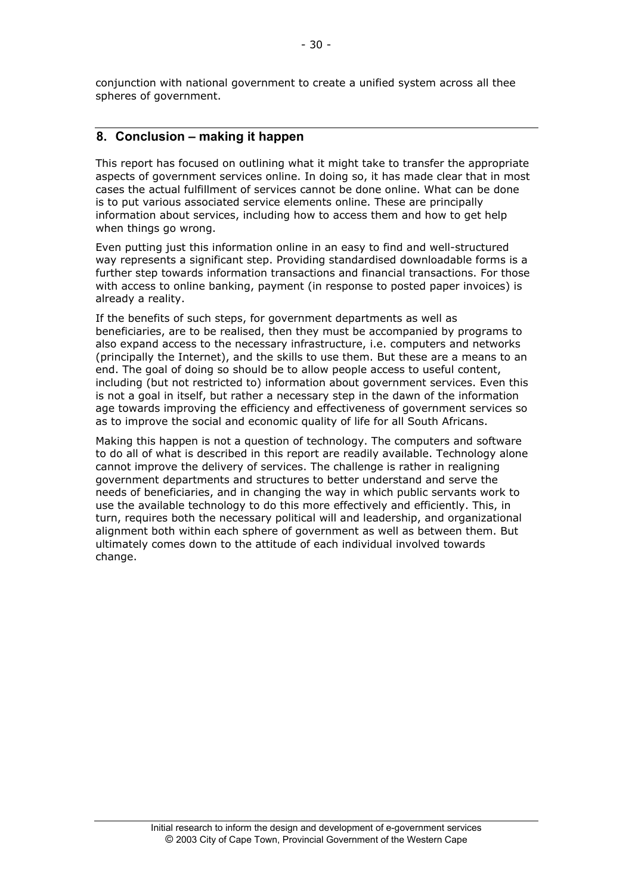conjunction with national government to create a unified system across all thee spheres of government.

## 8. Conclusion – making it happen

This report has focused on outlining what it might take to transfer the appropriate aspects of government services online. In doing so, it has made clear that in most cases the actual fulfillment of services cannot be done online. What can be done is to put various associated service elements online. These are principally information about services, including how to access them and how to get help when things go wrong.

Even putting just this information online in an easy to find and well-structured way represents a significant step. Providing standardised downloadable forms is a further step towards information transactions and financial transactions. For those with access to online banking, payment (in response to posted paper invoices) is already a reality.

If the benefits of such steps, for government departments as well as beneficiaries, are to be realised, then they must be accompanied by programs to also expand access to the necessary infrastructure, i.e. computers and networks (principally the Internet), and the skills to use them. But these are a means to an end. The goal of doing so should be to allow people access to useful content, including (but not restricted to) information about government services. Even this is not a goal in itself, but rather a necessary step in the dawn of the information age towards improving the efficiency and effectiveness of government services so as to improve the social and economic quality of life for all South Africans.

Making this happen is not a question of technology. The computers and software to do all of what is described in this report are readily available. Technology alone cannot improve the delivery of services. The challenge is rather in realigning government departments and structures to better understand and serve the needs of beneficiaries, and in changing the way in which public servants work to use the available technology to do this more effectively and efficiently. This, in turn, requires both the necessary political will and leadership, and organizational alignment both within each sphere of government as well as between them. But ultimately comes down to the attitude of each individual involved towards change.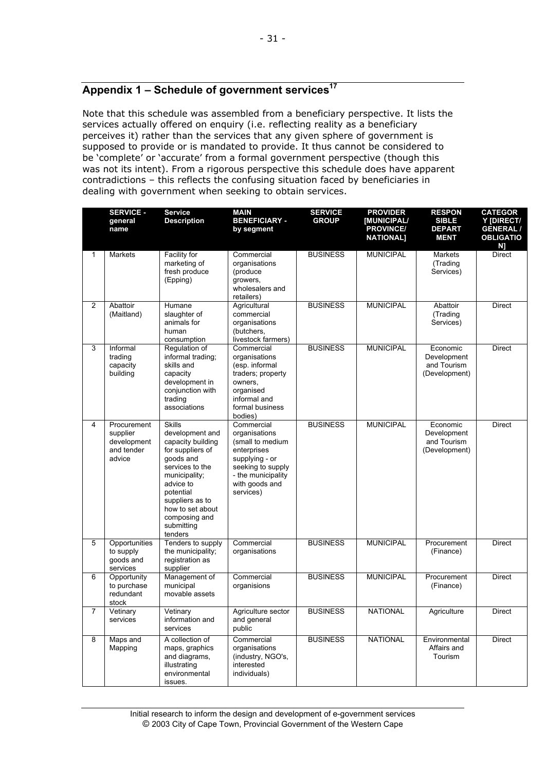## Appendix 1 – Schedule of government services[17]

Note that this schedule was assembled from a beneficiary perspective. It lists the services actually offered on enquiry (i.e. reflecting reality as a beneficiary perceives it) rather than the services that any given sphere of government is supposed to provide or is mandated to provide. It thus cannot be considered to be 'complete' or 'accurate' from a formal government perspective (though this was not its intent). From a rigorous perspective this schedule does have apparent contradictions – this reflects the confusing situation faced by beneficiaries in dealing with government when seeking to obtain services.

| | SERVICE - general name | Service Description | MAIN BENEFICIARY - by segment | SERVICE GROUP | PROVIDER [MUNICIPAL/ PROVINCE/ NATIONAL] | RESPONSIBLE DEPARTMENT | CATEGORY [DIRECT/ GENERAL / OBLIGATION] |
|---|---|---|---|---|---|---|---|
| 1 | Markets | Facility for marketing of fresh produce (Epping) | Commercial organisations (produce growers, wholesalers and retailers) | BUSINESS | MUNICIPAL | Markets (Trading Services) | Direct |
| 2 | Abattoir (Maitland) | Humane slaughter of animals for human consumption | Agricultural commercial organisations (butchers, livestock farmers) | BUSINESS | MUNICIPAL | Abattoir (Trading Services) | Direct |
| 3 | Informal trading capacity building | Regulation of informal trading; skills and capacity development in conjunction with trading associations | Commercial organisations (esp. informal traders; property owners, organised informal and formal business bodies) | BUSINESS | MUNICIPAL | Economic Development and Tourism (Development) | Direct |
| 4 | Procurement supplier development and tender advice | Skills development and capacity building for suppliers of goods and services to the municipality; advice to potential suppliers as to how to set about composing and submitting tenders | Commercial organisations (small to medium enterprises supplying - or seeking to supply - the municipality with goods and services) | BUSINESS | MUNICIPAL | Economic Development and Tourism (Development) | Direct |
| 5 | Opportunities to supply goods and services | Tenders to supply the municipality; registration as supplier | Commercial organisations | BUSINESS | MUNICIPAL | Procurement (Finance) | Direct |
| 6 | Opportunity to purchase redundant stock | Management of municipal movable assets | Commercial organisions | BUSINESS | MUNICIPAL | Procurement (Finance) | Direct |
| 7 | Vetinary services | Vetinary information and services | Agriculture sector and general public | BUSINESS | NATIONAL | Agriculture | Direct |
| 8 | Maps and Mapping | A collection of maps, graphics and diagrams, illustrating environmental issues. | Commercial organisations (industry, NGO's, interested individuals) | BUSINESS | NATIONAL | Environmental Affairs and Tourism | Direct |

Initial research to inform the design and development of e-government services
© 2003 City of Cape Town, Provincial Government of the Western Cape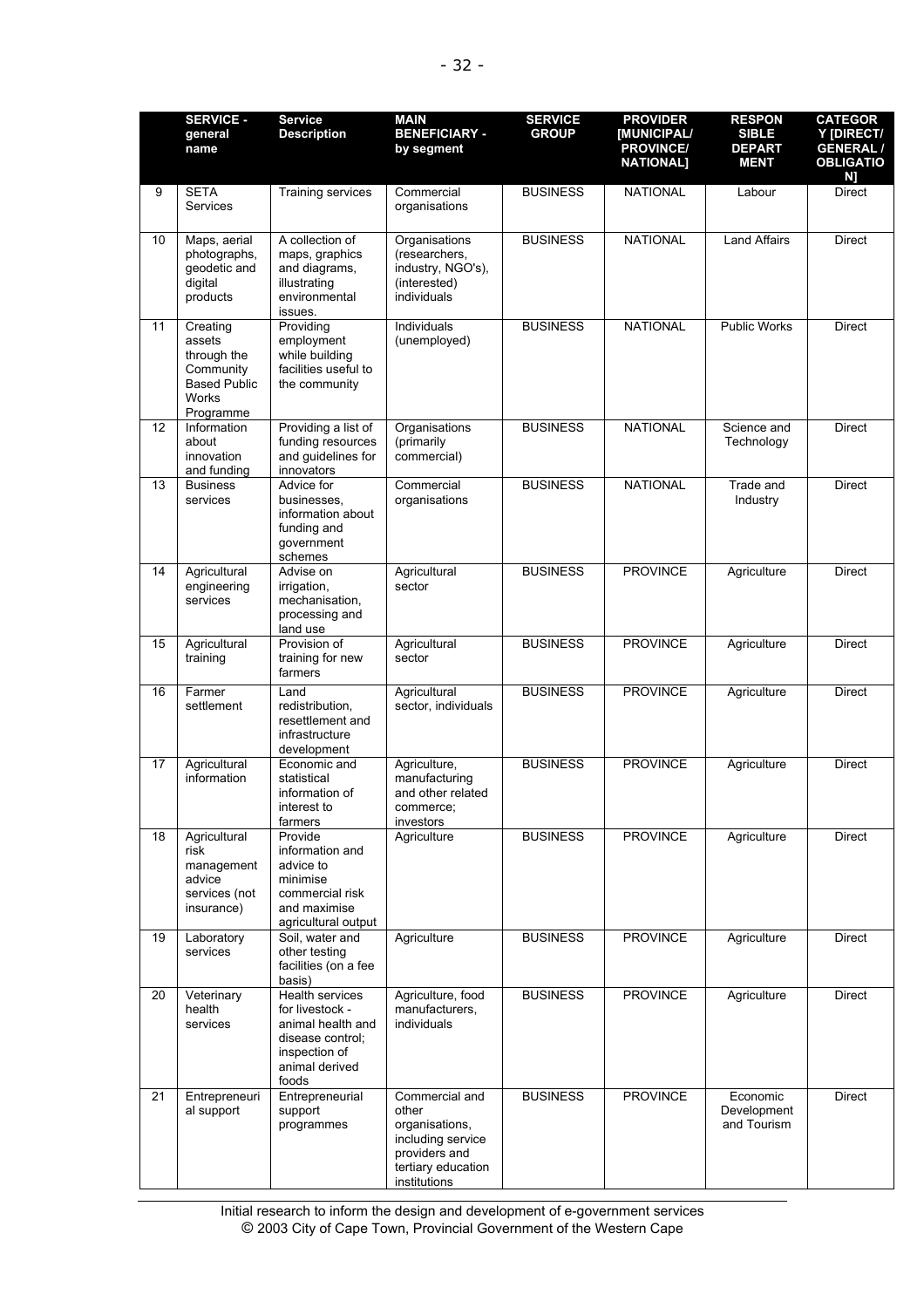| | SERVICE - general name | Service Description | MAIN BENEFICIARY - by segment | SERVICE GROUP | PROVIDER [MUNICIPAL/ PROVINCE/ NATIONAL] | RESPONSIBLE DEPARTMENT | CATEGORY [DIRECT/ GENERAL / OBLIGATION] |
|---|---|---|---|---|---|---|---|
| 9 | SETA Services | Training services | Commercial organisations | BUSINESS | NATIONAL | Labour | Direct |
| 10 | Maps, aerial photographs, geodetic and digital products | A collection of maps, graphics and diagrams, illustrating environmental issues. | Organisations (researchers, industry, NGO's), (interested) individuals | BUSINESS | NATIONAL | Land Affairs | Direct |
| 11 | Creating assets through the Community Based Public Works Programme | Providing employment while building facilities useful to the community | Individuals (unemployed) | BUSINESS | NATIONAL | Public Works | Direct |
| 12 | Information about innovation and funding | Providing a list of funding resources and guidelines for innovators | Organisations (primarily commercial) | BUSINESS | NATIONAL | Science and Technology | Direct |
| 13 | Business services | Advice for businesses, information about funding and government schemes | Commercial organisations | BUSINESS | NATIONAL | Trade and Industry | Direct |
| 14 | Agricultural engineering services | Advise on irrigation, mechanisation, processing and land use | Agricultural sector | BUSINESS | PROVINCE | Agriculture | Direct |
| 15 | Agricultural training | Provision of training for new farmers | Agricultural sector | BUSINESS | PROVINCE | Agriculture | Direct |
| 16 | Farmer settlement | Land redistribution, resettlement and infrastructure development | Agricultural sector, individuals | BUSINESS | PROVINCE | Agriculture | Direct |
| 17 | Agricultural information | Economic and statistical information of interest to farmers | Agriculture, manufacturing and other related commerce; investors | BUSINESS | PROVINCE | Agriculture | Direct |
| 18 | Agricultural risk management advice services (not insurance) | Provide information and advice to minimise commercial risk and maximise agricultural output | Agriculture | BUSINESS | PROVINCE | Agriculture | Direct |
| 19 | Laboratory services | Soil, water and other testing facilities (on a fee basis) | Agriculture | BUSINESS | PROVINCE | Agriculture | Direct |
| 20 | Veterinary health services | Health services for livestock - animal health and disease control; inspection of animal derived foods | Agriculture, food manufacturers, individuals | BUSINESS | PROVINCE | Agriculture | Direct |
| 21 | Entrepreneurial support | Entrepreneurial support programmes | Commercial and other organisations, including service providers and tertiary education institutions | BUSINESS | PROVINCE | Economic Development and Tourism | Direct |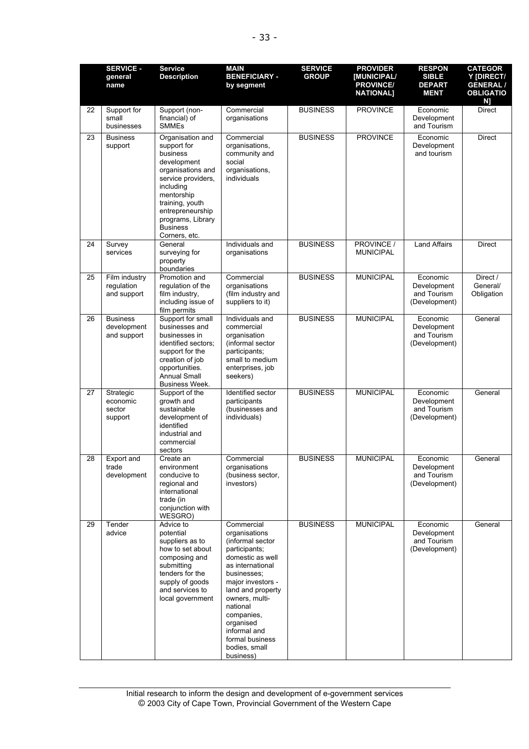| | SERVICE - general name | Service Description | MAIN BENEFICIARY - by segment | SERVICE GROUP | PROVIDER [MUNICIPAL/ PROVINCE/ NATIONAL] | RESPONSIBLE DEPARTMENT | CATEGORY [DIRECT/ GENERAL / OBLIGATION] |
|---|---|---|---|---|---|---|---|
| 22 | Support for small businesses | Support (non-financial) of SMMEs | Commercial organisations | BUSINESS | PROVINCE | Economic Development and Tourism | Direct |
| 23 | Business support | Organisation and support for business development organisations and service providers, including mentorship training, youth entrepreneurship programs, Library Business Corners, etc. | Commercial organisations, community and social organisations, individuals | BUSINESS | PROVINCE | Economic Development and tourism | Direct |
| 24 | Survey services | General surveying for property boundaries | Individuals and organisations | BUSINESS | PROVINCE / MUNICIPAL | Land Affairs | Direct |
| 25 | Film industry regulation and support | Promotion and regulation of the film industry, including issue of film permits | Commercial organisations (film industry and suppliers to it) | BUSINESS | MUNICIPAL | Economic Development and Tourism (Development) | Direct / General/ Obligation |
| 26 | Business development and support | Support for small businesses and businesses in identified sectors; support for the creation of job opportunities. Annual Small Business Week. | Individuals and commercial organisation (informal sector participants; small to medium enterprises, job seekers) | BUSINESS | MUNICIPAL | Economic Development and Tourism (Development) | General |
| 27 | Strategic economic sector support | Support of the growth and sustainable development of identified industrial and commercial sectors | Identified sector participants (businesses and individuals) | BUSINESS | MUNICIPAL | Economic Development and Tourism (Development) | General |
| 28 | Export and trade development | Create an environment conducive to regional and international trade (in conjunction with WESGRO) | Commercial organisations (business sector, investors) | BUSINESS | MUNICIPAL | Economic Development and Tourism (Development) | General |
| 29 | Tender advice | Advice to potential suppliers as to how to set about composing and submitting tenders for the supply of goods and services to local government | Commercial organisations (informal sector participants; domestic as well as international businesses; major investors - land and property owners, multi-national companies, organised informal and formal business bodies, small business) | BUSINESS | MUNICIPAL | Economic Development and Tourism (Development) | General |

Initial research to inform the design and development of e-government services
© 2003 City of Cape Town, Provincial Government of the Western Cape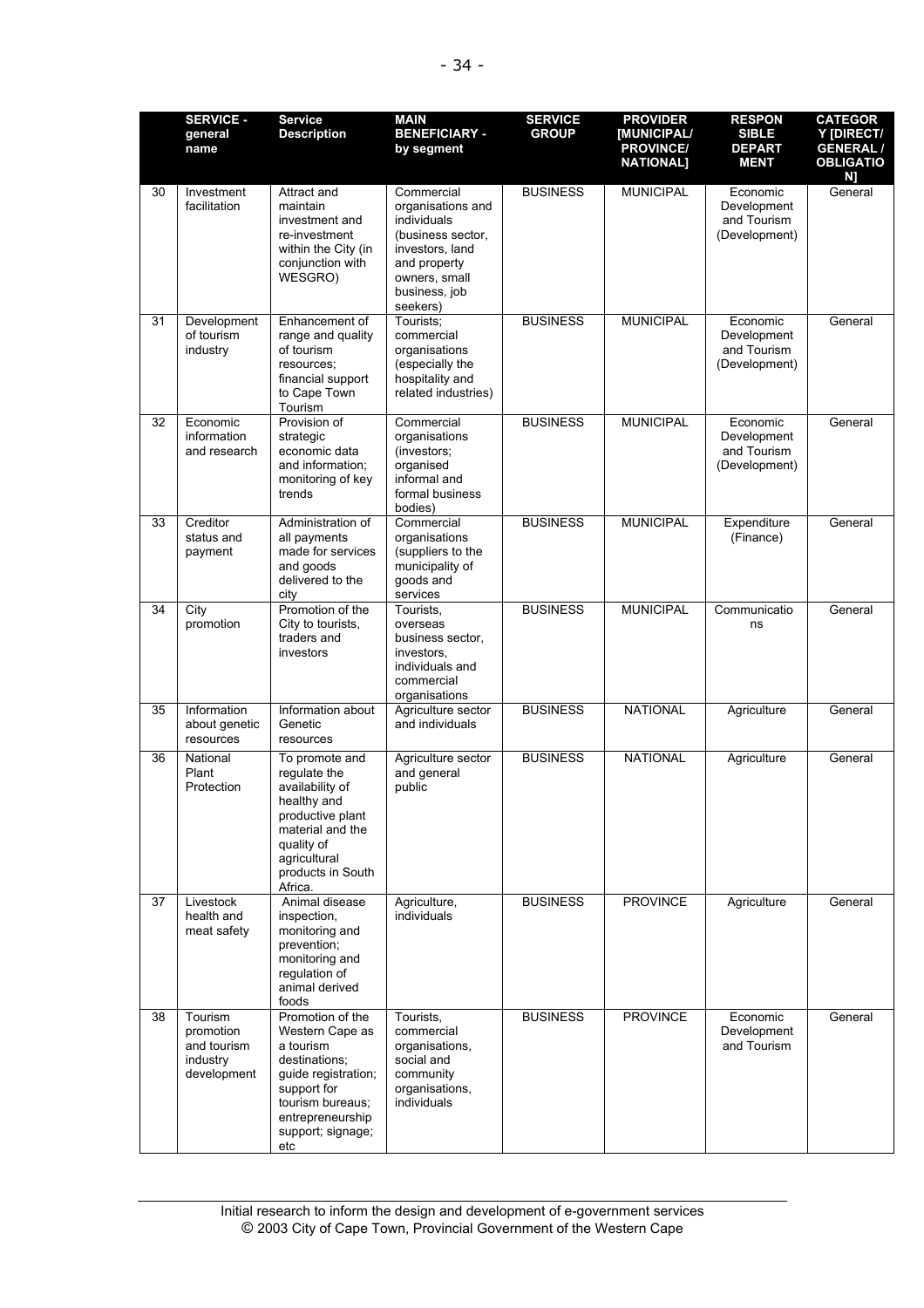| | SERVICE - general name | Service Description | MAIN BENEFICIARY - by segment | SERVICE GROUP | PROVIDER [MUNICIPAL/ PROVINCE/ NATIONAL] | RESPONSIBLE DEPARTMENT | CATEGORY [DIRECT/ GENERAL / OBLIGATION] |
|---|---|---|---|---|---|---|---|
| 30 | Investment facilitation | Attract and maintain investment and re-investment within the City (in conjunction with WESGRO) | Commercial organisations and individuals (business sector, investors, land and property owners, small business, job seekers) | BUSINESS | MUNICIPAL | Economic Development and Tourism (Development) | General |
| 31 | Development of tourism industry | Enhancement of range and quality of tourism resources; financial support to Cape Town Tourism | Tourists; commercial organisations (especially the hospitality and related industries) | BUSINESS | MUNICIPAL | Economic Development and Tourism (Development) | General |
| 32 | Economic information and research | Provision of strategic economic data and information; monitoring of key trends | Commercial organisations (investors; organised informal and formal business bodies) | BUSINESS | MUNICIPAL | Economic Development and Tourism (Development) | General |
| 33 | Creditor status and payment | Administration of all payments made for services and goods delivered to the city | Commercial organisations (suppliers to the municipality of goods and services | BUSINESS | MUNICIPAL | Expenditure (Finance) | General |
| 34 | City promotion | Promotion of the City to tourists, traders and investors | Tourists, overseas business sector, investors, individuals and commercial organisations | BUSINESS | MUNICIPAL | Communications | General |
| 35 | Information about genetic resources | Information about Genetic resources | Agriculture sector and individuals | BUSINESS | NATIONAL | Agriculture | General |
| 36 | National Plant Protection | To promote and regulate the availability of healthy and productive plant material and the quality of agricultural products in South Africa. | Agriculture sector and general public | BUSINESS | NATIONAL | Agriculture | General |
| 37 | Livestock health and meat safety | Animal disease inspection, monitoring and prevention; monitoring and regulation of animal derived foods | Agriculture, individuals | BUSINESS | PROVINCE | Agriculture | General |
| 38 | Tourism promotion and tourism industry development | Promotion of the Western Cape as a tourism destinations; guide registration; support for tourism bureaus; entrepreneurship support; signage; etc | Tourists, commercial organisations, social and community organisations, individuals | BUSINESS | PROVINCE | Economic Development and Tourism | General |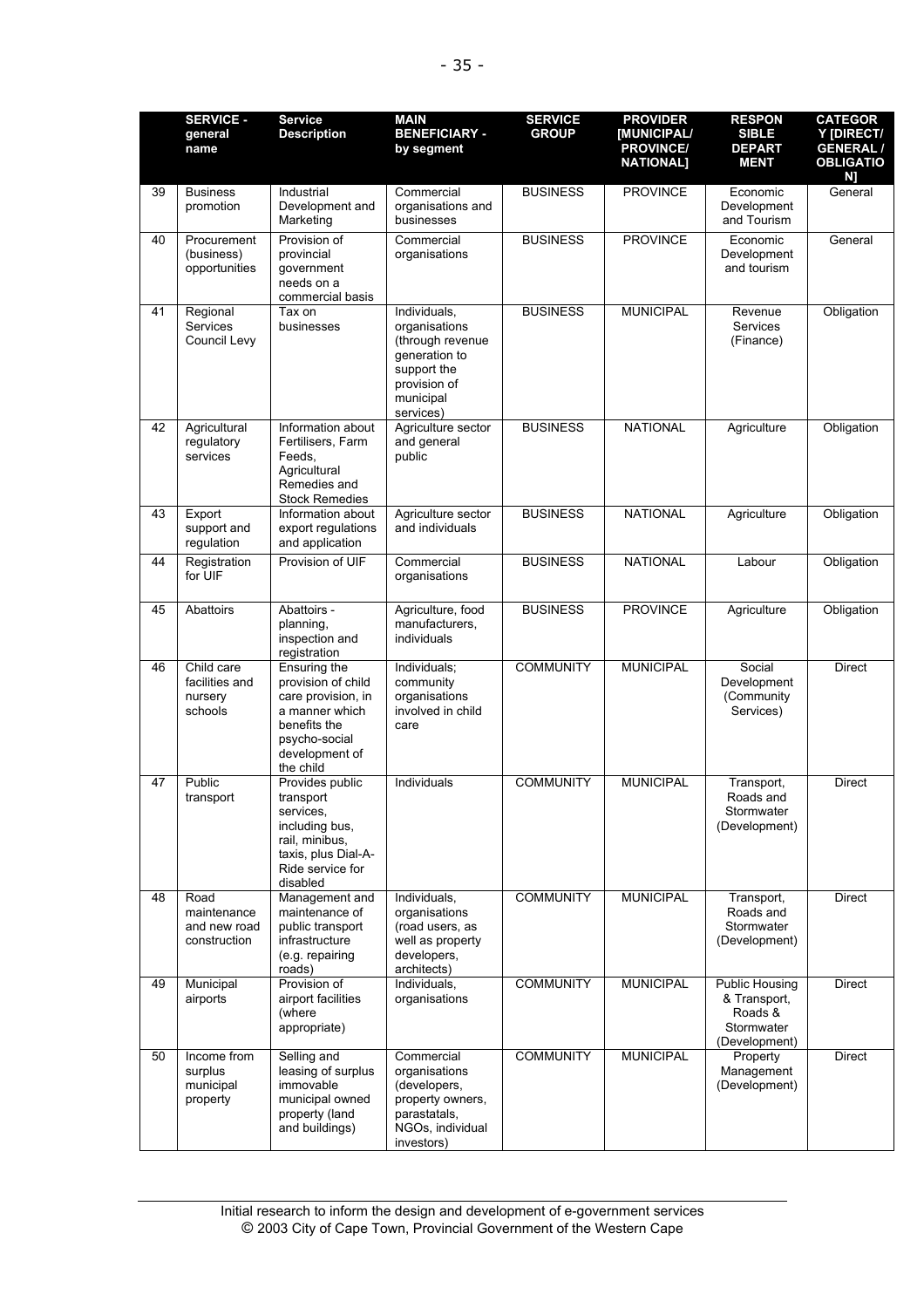| | SERVICE - general name | Service Description | MAIN BENEFICIARY - by segment | SERVICE GROUP | PROVIDER [MUNICIPAL/ PROVINCE/ NATIONAL] | RESPONSIBLE DEPARTMENT | CATEGORY [DIRECT/ GENERAL / OBLIGATION] |
|---|---|---|---|---|---|---|---|
| 39 | Business promotion | Industrial Development and Marketing | Commercial organisations and businesses | BUSINESS | PROVINCE | Economic Development and Tourism | General |
| 40 | Procurement (business) opportunities | Provision of provincial government needs on a commercial basis | Commercial organisations | BUSINESS | PROVINCE | Economic Development and tourism | General |
| 41 | Regional Services Council Levy | Tax on businesses | Individuals, organisations (through revenue generation to support the provision of municipal services) | BUSINESS | MUNICIPAL | Revenue Services (Finance) | Obligation |
| 42 | Agricultural regulatory services | Information about Fertilisers, Farm Feeds, Agricultural Remedies and Stock Remedies | Agriculture sector and general public | BUSINESS | NATIONAL | Agriculture | Obligation |
| 43 | Export support and regulation | Information about export regulations and application | Agriculture sector and individuals | BUSINESS | NATIONAL | Agriculture | Obligation |
| 44 | Registration for UIF | Provision of UIF | Commercial organisations | BUSINESS | NATIONAL | Labour | Obligation |
| 45 | Abattoirs | Abattoirs - planning, inspection and registration | Agriculture, food manufacturers, individuals | BUSINESS | PROVINCE | Agriculture | Obligation |
| 46 | Child care facilities and nursery schools | Ensuring the provision of child care provision, in a manner which benefits the psycho-social development of the child | Individuals; community organisations involved in child care | COMMUNITY | MUNICIPAL | Social Development (Community Services) | Direct |
| 47 | Public transport | Provides public transport services, including bus, rail, minibus, taxis, plus Dial-A-Ride service for disabled | Individuals | COMMUNITY | MUNICIPAL | Transport, Roads and Stormwater (Development) | Direct |
| 48 | Road maintenance and new road construction | Management and maintenance of public transport infrastructure (e.g. repairing roads) | Individuals, organisations (road users, as well as property developers, architects) | COMMUNITY | MUNICIPAL | Transport, Roads and Stormwater (Development) | Direct |
| 49 | Municipal airports | Provision of airport facilities (where appropriate) | Individuals, organisations | COMMUNITY | MUNICIPAL | Public Housing & Transport, Roads & Stormwater (Development) | Direct |
| 50 | Income from surplus municipal property | Selling and leasing of surplus immovable municipal owned property (land and buildings) | Commercial organisations (developers, property owners, parastatals, NGOs, individual investors) | COMMUNITY | MUNICIPAL | Property Management (Development) | Direct |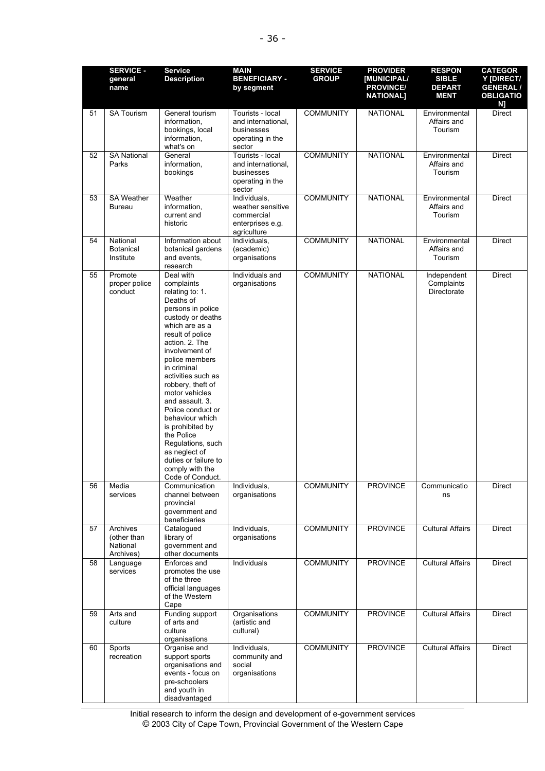| | SERVICE - general name | Service Description | MAIN BENEFICIARY - by segment | SERVICE GROUP | PROVIDER [MUNICIPAL/ PROVINCE/ NATIONAL] | RESPONSIBLE DEPARTMENT | CATEGORY [DIRECT/ GENERAL / OBLIGATION] |
|---|---|---|---|---|---|---|---|
| 51 | SA Tourism | General tourism information, bookings, local information, what's on | Tourists - local and international, businesses operating in the sector | COMMUNITY | NATIONAL | Environmental Affairs and Tourism | Direct |
| 52 | SA National Parks | General information, bookings | Tourists - local and international, businesses operating in the sector | COMMUNITY | NATIONAL | Environmental Affairs and Tourism | Direct |
| 53 | SA Weather Bureau | Weather information, current and historic | Individuals, weather sensitive commercial enterprises e.g. agriculture | COMMUNITY | NATIONAL | Environmental Affairs and Tourism | Direct |
| 54 | National Botanical Institute | Information about botanical gardens and events, research | Individuals, (academic) organisations | COMMUNITY | NATIONAL | Environmental Affairs and Tourism | Direct |
| 55 | Promote proper police conduct | Deal with complaints relating to: 1. Deaths of persons in police custody or deaths which are as a result of police action. 2. The involvement of police members in criminal activities such as robbery, theft of motor vehicles and assault. 3. Police conduct or behaviour which is prohibited by the Police Regulations, such as neglect of duties or failure to comply with the Code of Conduct. | Individuals and organisations | COMMUNITY | NATIONAL | Independent Complaints Directorate | Direct |
| 56 | Media services | Communication channel between provincial government and beneficiaries | Individuals, organisations | COMMUNITY | PROVINCE | Communications | Direct |
| 57 | Archives (other than National Archives) | Catalogued library of government and other documents | Individuals, organisations | COMMUNITY | PROVINCE | Cultural Affairs | Direct |
| 58 | Language services | Enforces and promotes the use of the three official languages of the Western Cape | Individuals | COMMUNITY | PROVINCE | Cultural Affairs | Direct |
| 59 | Arts and culture | Funding support of arts and culture organisations | Organisations (artistic and cultural) | COMMUNITY | PROVINCE | Cultural Affairs | Direct |
| 60 | Sports recreation | Organise and support sports organisations and events - focus on pre-schoolers and youth in disadvantaged | Individuals, community and social organisations | COMMUNITY | PROVINCE | Cultural Affairs | Direct |

Initial research to inform the design and development of e-government services
© 2003 City of Cape Town, Provincial Government of the Western Cape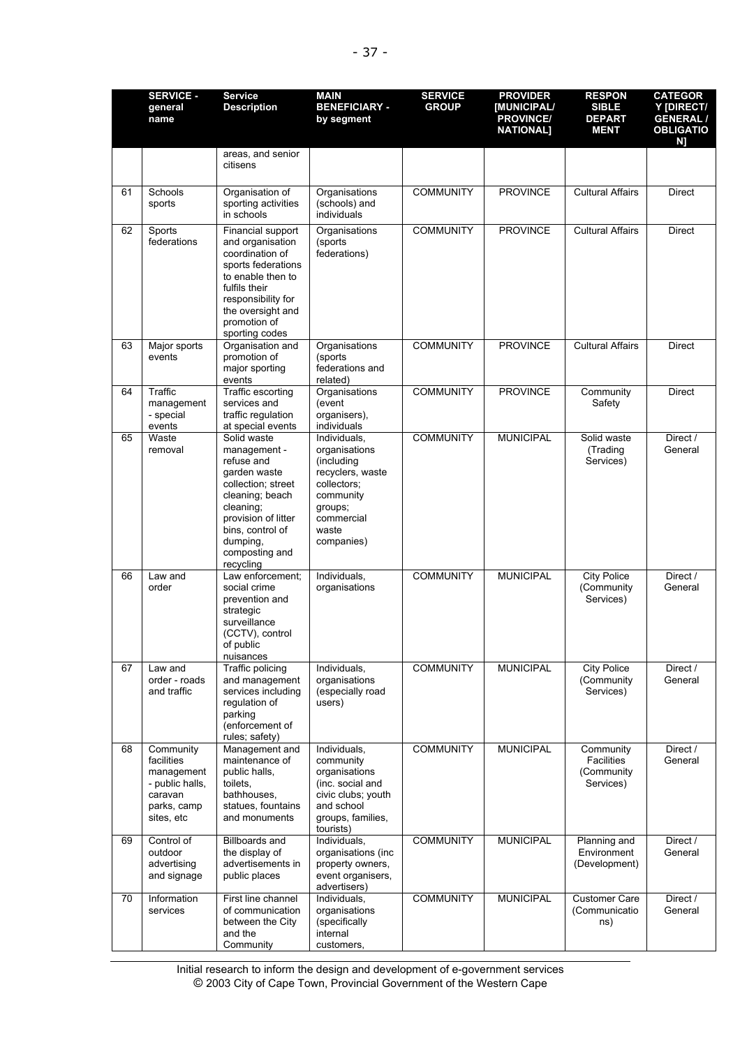|  | SERVICE - general name | Service Description | MAIN BENEFICIARY - by segment | SERVICE GROUP | PROVIDER [MUNICIPAL/ PROVINCE/ NATIONAL] | RESPONSIBLE DEPARTMENT | CATEGORY [DIRECT/ GENERAL / OBLIGATION] |
|---|---|---|---|---|---|---|---|
|  |  | areas, and senior citisens |  |  |  |  |  |
| 61 | Schools sports | Organisation of sporting activities in schools | Organisations (schools) and individuals | COMMUNITY | PROVINCE | Cultural Affairs | Direct |
| 62 | Sports federations | Financial support and organisation coordination of sports federations to enable then to fulfils their responsibility for the oversight and promotion of sporting codes | Organisations (sports federations) | COMMUNITY | PROVINCE | Cultural Affairs | Direct |
| 63 | Major sports events | Organisation and promotion of major sporting events | Organisations (sports federations and related) | COMMUNITY | PROVINCE | Cultural Affairs | Direct |
| 64 | Traffic management - special events | Traffic escorting services and traffic regulation at special events | Organisations (event organisers), individuals | COMMUNITY | PROVINCE | Community Safety | Direct |
| 65 | Waste removal | Solid waste management - refuse and garden waste collection; street cleaning; beach cleaning; provision of litter bins, control of dumping, composting and recycling | Individuals, organisations (including recyclers, waste collectors; community groups; commercial waste companies) | COMMUNITY | MUNICIPAL | Solid waste (Trading Services) | Direct / General |
| 66 | Law and order | Law enforcement; social crime prevention and strategic surveillance (CCTV), control of public nuisances | Individuals, organisations | COMMUNITY | MUNICIPAL | City Police (Community Services) | Direct / General |
| 67 | Law and order - roads and traffic | Traffic policing and management services including regulation of parking (enforcement of rules; safety) | Individuals, organisations (especially road users) | COMMUNITY | MUNICIPAL | City Police (Community Services) | Direct / General |
| 68 | Community facilities management - public halls, caravan parks, camp sites, etc | Management and maintenance of public halls, toilets, bathhouses, statues, fountains and monuments | Individuals, community organisations (inc. social and civic clubs; youth and school groups, families, tourists) | COMMUNITY | MUNICIPAL | Community Facilities (Community Services) | Direct / General |
| 69 | Control of outdoor advertising and signage | Billboards and the display of advertisements in public places | Individuals, organisations (inc property owners, event organisers, advertisers) | COMMUNITY | MUNICIPAL | Planning and Environment (Development) | Direct / General |
| 70 | Information services | First line channel of communication between the City and the Community | Individuals, organisations (specifically internal customers, | COMMUNITY | MUNICIPAL | Customer Care (Communications) | Direct / General |

Initial research to inform the design and development of e-government services
© 2003 City of Cape Town, Provincial Government of the Western Cape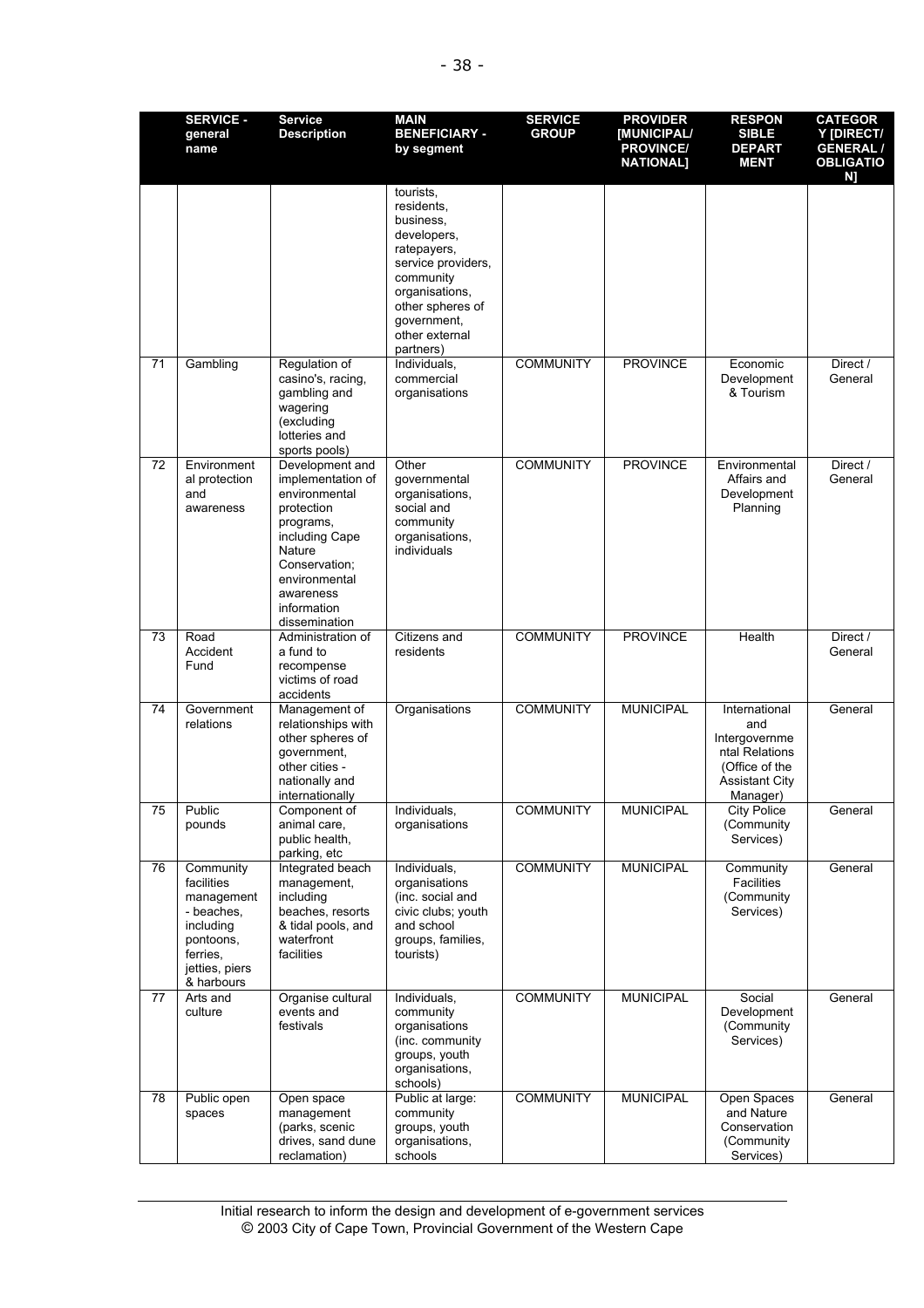|  | SERVICE - general name | Service Description | MAIN BENEFICIARY - by segment | SERVICE GROUP | PROVIDER [MUNICIPAL/ PROVINCE/ NATIONAL] | RESPONSIBLE DEPARTMENT | CATEGORY [DIRECT/ GENERAL / OBLIGATION] |
|---|---|---|---|---|---|---|---|
|  |  |  | tourists, residents, business, developers, ratepayers, service providers, community organisations, other spheres of government, other external partners) |  |  |  |  |
| 71 | Gambling | Regulation of casino's, racing, gambling and wagering (excluding lotteries and sports pools) | Individuals, commercial organisations | COMMUNITY | PROVINCE | Economic Development & Tourism | Direct / General |
| 72 | Environmental protection and awareness | Development and implementation of environmental protection programs, including Cape Nature Conservation; environmental awareness information dissemination | Other governmental organisations, social and community organisations, individuals | COMMUNITY | PROVINCE | Environmental Affairs and Development Planning | Direct / General |
| 73 | Road Accident Fund | Administration of a fund to recompense victims of road accidents | Citizens and residents | COMMUNITY | PROVINCE | Health | Direct / General |
| 74 | Government relations | Management of relationships with other spheres of government, other cities - nationally and internationally | Organisations | COMMUNITY | MUNICIPAL | International and Intergovernmental Relations (Office of the Assistant City Manager) | General |
| 75 | Public pounds | Component of animal care, public health, parking, etc | Individuals, organisations | COMMUNITY | MUNICIPAL | City Police (Community Services) | General |
| 76 | Community facilities management - beaches, including pontoons, ferries, jetties, piers & harbours | Integrated beach management, including beaches, resorts & tidal pools, and waterfront facilities | Individuals, organisations (inc. social and civic clubs; youth and school groups, families, tourists) | COMMUNITY | MUNICIPAL | Community Facilities (Community Services) | General |
| 77 | Arts and culture | Organise cultural events and festivals | Individuals, community organisations (inc. community groups, youth organisations, schools) | COMMUNITY | MUNICIPAL | Social Development (Community Services) | General |
| 78 | Public open spaces | Open space management (parks, scenic drives, sand dune reclamation) | Public at large: community groups, youth organisations, schools | COMMUNITY | MUNICIPAL | Open Spaces and Nature Conservation (Community Services) | General |

Initial research to inform the design and development of e-government services
© 2003 City of Cape Town, Provincial Government of the Western Cape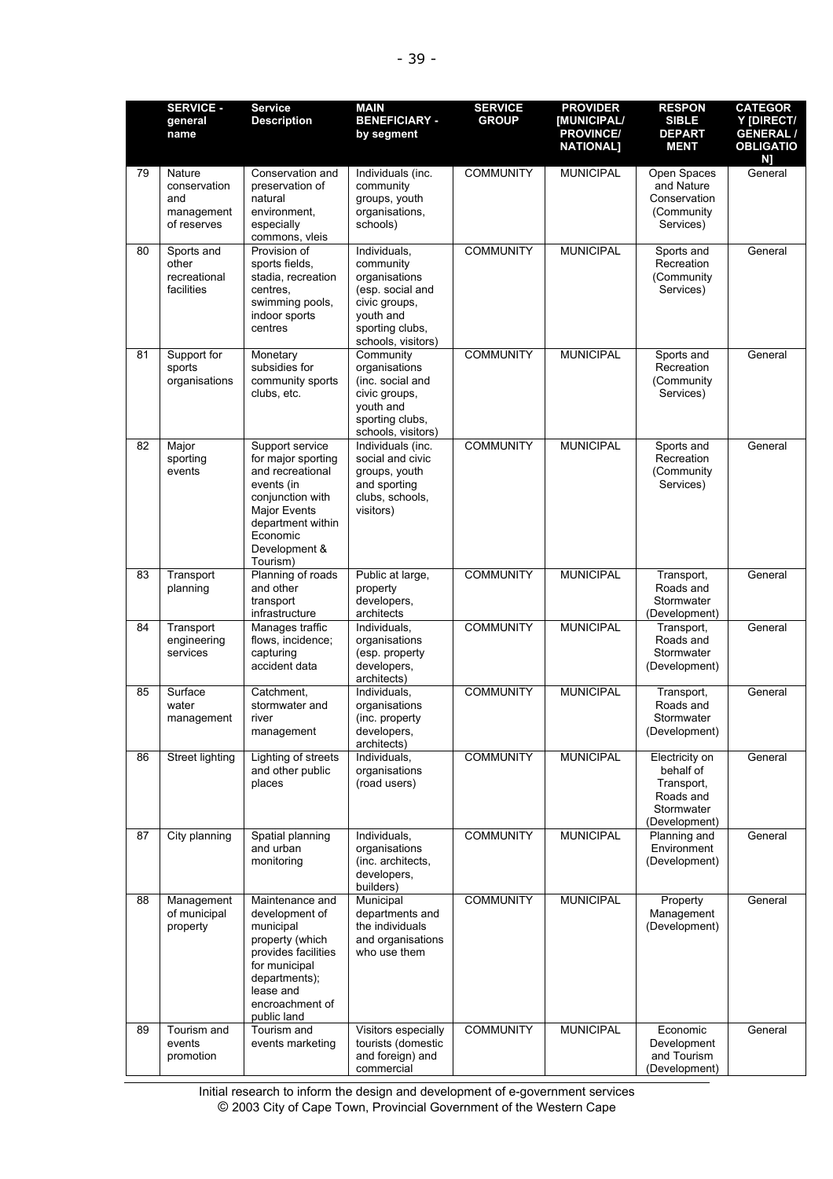| | SERVICE - general name | Service Description | MAIN BENEFICIARY - by segment | SERVICE GROUP | PROVIDER [MUNICIPAL/ PROVINCE/ NATIONAL] | RESPONSIBLE DEPARTMENT | CATEGORY [DIRECT/ GENERAL / OBLIGATION] |
|---|---|---|---|---|---|---|---|
| 79 | Nature conservation and management of reserves | Conservation and preservation of natural environment, especially commons, vleis | Individuals (inc. community groups, youth organisations, schools) | COMMUNITY | MUNICIPAL | Open Spaces and Nature Conservation (Community Services) | General |
| 80 | Sports and other recreational facilities | Provision of sports fields, stadia, recreation centres, swimming pools, indoor sports centres | Individuals, community organisations (esp. social and civic groups, youth and sporting clubs, schools, visitors) | COMMUNITY | MUNICIPAL | Sports and Recreation (Community Services) | General |
| 81 | Support for sports organisations | Monetary subsidies for community sports clubs, etc. | Community organisations (inc. social and civic groups, youth and sporting clubs, schools, visitors) | COMMUNITY | MUNICIPAL | Sports and Recreation (Community Services) | General |
| 82 | Major sporting events | Support service for major sporting and recreational events (in conjunction with Major Events department within Economic Development & Tourism) | Individuals (inc. social and civic groups, youth and sporting clubs, schools, visitors) | COMMUNITY | MUNICIPAL | Sports and Recreation (Community Services) | General |
| 83 | Transport planning | Planning of roads and other transport infrastructure | Public at large, property developers, architects | COMMUNITY | MUNICIPAL | Transport, Roads and Stormwater (Development) | General |
| 84 | Transport engineering services | Manages traffic flows, incidence; capturing accident data | Individuals, organisations (esp. property developers, architects) | COMMUNITY | MUNICIPAL | Transport, Roads and Stormwater (Development) | General |
| 85 | Surface water management | Catchment, stormwater and river management | Individuals, organisations (inc. property developers, architects) | COMMUNITY | MUNICIPAL | Transport, Roads and Stormwater (Development) | General |
| 86 | Street lighting | Lighting of streets and other public places | Individuals, organisations (road users) | COMMUNITY | MUNICIPAL | Electricity on behalf of Transport, Roads and Stormwater (Development) | General |
| 87 | City planning | Spatial planning and urban monitoring | Individuals, organisations (inc. architects, developers, builders) | COMMUNITY | MUNICIPAL | Planning and Environment (Development) | General |
| 88 | Management of municipal property | Maintenance and development of municipal property (which provides facilities for municipal departments); lease and encroachment of public land | Municipal departments and the individuals and organisations who use them | COMMUNITY | MUNICIPAL | Property Management (Development) | General |
| 89 | Tourism and events promotion | Tourism and events marketing | Visitors especially tourists (domestic and foreign) and commercial | COMMUNITY | MUNICIPAL | Economic Development and Tourism (Development) | General |

Initial research to inform the design and development of e-government services
© 2003 City of Cape Town, Provincial Government of the Western Cape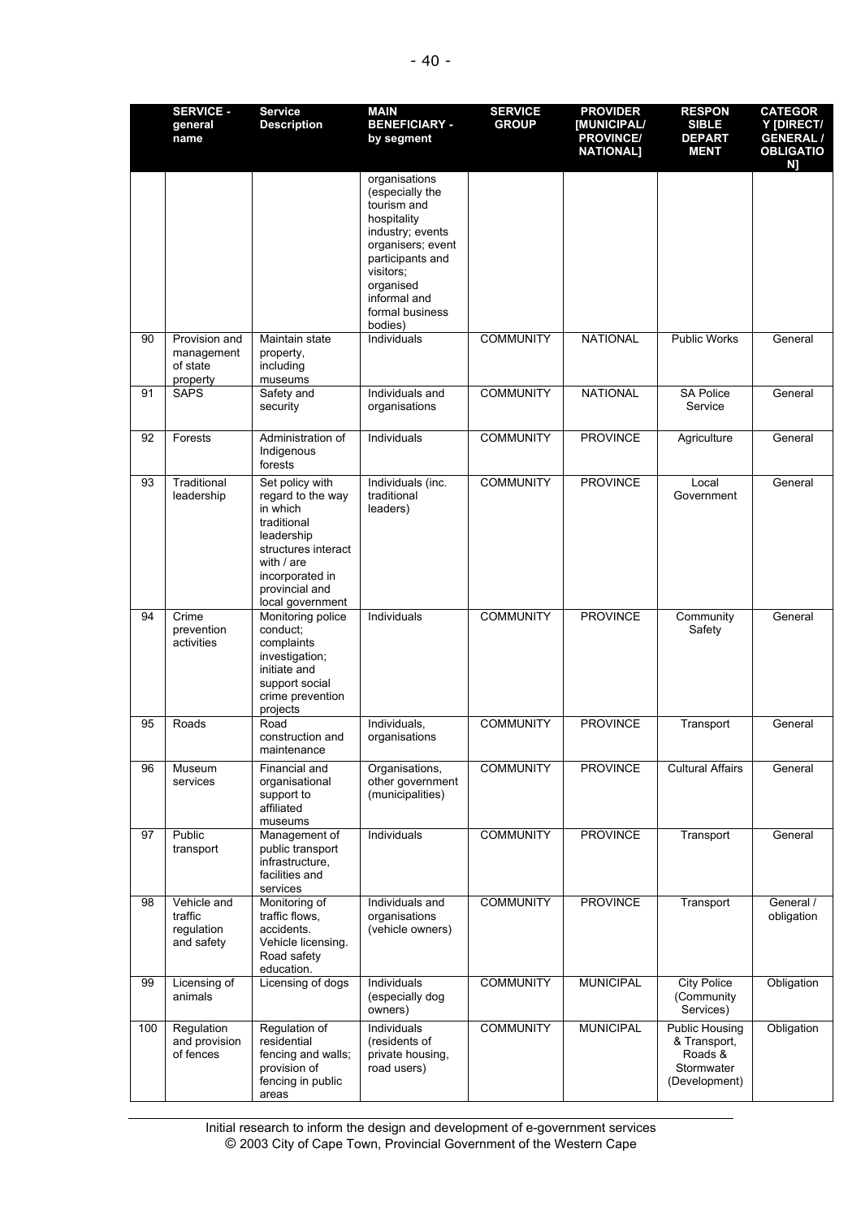|  | SERVICE - general name | Service Description | MAIN BENEFICIARY - by segment | SERVICE GROUP | PROVIDER [MUNICIPAL/ PROVINCE/ NATIONAL] | RESPONSIBLE DEPARTMENT | CATEGORY [DIRECT/ GENERAL / OBLIGATION] |
|---|---|---|---|---|---|---|---|
|  |  |  | organisations (especially the tourism and hospitality industry; events organisers; event participants and visitors; organised informal and formal business bodies) |  |  |  |  |
| 90 | Provision and management of state property | Maintain state property, including museums | Individuals | COMMUNITY | NATIONAL | Public Works | General |
| 91 | SAPS | Safety and security | Individuals and organisations | COMMUNITY | NATIONAL | SA Police Service | General |
| 92 | Forests | Administration of Indigenous forests | Individuals | COMMUNITY | PROVINCE | Agriculture | General |
| 93 | Traditional leadership | Set policy with regard to the way in which traditional leadership structures interact with / are incorporated in provincial and local government | Individuals (inc. traditional leaders) | COMMUNITY | PROVINCE | Local Government | General |
| 94 | Crime prevention activities | Monitoring police conduct; complaints investigation; initiate and support social crime prevention projects | Individuals | COMMUNITY | PROVINCE | Community Safety | General |
| 95 | Roads | Road construction and maintenance | Individuals, organisations | COMMUNITY | PROVINCE | Transport | General |
| 96 | Museum services | Financial and organisational support to affiliated museums | Organisations, other government (municipalities) | COMMUNITY | PROVINCE | Cultural Affairs | General |
| 97 | Public transport | Management of public transport infrastructure, facilities and services | Individuals | COMMUNITY | PROVINCE | Transport | General |
| 98 | Vehicle and traffic regulation and safety | Monitoring of traffic flows, accidents. Vehicle licensing. Road safety education. | Individuals and organisations (vehicle owners) | COMMUNITY | PROVINCE | Transport | General / obligation |
| 99 | Licensing of animals | Licensing of dogs | Individuals (especially dog owners) | COMMUNITY | MUNICIPAL | City Police (Community Services) | Obligation |
| 100 | Regulation and provision of fences | Regulation of residential fencing and walls; provision of fencing in public areas | Individuals (residents of private housing, road users) | COMMUNITY | MUNICIPAL | Public Housing & Transport, Roads & Stormwater (Development) | Obligation |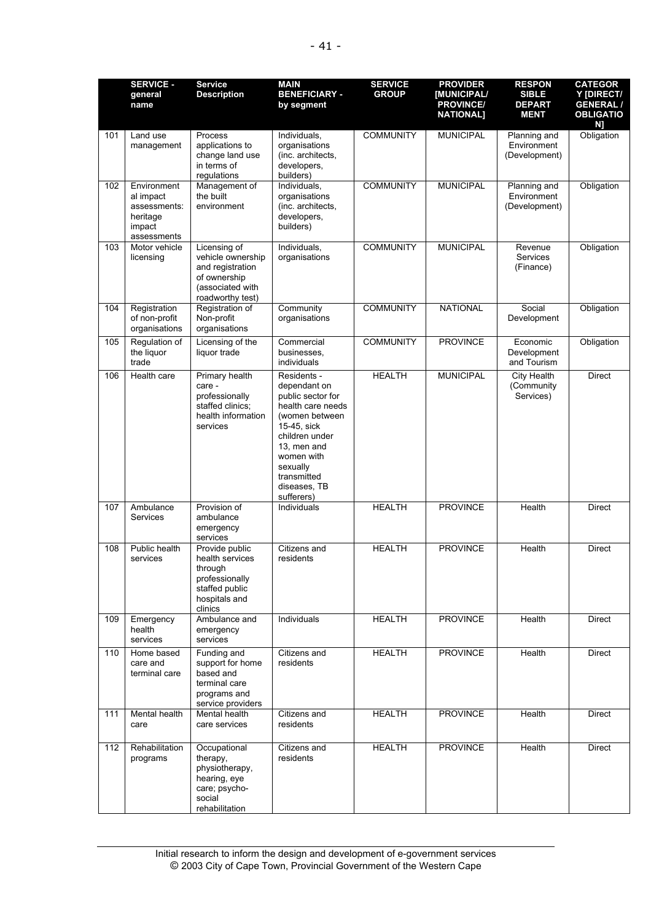| | SERVICE - general name | Service Description | MAIN BENEFICIARY - by segment | SERVICE GROUP | PROVIDER [MUNICIPAL/ PROVINCE/ NATIONAL] | RESPONSIBLE DEPARTMENT | CATEGORY [DIRECT/ GENERAL / OBLIGATION] |
|---|---|---|---|---|---|---|---|
| 101 | Land use management | Process applications to change land use in terms of regulations | Individuals, organisations (inc. architects, developers, builders) | COMMUNITY | MUNICIPAL | Planning and Environment (Development) | Obligation |
| 102 | Environmental impact assessments: heritage impact assessments | Management of the built environment | Individuals, organisations (inc. architects, developers, builders) | COMMUNITY | MUNICIPAL | Planning and Environment (Development) | Obligation |
| 103 | Motor vehicle licensing | Licensing of vehicle ownership and registration of ownership (associated with roadworthy test) | Individuals, organisations | COMMUNITY | MUNICIPAL | Revenue Services (Finance) | Obligation |
| 104 | Registration of non-profit organisations | Registration of Non-profit organisations | Community organisations | COMMUNITY | NATIONAL | Social Development | Obligation |
| 105 | Regulation of the liquor trade | Licensing of the liquor trade | Commercial businesses, individuals | COMMUNITY | PROVINCE | Economic Development and Tourism | Obligation |
| 106 | Health care | Primary health care - professionally staffed clinics; health information services | Residents - dependant on public sector for health care needs (women between 15-45, sick children under 13, men and women with sexually transmitted diseases, TB sufferers) | HEALTH | MUNICIPAL | City Health (Community Services) | Direct |
| 107 | Ambulance Services | Provision of ambulance emergency services | Individuals | HEALTH | PROVINCE | Health | Direct |
| 108 | Public health services | Provide public health services through professionally staffed public hospitals and clinics | Citizens and residents | HEALTH | PROVINCE | Health | Direct |
| 109 | Emergency health services | Ambulance and emergency services | Individuals | HEALTH | PROVINCE | Health | Direct |
| 110 | Home based care and terminal care | Funding and support for home based and terminal care programs and service providers | Citizens and residents | HEALTH | PROVINCE | Health | Direct |
| 111 | Mental health care | Mental health care services | Citizens and residents | HEALTH | PROVINCE | Health | Direct |
| 112 | Rehabilitation programs | Occupational therapy, physiotherapy, hearing, eye care; psycho-social rehabilitation | Citizens and residents | HEALTH | PROVINCE | Health | Direct |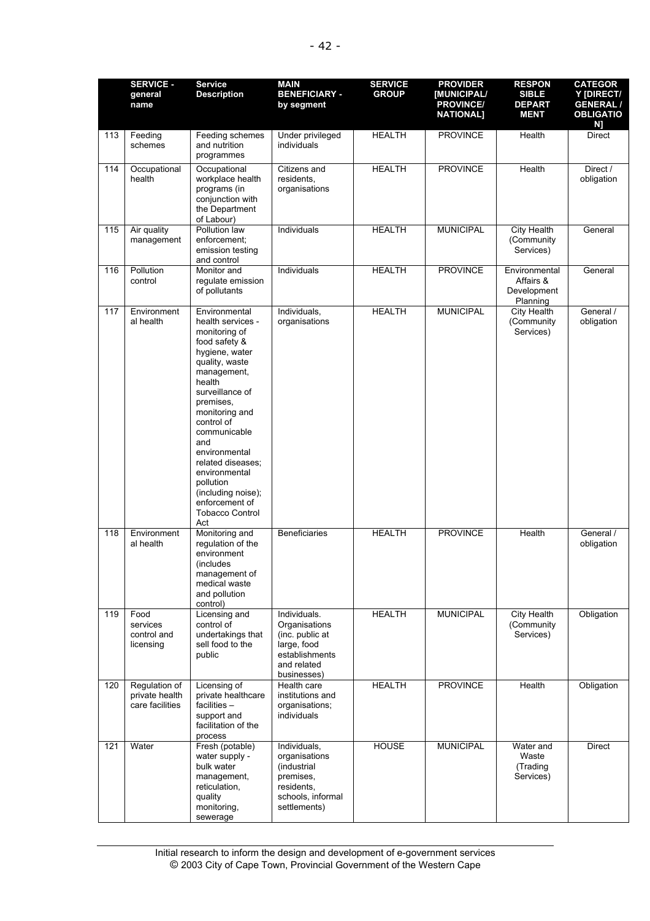| | SERVICE - general name | Service Description | MAIN BENEFICIARY - by segment | SERVICE GROUP | PROVIDER [MUNICIPAL/ PROVINCE/ NATIONAL] | RESPONSIBLE DEPARTMENT | CATEGORY [DIRECT/ GENERAL / OBLIGATION] |
|---|---|---|---|---|---|---|---|
| 113 | Feeding schemes | Feeding schemes and nutrition programmes | Under privileged individuals | HEALTH | PROVINCE | Health | Direct |
| 114 | Occupational health | Occupational workplace health programs (in conjunction with the Department of Labour) | Citizens and residents, organisations | HEALTH | PROVINCE | Health | Direct / obligation |
| 115 | Air quality management | Pollution law enforcement; emission testing and control | Individuals | HEALTH | MUNICIPAL | City Health (Community Services) | General |
| 116 | Pollution control | Monitor and regulate emission of pollutants | Individuals | HEALTH | PROVINCE | Environmental Affairs & Development Planning | General |
| 117 | Environmental health | Environmental health services - monitoring of food safety & hygiene, water quality, waste management, health surveillance of premises, monitoring and control of communicable and environmental related diseases; environmental pollution (including noise); enforcement of Tobacco Control Act | Individuals, organisations | HEALTH | MUNICIPAL | City Health (Community Services) | General / obligation |
| 118 | Environmental health | Monitoring and regulation of the environment (includes management of medical waste and pollution control) | Beneficiaries | HEALTH | PROVINCE | Health | General / obligation |
| 119 | Food services control and licensing | Licensing and control of undertakings that sell food to the public | Individuals. Organisations (inc. public at large, food establishments and related businesses) | HEALTH | MUNICIPAL | City Health (Community Services) | Obligation |
| 120 | Regulation of private health care facilities | Licensing of private healthcare facilities – support and facilitation of the process | Health care institutions and organisations; individuals | HEALTH | PROVINCE | Health | Obligation |
| 121 | Water | Fresh (potable) water supply - bulk water management, reticulation, quality monitoring, sewerage | Individuals, organisations (industrial premises, residents, schools, informal settlements) | HOUSE | MUNICIPAL | Water and Waste (Trading Services) | Direct |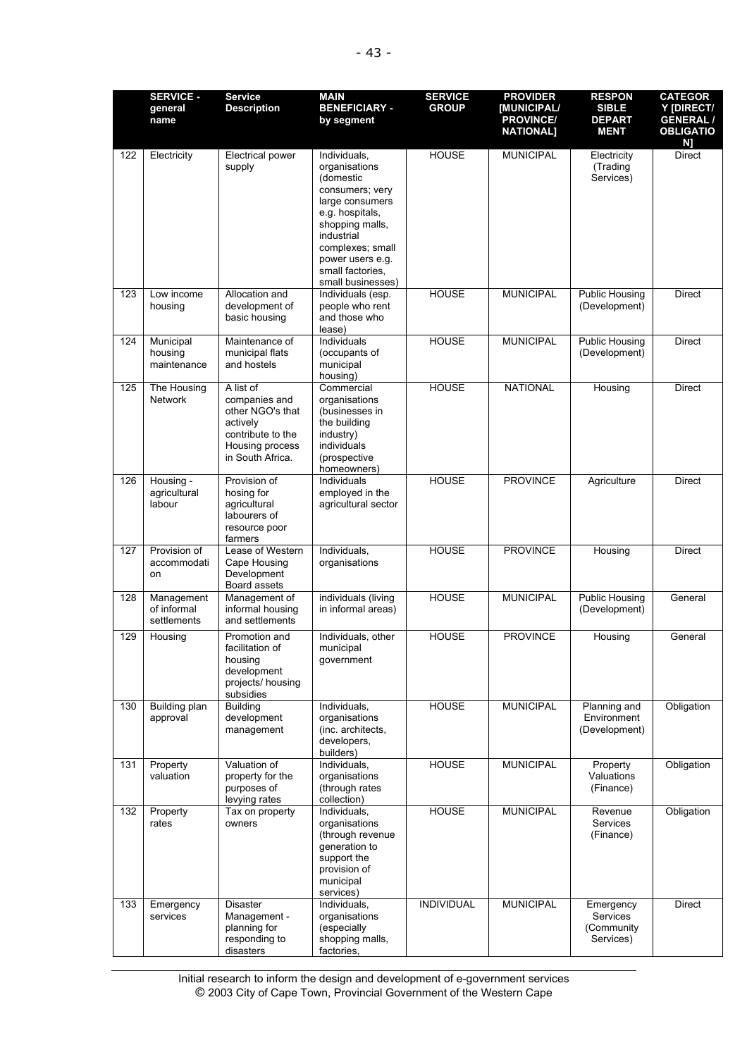| | SERVICE - general name | Service Description | MAIN BENEFICIARY - by segment | SERVICE GROUP | PROVIDER [MUNICIPAL/ PROVINCE/ NATIONAL] | RESPONSIBLE DEPARTMENT | CATEGORY [DIRECT/ GENERAL / OBLIGATION] |
|---|---|---|---|---|---|---|---|
| 122 | Electricity | Electrical power supply | Individuals, organisations (domestic consumers; very large consumers e.g. hospitals, shopping malls, industrial complexes; small power users e.g. small factories, small businesses) | HOUSE | MUNICIPAL | Electricity (Trading Services) | Direct |
| 123 | Low income housing | Allocation and development of basic housing | Individuals (esp. people who rent and those who lease) | HOUSE | MUNICIPAL | Public Housing (Development) | Direct |
| 124 | Municipal housing maintenance | Maintenance of municipal flats and hostels | Individuals (occupants of municipal housing) | HOUSE | MUNICIPAL | Public Housing (Development) | Direct |
| 125 | The Housing Network | A list of companies and other NGO's that actively contribute to the Housing process in South Africa. | Commercial organisations (businesses in the building industry) individuals (prospective homeowners) | HOUSE | NATIONAL | Housing | Direct |
| 126 | Housing - agricultural labour | Provision of hosing for agricultural labourers of resource poor farmers | Individuals employed in the agricultural sector | HOUSE | PROVINCE | Agriculture | Direct |
| 127 | Provision of accommodation | Lease of Western Cape Housing Development Board assets | Individuals, organisations | HOUSE | PROVINCE | Housing | Direct |
| 128 | Management of informal settlements | Management of informal housing and settlements | individuals (living in informal areas) | HOUSE | MUNICIPAL | Public Housing (Development) | General |
| 129 | Housing | Promotion and facilitation of housing development projects/ housing subsidies | Individuals, other municipal government | HOUSE | PROVINCE | Housing | General |
| 130 | Building plan approval | Building development management | Individuals, organisations (inc. architects, developers, builders) | HOUSE | MUNICIPAL | Planning and Environment (Development) | Obligation |
| 131 | Property valuation | Valuation of property for the purposes of levying rates | Individuals, organisations (through rates collection) | HOUSE | MUNICIPAL | Property Valuations (Finance) | Obligation |
| 132 | Property rates | Tax on property owners | Individuals, organisations (through revenue generation to support the provision of municipal services) | HOUSE | MUNICIPAL | Revenue Services (Finance) | Obligation |
| 133 | Emergency services | Disaster Management - planning for responding to disasters | Individuals, organisations (especially shopping malls, factories, | INDIVIDUAL | MUNICIPAL | Emergency Services (Community Services) | Direct |

Initial research to inform the design and development of e-government services
© 2003 City of Cape Town, Provincial Government of the Western Cape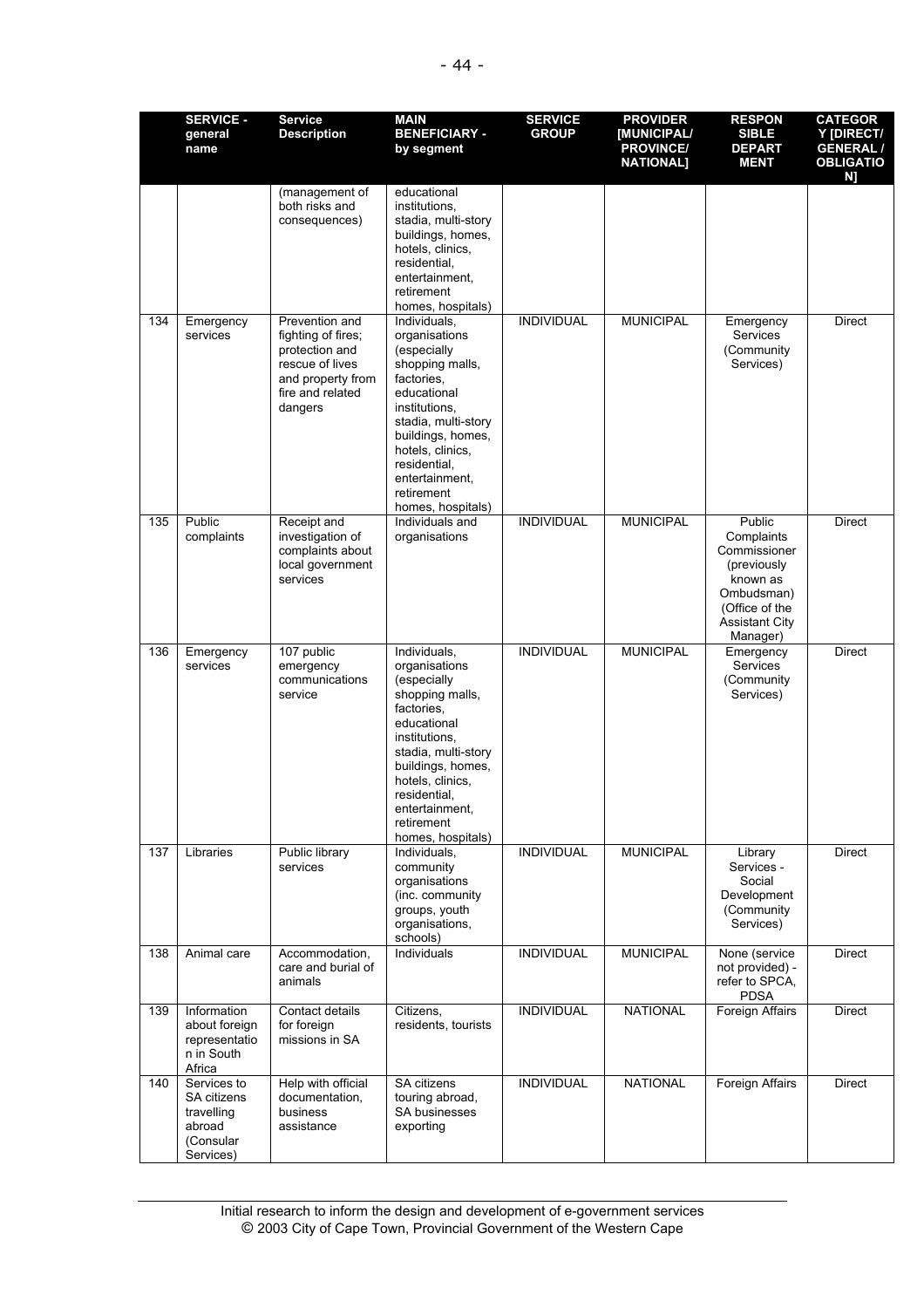| | SERVICE - general name | Service Description | MAIN BENEFICIARY - by segment | SERVICE GROUP | PROVIDER [MUNICIPAL/ PROVINCE/ NATIONAL] | RESPONSIBLE DEPARTMENT | CATEGORY [DIRECT/ GENERAL / OBLIGATION] |
|---|---|---|---|---|---|---|---|
| | | (management of both risks and consequences) | educational institutions, stadia, multi-story buildings, homes, hotels, clinics, residential, entertainment, retirement homes, hospitals) | | | | |
| 134 | Emergency services | Prevention and fighting of fires; protection and rescue of lives and property from fire and related dangers | Individuals, organisations (especially shopping malls, factories, educational institutions, stadia, multi-story buildings, homes, hotels, clinics, residential, entertainment, retirement homes, hospitals) | INDIVIDUAL | MUNICIPAL | Emergency Services (Community Services) | Direct |
| 135 | Public complaints | Receipt and investigation of complaints about local government services | Individuals and organisations | INDIVIDUAL | MUNICIPAL | Public Complaints Commissioner (previously known as Ombudsman) (Office of the Assistant City Manager) | Direct |
| 136 | Emergency services | 107 public emergency communications service | Individuals, organisations (especially shopping malls, factories, educational institutions, stadia, multi-story buildings, homes, hotels, clinics, residential, entertainment, retirement homes, hospitals) | INDIVIDUAL | MUNICIPAL | Emergency Services (Community Services) | Direct |
| 137 | Libraries | Public library services | Individuals, community organisations (inc. community groups, youth organisations, schools) | INDIVIDUAL | MUNICIPAL | Library Services - Social Development (Community Services) | Direct |
| 138 | Animal care | Accommodation, care and burial of animals | Individuals | INDIVIDUAL | MUNICIPAL | None (service not provided) - refer to SPCA, PDSA | Direct |
| 139 | Information about foreign representation in South Africa | Contact details for foreign missions in SA | Citizens, residents, tourists | INDIVIDUAL | NATIONAL | Foreign Affairs | Direct |
| 140 | Services to SA citizens travelling abroad (Consular Services) | Help with official documentation, business assistance | SA citizens touring abroad, SA businesses exporting | INDIVIDUAL | NATIONAL | Foreign Affairs | Direct |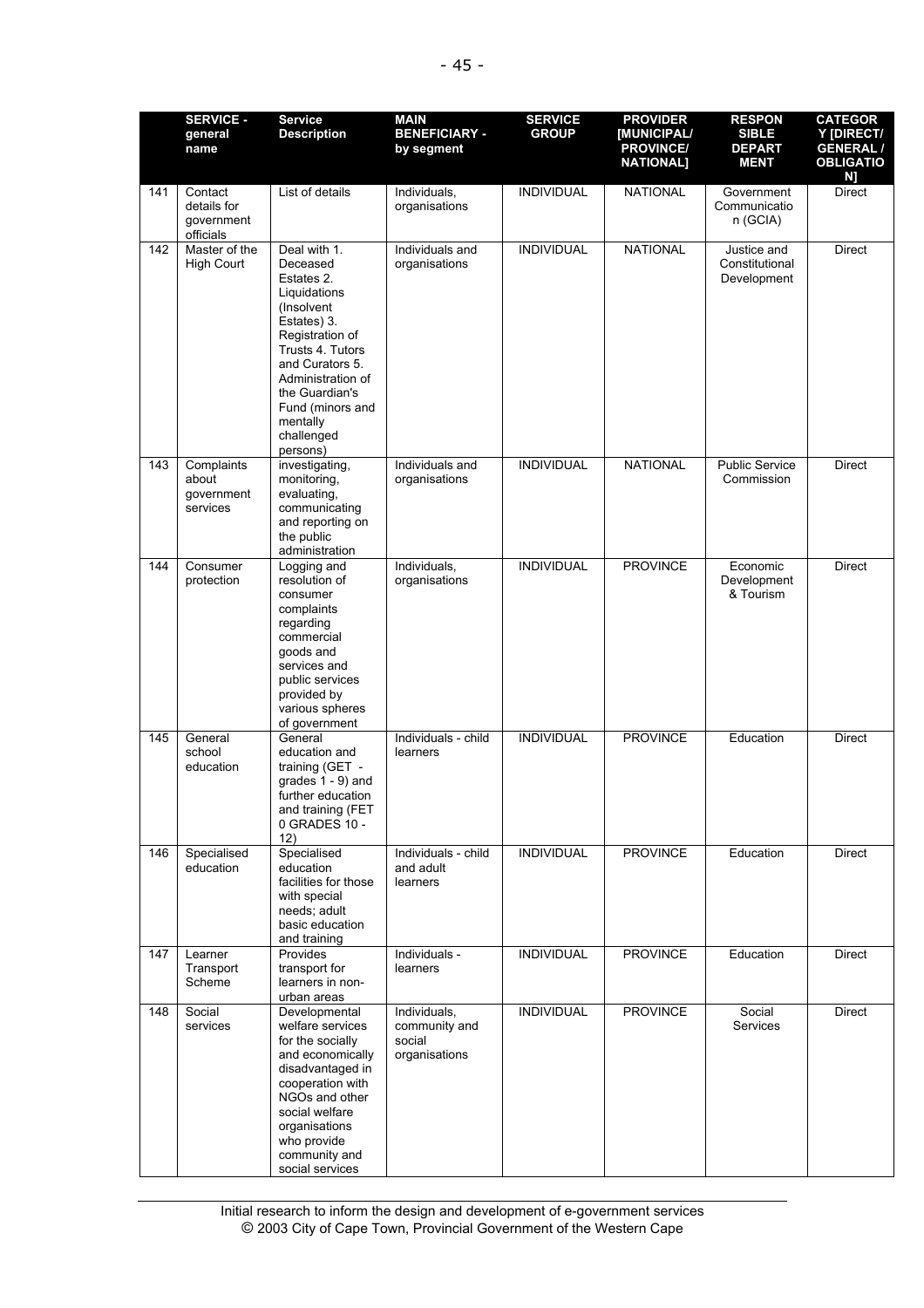| | SERVICE - general name | Service Description | MAIN BENEFICIARY - by segment | SERVICE GROUP | PROVIDER [MUNICIPAL/ PROVINCE/ NATIONAL] | RESPONSIBLE DEPARTMENT | CATEGORY [DIRECT/ GENERAL / OBLIGATION] |
|---|---|---|---|---|---|---|---|
| 141 | Contact details for government officials | List of details | Individuals, organisations | INDIVIDUAL | NATIONAL | Government Communication (GCIA) | Direct |
| 142 | Master of the High Court | Deal with 1. Deceased Estates 2. Liquidations (Insolvent Estates) 3. Registration of Trusts 4. Tutors and Curators 5. Administration of the Guardian's Fund (minors and mentally challenged persons) | Individuals and organisations | INDIVIDUAL | NATIONAL | Justice and Constitutional Development | Direct |
| 143 | Complaints about government services | investigating, monitoring, evaluating, communicating and reporting on the public administration | Individuals and organisations | INDIVIDUAL | NATIONAL | Public Service Commission | Direct |
| 144 | Consumer protection | Logging and resolution of consumer complaints regarding commercial goods and services and public services provided by various spheres of government | Individuals, organisations | INDIVIDUAL | PROVINCE | Economic Development & Tourism | Direct |
| 145 | General school education | General education and training (GET - grades 1 - 9) and further education and training (FET 0 GRADES 10 - 12) | Individuals - child learners | INDIVIDUAL | PROVINCE | Education | Direct |
| 146 | Specialised education | Specialised education facilities for those with special needs; adult basic education and training | Individuals - child and adult learners | INDIVIDUAL | PROVINCE | Education | Direct |
| 147 | Learner Transport Scheme | Provides transport for learners in non-urban areas | Individuals - learners | INDIVIDUAL | PROVINCE | Education | Direct |
| 148 | Social services | Developmental welfare services for the socially and economically disadvantaged in cooperation with NGOs and other social welfare organisations who provide community and social services | Individuals, community and social organisations | INDIVIDUAL | PROVINCE | Social Services | Direct |

Initial research to inform the design and development of e-government services
© 2003 City of Cape Town, Provincial Government of the Western Cape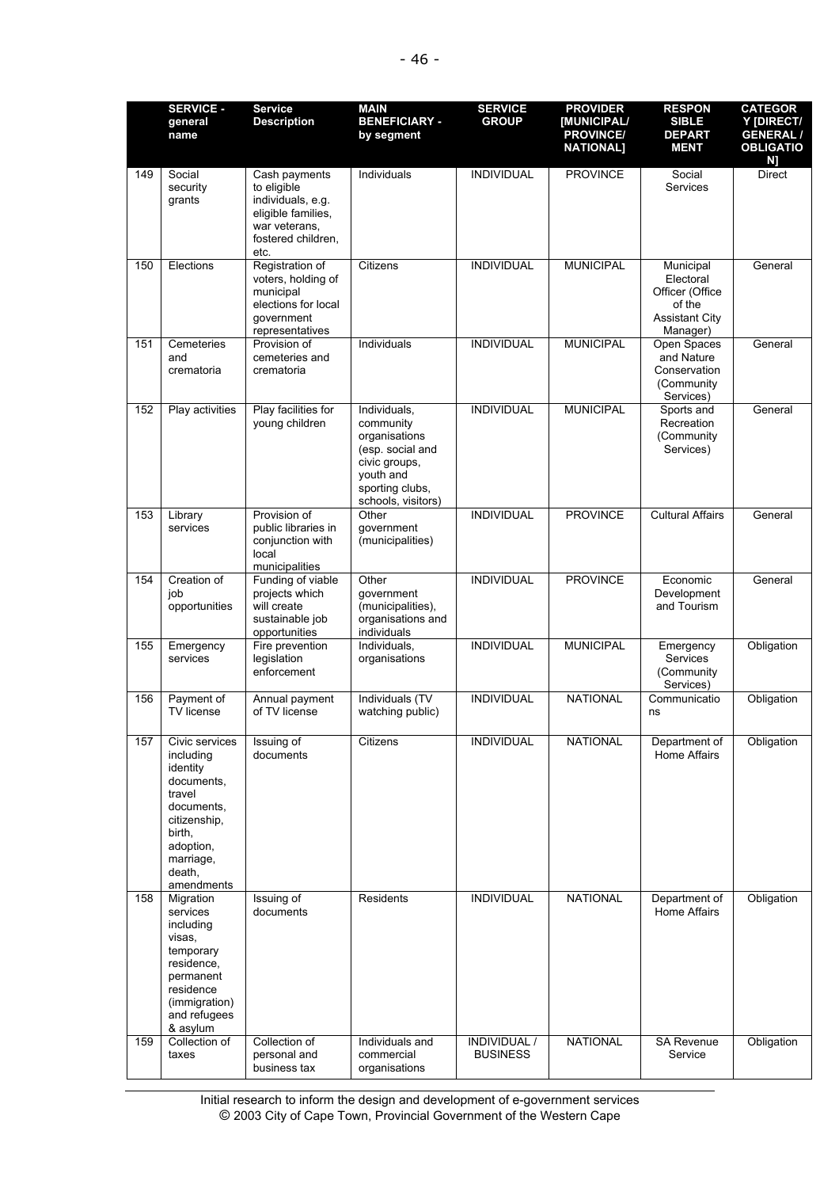| | SERVICE - general name | Service Description | MAIN BENEFICIARY - by segment | SERVICE GROUP | PROVIDER [MUNICIPAL/ PROVINCE/ NATIONAL] | RESPONSIBLE DEPARTMENT | CATEGORY [DIRECT/ GENERAL / OBLIGATION] |
|---|---|---|---|---|---|---|---|
| 149 | Social security grants | Cash payments to eligible individuals, e.g. eligible families, war veterans, fostered children, etc. | Individuals | INDIVIDUAL | PROVINCE | Social Services | Direct |
| 150 | Elections | Registration of voters, holding of municipal elections for local government representatives | Citizens | INDIVIDUAL | MUNICIPAL | Municipal Electoral Officer (Office of the Assistant City Manager) | General |
| 151 | Cemeteries and crematoria | Provision of cemeteries and crematoria | Individuals | INDIVIDUAL | MUNICIPAL | Open Spaces and Nature Conservation (Community Services) | General |
| 152 | Play activities | Play facilities for young children | Individuals, community organisations (esp. social and civic groups, youth and sporting clubs, schools, visitors) | INDIVIDUAL | MUNICIPAL | Sports and Recreation (Community Services) | General |
| 153 | Library services | Provision of public libraries in conjunction with local municipalities | Other government (municipalities) | INDIVIDUAL | PROVINCE | Cultural Affairs | General |
| 154 | Creation of job opportunities | Funding of viable projects which will create sustainable job opportunities | Other government (municipalities), organisations and individuals | INDIVIDUAL | PROVINCE | Economic Development and Tourism | General |
| 155 | Emergency services | Fire prevention legislation enforcement | Individuals, organisations | INDIVIDUAL | MUNICIPAL | Emergency Services (Community Services) | Obligation |
| 156 | Payment of TV license | Annual payment of TV license | Individuals (TV watching public) | INDIVIDUAL | NATIONAL | Communications | Obligation |
| 157 | Civic services including identity documents, travel documents, citizenship, birth, adoption, marriage, death, amendments | Issuing of documents | Citizens | INDIVIDUAL | NATIONAL | Department of Home Affairs | Obligation |
| 158 | Migration services including visas, temporary residence, permanent residence (immigration) and refugees & asylum | Issuing of documents | Residents | INDIVIDUAL | NATIONAL | Department of Home Affairs | Obligation |
| 159 | Collection of taxes | Collection of personal and business tax | Individuals and commercial organisations | INDIVIDUAL / BUSINESS | NATIONAL | SA Revenue Service | Obligation |

Initial research to inform the design and development of e-government services
© 2003 City of Cape Town, Provincial Government of the Western Cape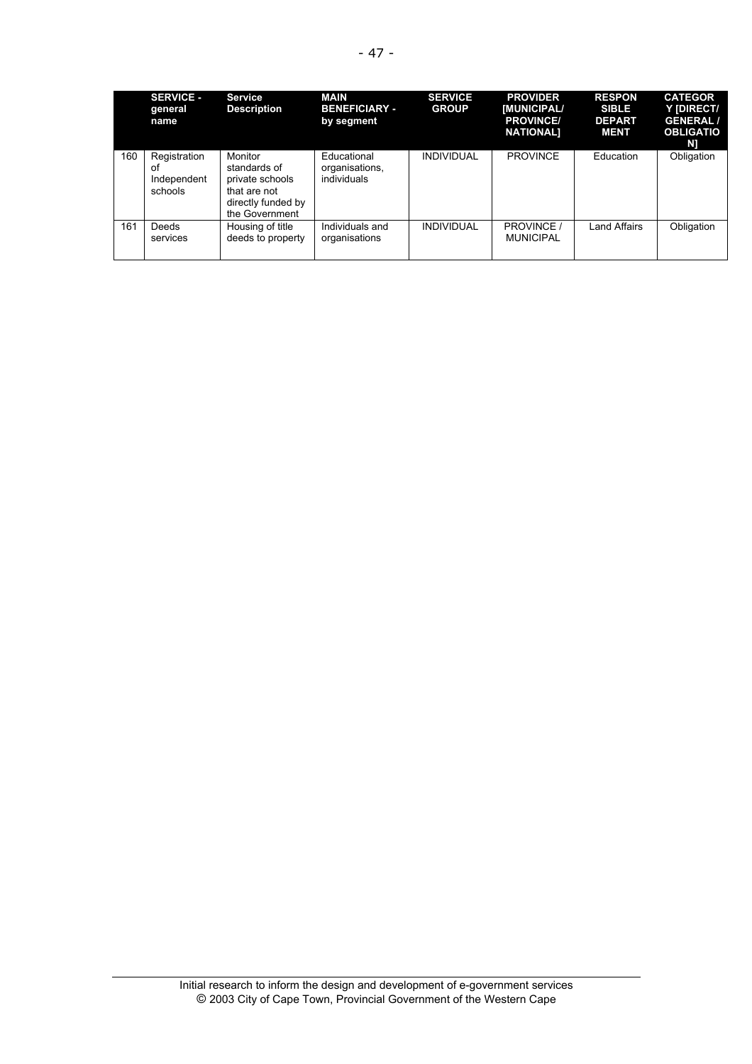| | SERVICE - general name | Service Description | MAIN BENEFICIARY - by segment | SERVICE GROUP | PROVIDER [MUNICIPAL/ PROVINCE/ NATIONAL] | RESPONSIBLE DEPARTMENT | CATEGORY [DIRECT/ GENERAL / OBLIGATION] |
|---|---|---|---|---|---|---|---|
| 160 | Registration of Independent schools | Monitor standards of private schools that are not directly funded by the Government | Educational organisations, individuals | INDIVIDUAL | PROVINCE | Education | Obligation |
| 161 | Deeds services | Housing of title deeds to property | Individuals and organisations | INDIVIDUAL | PROVINCE / MUNICIPAL | Land Affairs | Obligation |

Initial research to inform the design and development of e-government services
© 2003 City of Cape Town, Provincial Government of the Western Cape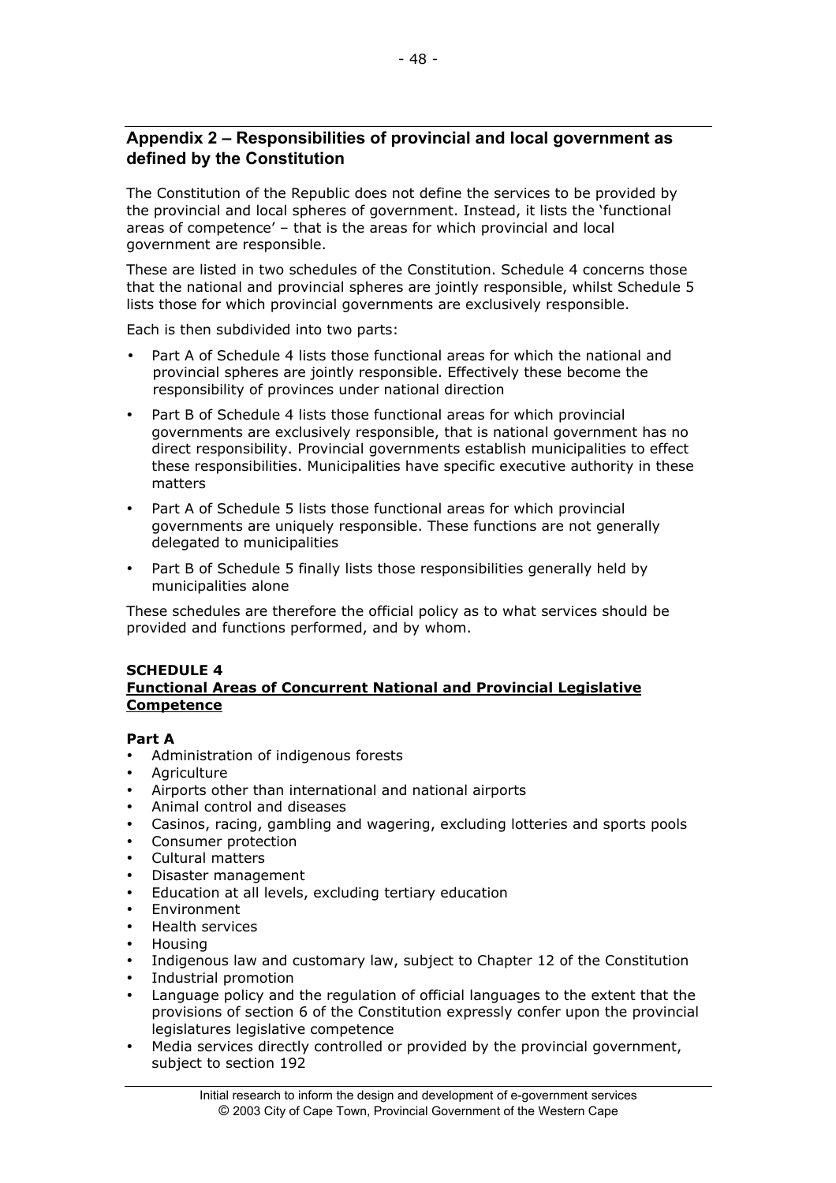## Appendix 2 – Responsibilities of provincial and local government as defined by the Constitution

The Constitution of the Republic does not define the services to be provided by the provincial and local spheres of government. Instead, it lists the 'functional areas of competence' – that is the areas for which provincial and local government are responsible.

These are listed in two schedules of the Constitution. Schedule 4 concerns those that the national and provincial spheres are jointly responsible, whilst Schedule 5 lists those for which provincial governments are exclusively responsible.

Each is then subdivided into two parts:

- Part A of Schedule 4 lists those functional areas for which the national and provincial spheres are jointly responsible. Effectively these become the responsibility of provinces under national direction
- Part B of Schedule 4 lists those functional areas for which provincial governments are exclusively responsible, that is national government has no direct responsibility. Provincial governments establish municipalities to effect these responsibilities. Municipalities have specific executive authority in these matters
- Part A of Schedule 5 lists those functional areas for which provincial governments are uniquely responsible. These functions are not generally delegated to municipalities
- Part B of Schedule 5 finally lists those responsibilities generally held by municipalities alone

These schedules are therefore the official policy as to what services should be provided and functions performed, and by whom.

**SCHEDULE 4**
**Functional Areas of Concurrent National and Provincial Legislative Competence**

**Part A**

- Administration of indigenous forests
- Agriculture
- Airports other than international and national airports
- Animal control and diseases
- Casinos, racing, gambling and wagering, excluding lotteries and sports pools
- Consumer protection
- Cultural matters
- Disaster management
- Education at all levels, excluding tertiary education
- Environment
- Health services
- Housing
- Indigenous law and customary law, subject to Chapter 12 of the Constitution
- Industrial promotion
- Language policy and the regulation of official languages to the extent that the provisions of section 6 of the Constitution expressly confer upon the provincial legislatures legislative competence
- Media services directly controlled or provided by the provincial government, subject to section 192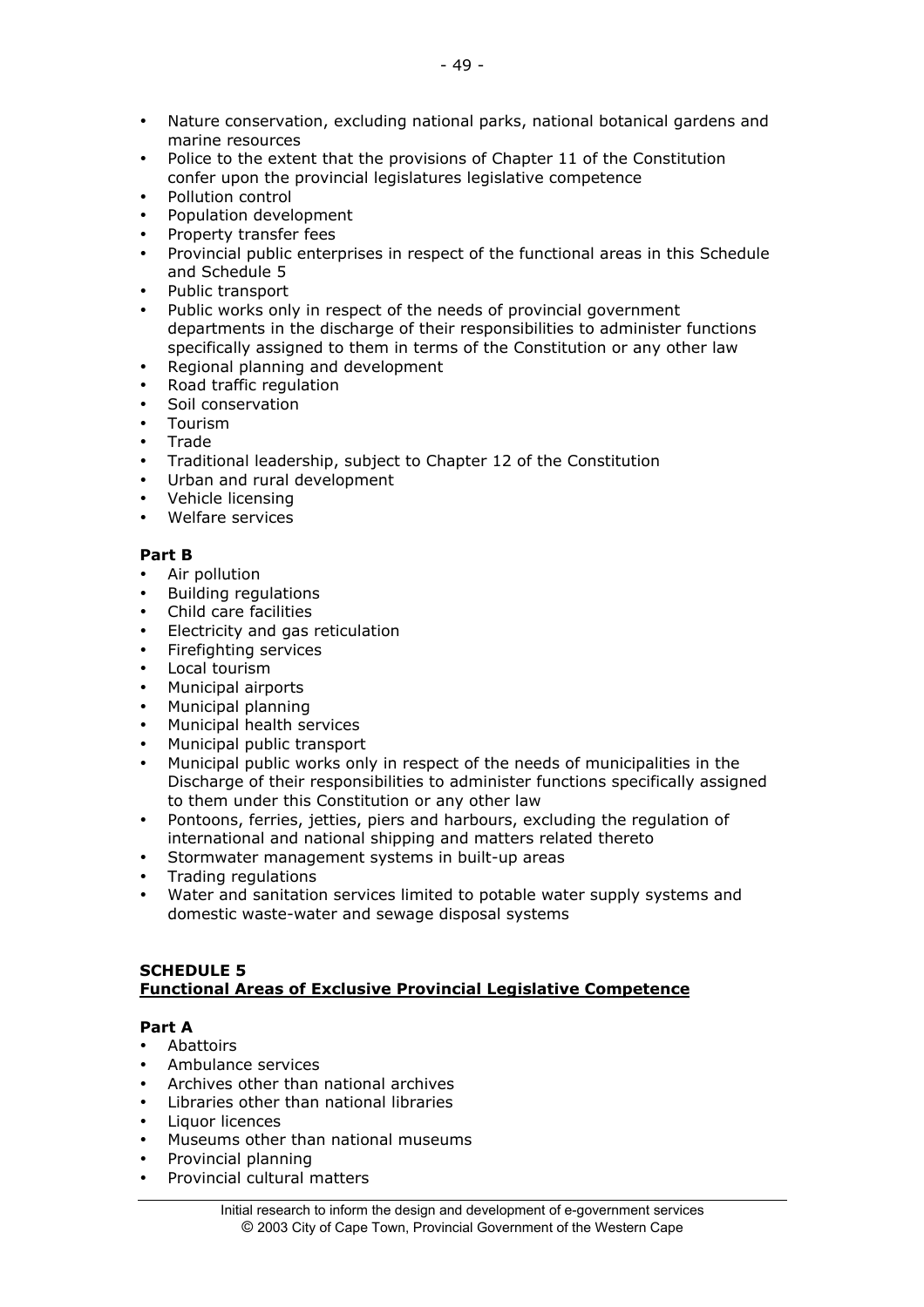- Nature conservation, excluding national parks, national botanical gardens and marine resources
- Police to the extent that the provisions of Chapter 11 of the Constitution confer upon the provincial legislatures legislative competence
- Pollution control
- Population development
- Property transfer fees
- Provincial public enterprises in respect of the functional areas in this Schedule and Schedule 5
- Public transport
- Public works only in respect of the needs of provincial government departments in the discharge of their responsibilities to administer functions specifically assigned to them in terms of the Constitution or any other law
- Regional planning and development
- Road traffic regulation
- Soil conservation
- Tourism
- Trade
- Traditional leadership, subject to Chapter 12 of the Constitution
- Urban and rural development
- Vehicle licensing
- Welfare services

**Part B**

- Air pollution
- Building regulations
- Child care facilities
- Electricity and gas reticulation
- Firefighting services
- Local tourism
- Municipal airports
- Municipal planning
- Municipal health services
- Municipal public transport
- Municipal public works only in respect of the needs of municipalities in the Discharge of their responsibilities to administer functions specifically assigned to them under this Constitution or any other law
- Pontoons, ferries, jetties, piers and harbours, excluding the regulation of international and national shipping and matters related thereto
- Stormwater management systems in built-up areas
- Trading regulations
- Water and sanitation services limited to potable water supply systems and domestic waste-water and sewage disposal systems

**SCHEDULE 5**
**Functional Areas of Exclusive Provincial Legislative Competence**

**Part A**

- Abattoirs
- Ambulance services
- Archives other than national archives
- Libraries other than national libraries
- Liquor licences
- Museums other than national museums
- Provincial planning
- Provincial cultural matters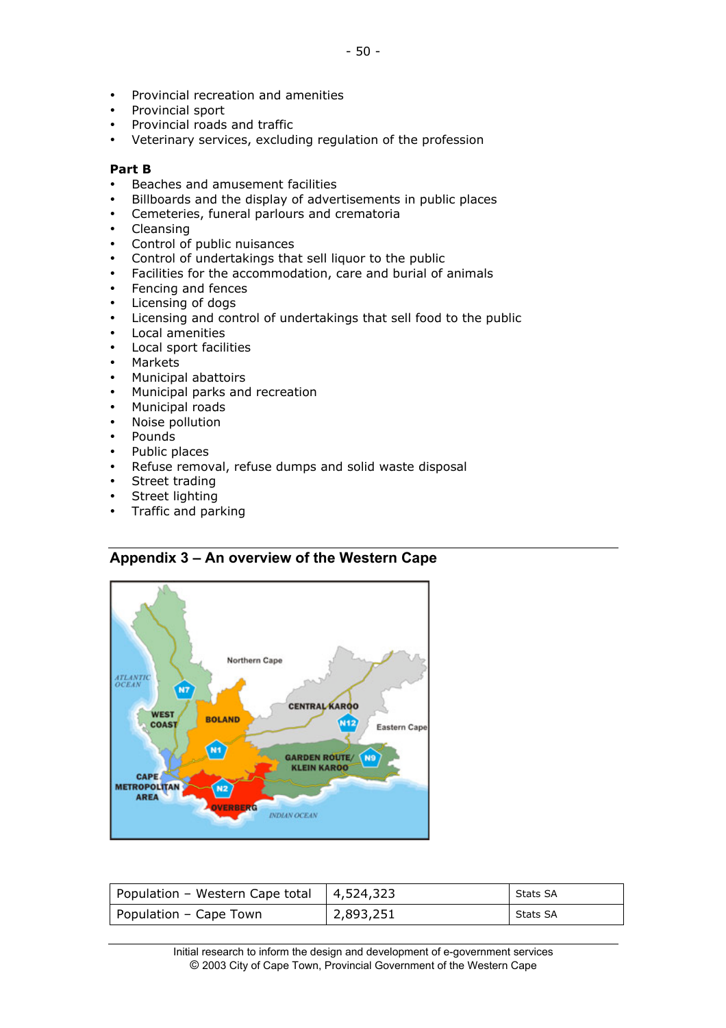- Provincial recreation and amenities
- Provincial sport
- Provincial roads and traffic
- Veterinary services, excluding regulation of the profession

**Part B**

- Beaches and amusement facilities
- Billboards and the display of advertisements in public places
- Cemeteries, funeral parlours and crematoria
- Cleansing
- Control of public nuisances
- Control of undertakings that sell liquor to the public
- Facilities for the accommodation, care and burial of animals
- Fencing and fences
- Licensing of dogs
- Licensing and control of undertakings that sell food to the public
- Local amenities
- Local sport facilities
- Markets
- Municipal abattoirs
- Municipal parks and recreation
- Municipal roads
- Noise pollution
- Pounds
- Public places
- Refuse removal, refuse dumps and solid waste disposal
- Street trading
- Street lighting
- Traffic and parking

## Appendix 3 – An overview of the Western Cape

| Population – Western Cape total | 4,524,323 | Stats SA |
|---|---|---|
| Population – Cape Town | 2,893,251 | Stats SA |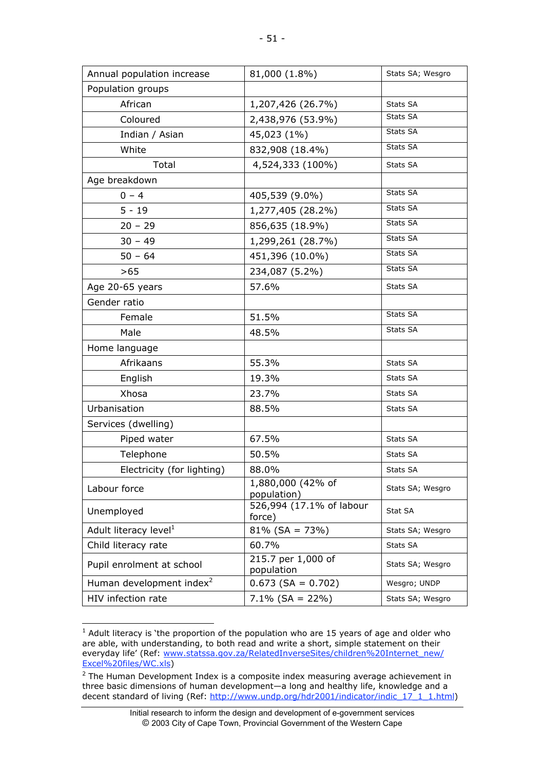| | | |
|---|---|---|
| Annual population increase | 81,000 (1.8%) | Stats SA; Wesgro |
| Population groups | | |
| African | 1,207,426 (26.7%) | Stats SA |
| Coloured | 2,438,976 (53.9%) | Stats SA |
| Indian / Asian | 45,023 (1%) | Stats SA |
| White | 832,908 (18.4%) | Stats SA |
| Total | 4,524,333 (100%) | Stats SA |
| Age breakdown | | |
| 0 – 4 | 405,539 (9.0%) | Stats SA |
| 5 - 19 | 1,277,405 (28.2%) | Stats SA |
| 20 – 29 | 856,635 (18.9%) | Stats SA |
| 30 – 49 | 1,299,261 (28.7%) | Stats SA |
| 50 – 64 | 451,396 (10.0%) | Stats SA |
| >65 | 234,087 (5.2%) | Stats SA |
| Age 20-65 years | 57.6% | Stats SA |
| Gender ratio | | |
| Female | 51.5% | Stats SA |
| Male | 48.5% | Stats SA |
| Home language | | |
| Afrikaans | 55.3% | Stats SA |
| English | 19.3% | Stats SA |
| Xhosa | 23.7% | Stats SA |
| Urbanisation | 88.5% | Stats SA |
| Services (dwelling) | | |
| Piped water | 67.5% | Stats SA |
| Telephone | 50.5% | Stats SA |
| Electricity (for lighting) | 88.0% | Stats SA |
| Labour force | 1,880,000 (42% of population) | Stats SA; Wesgro |
| Unemployed | 526,994 (17.1% of labour force) | Stat SA |
| Adult literacy level[1] | 81% (SA = 73%) | Stats SA; Wesgro |
| Child literacy rate | 60.7% | Stats SA |
| Pupil enrolment at school | 215.7 per 1,000 of population | Stats SA; Wesgro |
| Human development index[2] | 0.673 (SA = 0.702) | Wesgro; UNDP |
| HIV infection rate | 7.1% (SA = 22%) | Stats SA; Wesgro |

[1] Adult literacy is 'the proportion of the population who are 15 years of age and older who are able, with understanding, to both read and write a short, simple statement on their everyday life' (Ref: www.statssa.gov.za/RelatedInverseSites/children%20Internet_new/Excel%20files/WC.xls)

[2] The Human Development Index is a composite index measuring average achievement in three basic dimensions of human development—a long and healthy life, knowledge and a decent standard of living (Ref: http://www.undp.org/hdr2001/indicator/indic_17_1_1.html)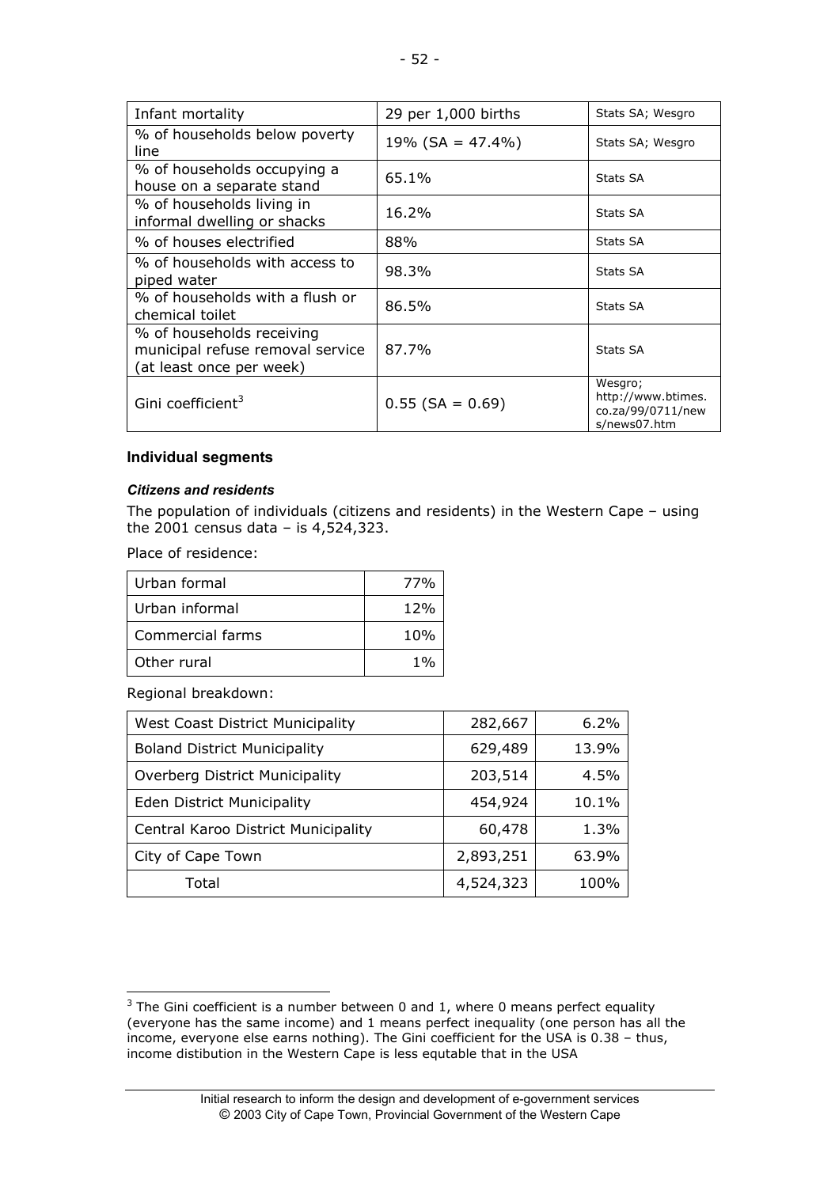| Infant mortality | 29 per 1,000 births | Stats SA; Wesgro |
|---|---|---|
| % of households below poverty line | 19% (SA = 47.4%) | Stats SA; Wesgro |
| % of households occupying a house on a separate stand | 65.1% | Stats SA |
| % of households living in informal dwelling or shacks | 16.2% | Stats SA |
| % of houses electrified | 88% | Stats SA |
| % of households with access to piped water | 98.3% | Stats SA |
| % of households with a flush or chemical toilet | 86.5% | Stats SA |
| % of households receiving municipal refuse removal service (at least once per week) | 87.7% | Stats SA |
| Gini coefficient[3] | 0.55 (SA = 0.69) | Wesgro; http://www.btimes.co.za/99/0711/news/news07.htm |

### Individual segments

#### *Citizens and residents*

The population of individuals (citizens and residents) in the Western Cape – using the 2001 census data – is 4,524,323.

Place of residence:

| Urban formal | 77% |
|---|---|
| Urban informal | 12% |
| Commercial farms | 10% |
| Other rural | 1% |

Regional breakdown:

| West Coast District Municipality | 282,667 | 6.2% |
|---|---|---|
| Boland District Municipality | 629,489 | 13.9% |
| Overberg District Municipality | 203,514 | 4.5% |
| Eden District Municipality | 454,924 | 10.1% |
| Central Karoo District Municipality | 60,478 | 1.3% |
| City of Cape Town | 2,893,251 | 63.9% |
| Total | 4,524,323 | 100% |

[3] The Gini coefficient is a number between 0 and 1, where 0 means perfect equality (everyone has the same income) and 1 means perfect inequality (one person has all the income, everyone else earns nothing). The Gini coefficient for the USA is 0.38 – thus, income distibution in the Western Cape is less equtable that in the USA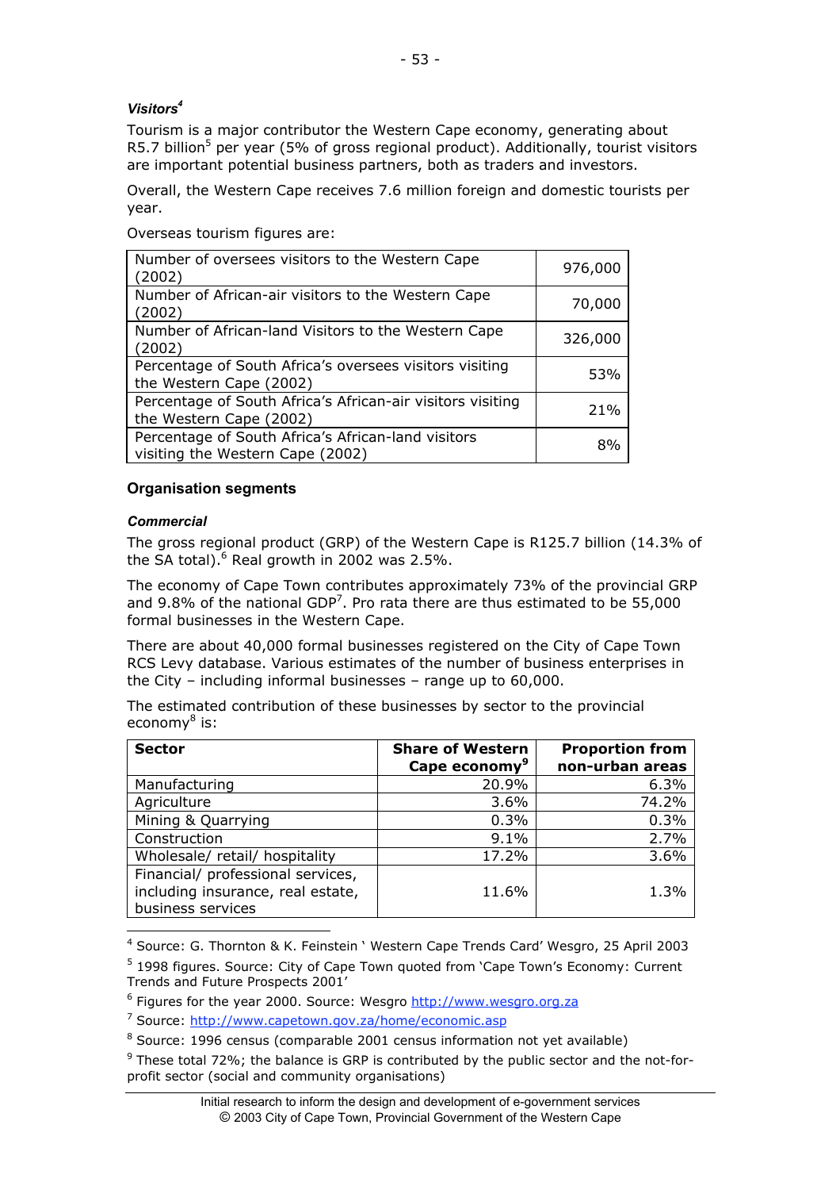### *Visitors*[4]

Tourism is a major contributor the Western Cape economy, generating about R5.7 billion[5] per year (5% of gross regional product). Additionally, tourist visitors are important potential business partners, both as traders and investors.

Overall, the Western Cape receives 7.6 million foreign and domestic tourists per year.

Overseas tourism figures are:

| | |
|---|---|
| Number of oversees visitors to the Western Cape (2002) | 976,000 |
| Number of African-air visitors to the Western Cape (2002) | 70,000 |
| Number of African-land Visitors to the Western Cape (2002) | 326,000 |
| Percentage of South Africa's oversees visitors visiting the Western Cape (2002) | 53% |
| Percentage of South Africa's African-air visitors visiting the Western Cape (2002) | 21% |
| Percentage of South Africa's African-land visitors visiting the Western Cape (2002) | 8% |

## Organisation segments

### *Commercial*

The gross regional product (GRP) of the Western Cape is R125.7 billion (14.3% of the SA total).[6] Real growth in 2002 was 2.5%.

The economy of Cape Town contributes approximately 73% of the provincial GRP and 9.8% of the national GDP[7]. Pro rata there are thus estimated to be 55,000 formal businesses in the Western Cape.

There are about 40,000 formal businesses registered on the City of Cape Town RCS Levy database. Various estimates of the number of business enterprises in the City – including informal businesses – range up to 60,000.

The estimated contribution of these businesses by sector to the provincial economy[8] is:

| Sector | Share of Western Cape economy[9] | Proportion from non-urban areas |
|---|---|---|
| Manufacturing | 20.9% | 6.3% |
| Agriculture | 3.6% | 74.2% |
| Mining & Quarrying | 0.3% | 0.3% |
| Construction | 9.1% | 2.7% |
| Wholesale/ retail/ hospitality | 17.2% | 3.6% |
| Financial/ professional services, including insurance, real estate, business services | 11.6% | 1.3% |

[4] Source: G. Thornton & K. Feinstein ' Western Cape Trends Card' Wesgro, 25 April 2003

[5] 1998 figures. Source: City of Cape Town quoted from 'Cape Town's Economy: Current Trends and Future Prospects 2001'

[6] Figures for the year 2000. Source: Wesgro http://www.wesgro.org.za

[7] Source: http://www.capetown.gov.za/home/economic.asp

[8] Source: 1996 census (comparable 2001 census information not yet available)

[9] These total 72%; the balance is GRP is contributed by the public sector and the not-for-profit sector (social and community organisations)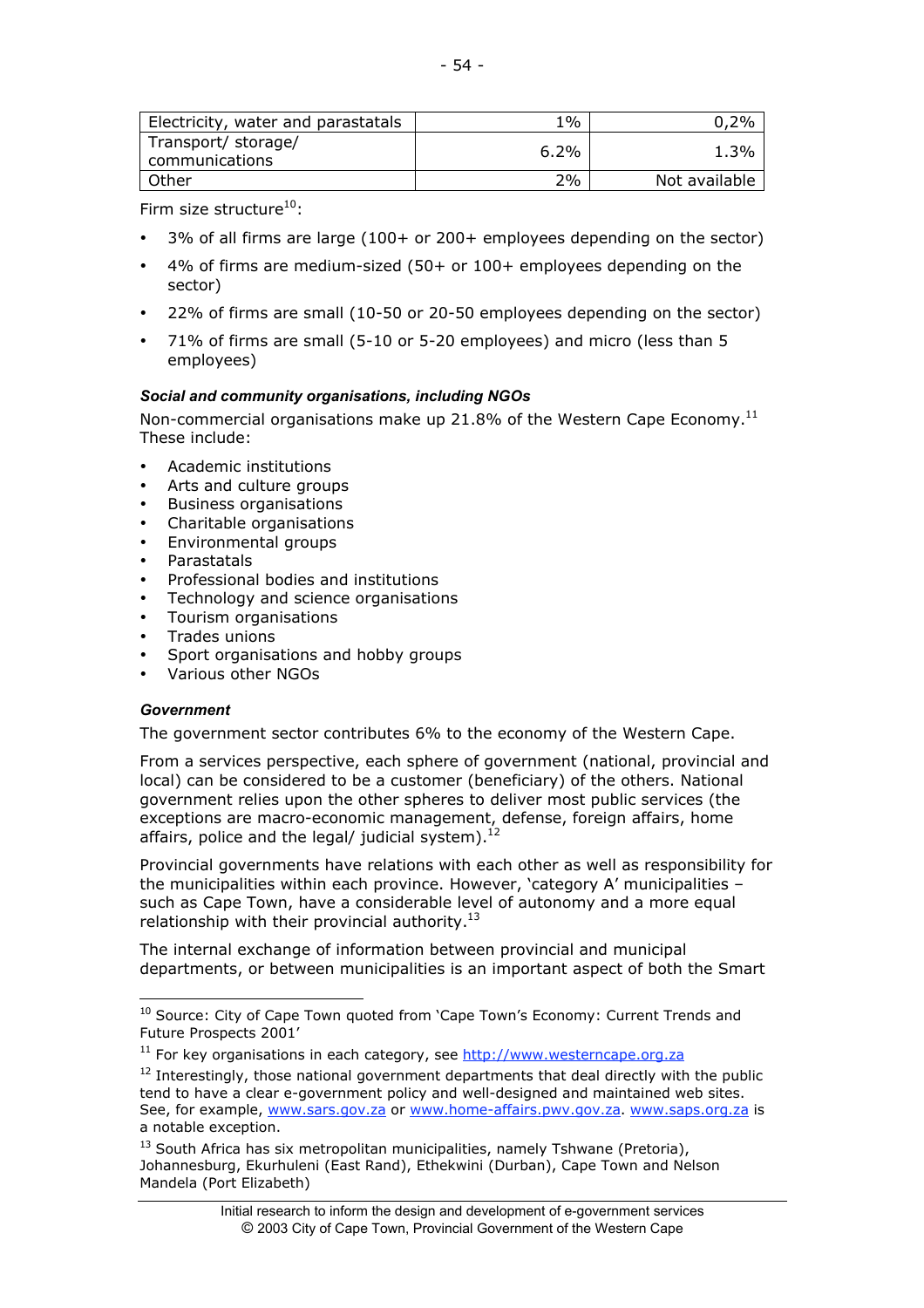| Electricity, water and parastatals | 1% | 0,2% |
|---|---|---|
| Transport/ storage/ communications | 6.2% | 1.3% |
| Other | 2% | Not available |

Firm size structure[10]:

- 3% of all firms are large (100+ or 200+ employees depending on the sector)
- 4% of firms are medium-sized (50+ or 100+ employees depending on the sector)
- 22% of firms are small (10-50 or 20-50 employees depending on the sector)
- 71% of firms are small (5-10 or 5-20 employees) and micro (less than 5 employees)

***Social and community organisations, including NGOs***

Non-commercial organisations make up 21.8% of the Western Cape Economy.[11] These include:

- Academic institutions
- Arts and culture groups
- Business organisations
- Charitable organisations
- Environmental groups
- Parastatals
- Professional bodies and institutions
- Technology and science organisations
- Tourism organisations
- Trades unions
- Sport organisations and hobby groups
- Various other NGOs

***Government***

The government sector contributes 6% to the economy of the Western Cape.

From a services perspective, each sphere of government (national, provincial and local) can be considered to be a customer (beneficiary) of the others. National government relies upon the other spheres to deliver most public services (the exceptions are macro-economic management, defense, foreign affairs, home affairs, police and the legal/ judicial system).[12]

Provincial governments have relations with each other as well as responsibility for the municipalities within each province. However, 'category A' municipalities – such as Cape Town, have a considerable level of autonomy and a more equal relationship with their provincial authority.[13]

The internal exchange of information between provincial and municipal departments, or between municipalities is an important aspect of both the Smart

---

[10] Source: City of Cape Town quoted from 'Cape Town's Economy: Current Trends and Future Prospects 2001'

[11] For key organisations in each category, see http://www.westerncape.org.za

[12] Interestingly, those national government departments that deal directly with the public tend to have a clear e-government policy and well-designed and maintained web sites. See, for example, www.sars.gov.za or www.home-affairs.pwv.gov.za. www.saps.org.za is a notable exception.

[13] South Africa has six metropolitan municipalities, namely Tshwane (Pretoria), Johannesburg, Ekurhuleni (East Rand), Ethekwini (Durban), Cape Town and Nelson Mandela (Port Elizabeth)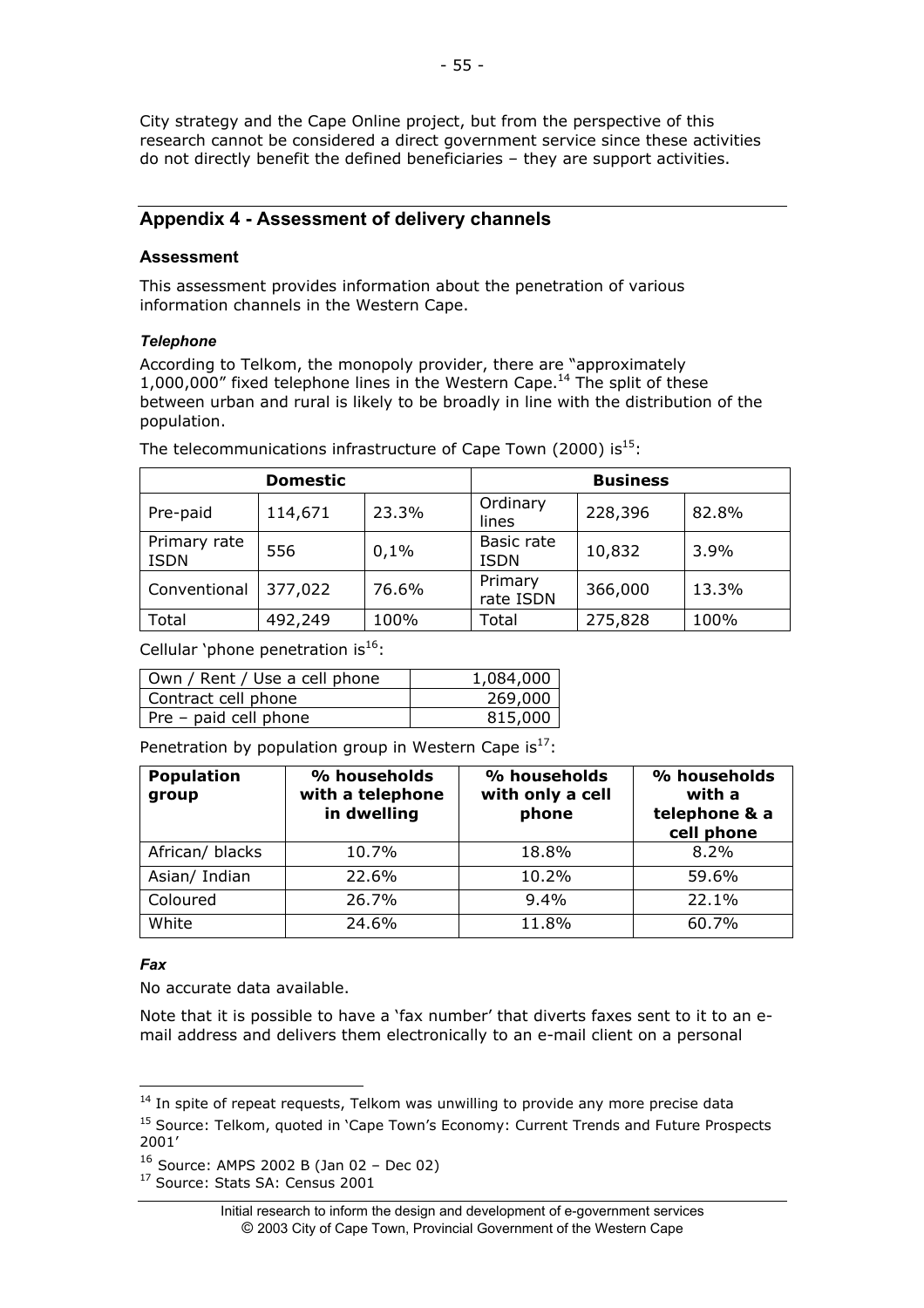City strategy and the Cape Online project, but from the perspective of this research cannot be considered a direct government service since these activities do not directly benefit the defined beneficiaries – they are support activities.

## Appendix 4 - Assessment of delivery channels

### Assessment

This assessment provides information about the penetration of various information channels in the Western Cape.

#### *Telephone*

According to Telkom, the monopoly provider, there are "approximately 1,000,000" fixed telephone lines in the Western Cape.[14] The split of these between urban and rural is likely to be broadly in line with the distribution of the population.

The telecommunications infrastructure of Cape Town (2000) is[15]:

| Domestic | | | Business | | |
|---|---|---|---|---|---|
| Pre-paid | 114,671 | 23.3% | Ordinary lines | 228,396 | 82.8% |
| Primary rate ISDN | 556 | 0,1% | Basic rate ISDN | 10,832 | 3.9% |
| Conventional | 377,022 | 76.6% | Primary rate ISDN | 366,000 | 13.3% |
| Total | 492,249 | 100% | Total | 275,828 | 100% |

Cellular 'phone penetration is[16]:

| | |
|---|---|
| Own / Rent / Use a cell phone | 1,084,000 |
| Contract cell phone | 269,000 |
| Pre – paid cell phone | 815,000 |

Penetration by population group in Western Cape is[17]:

| Population group | % households with a telephone in dwelling | % households with only a cell phone | % households with a telephone & a cell phone |
|---|---|---|---|
| African/ blacks | 10.7% | 18.8% | 8.2% |
| Asian/ Indian | 22.6% | 10.2% | 59.6% |
| Coloured | 26.7% | 9.4% | 22.1% |
| White | 24.6% | 11.8% | 60.7% |

#### *Fax*

No accurate data available.

Note that it is possible to have a 'fax number' that diverts faxes sent to it to an e-mail address and delivers them electronically to an e-mail client on a personal

---

[14] In spite of repeat requests, Telkom was unwilling to provide any more precise data

[15] Source: Telkom, quoted in 'Cape Town's Economy: Current Trends and Future Prospects 2001'

[16] Source: AMPS 2002 B (Jan 02 – Dec 02)

[17] Source: Stats SA: Census 2001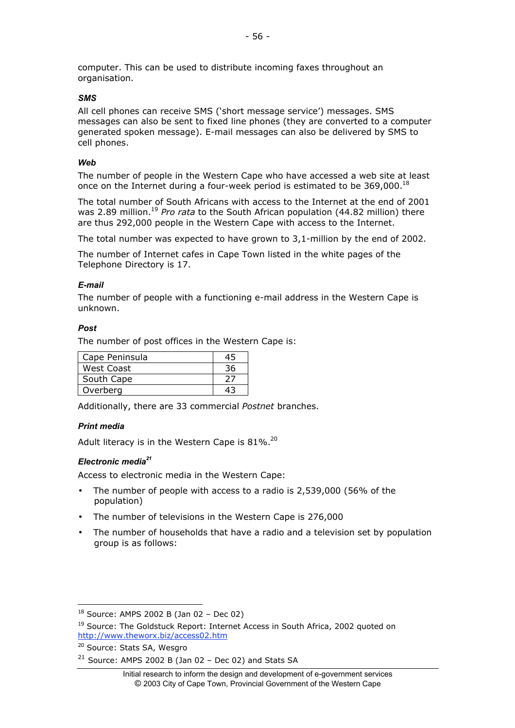computer. This can be used to distribute incoming faxes throughout an organisation.

#### *SMS*

All cell phones can receive SMS ('short message service') messages. SMS messages can also be sent to fixed line phones (they are converted to a computer generated spoken message). E-mail messages can also be delivered by SMS to cell phones.

#### *Web*

The number of people in the Western Cape who have accessed a web site at least once on the Internet during a four-week period is estimated to be 369,000.[18]

The total number of South Africans with access to the Internet at the end of 2001 was 2.89 million.[19] *Pro rata* to the South African population (44.82 million) there are thus 292,000 people in the Western Cape with access to the Internet.

The total number was expected to have grown to 3,1-million by the end of 2002.

The number of Internet cafes in Cape Town listed in the white pages of the Telephone Directory is 17.

#### *E-mail*

The number of people with a functioning e-mail address in the Western Cape is unknown.

#### *Post*

The number of post offices in the Western Cape is:

| | |
|---|---|
| Cape Peninsula | 45 |
| West Coast | 36 |
| South Cape | 27 |
| Overberg | 43 |

Additionally, there are 33 commercial *Postnet* branches.

#### *Print media*

Adult literacy is in the Western Cape is 81%.[20]

#### *Electronic media*[21]

Access to electronic media in the Western Cape:

- The number of people with access to a radio is 2,539,000 (56% of the population)
- The number of televisions in the Western Cape is 276,000
- The number of households that have a radio and a television set by population group is as follows:

---

[18] Source: AMPS 2002 B (Jan 02 – Dec 02)

[19] Source: The Goldstuck Report: Internet Access in South Africa, 2002 quoted on http://www.theworx.biz/access02.htm

[20] Source: Stats SA, Wesgro

[21] Source: AMPS 2002 B (Jan 02 – Dec 02) and Stats SA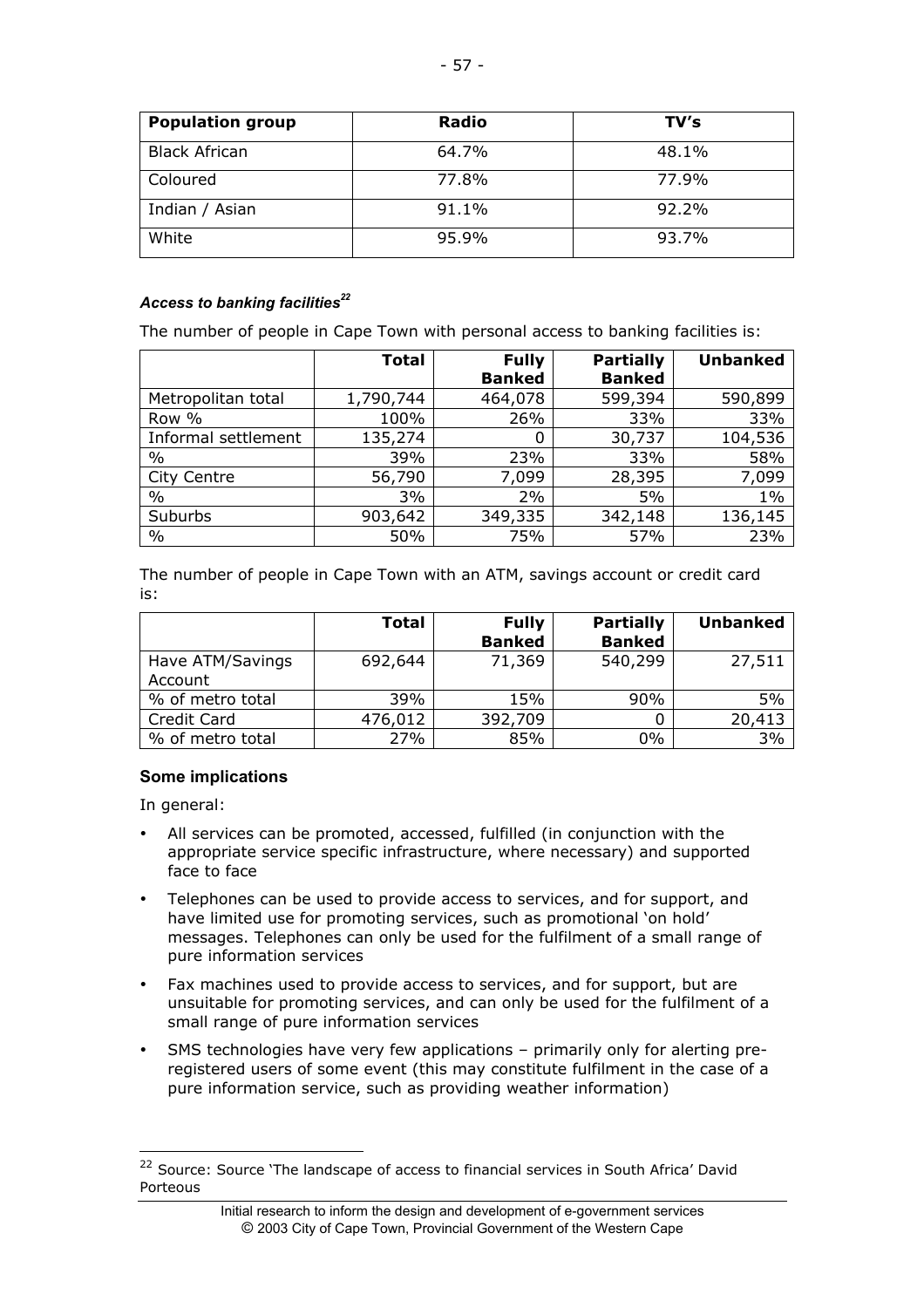| Population group | Radio | TV's |
|---|---|---|
| Black African | 64.7% | 48.1% |
| Coloured | 77.8% | 77.9% |
| Indian / Asian | 91.1% | 92.2% |
| White | 95.9% | 93.7% |

#### *Access to banking facilities*[22]

The number of people in Cape Town with personal access to banking facilities is:

| | Total | Fully Banked | Partially Banked | Unbanked |
|---|---|---|---|---|
| Metropolitan total | 1,790,744 | 464,078 | 599,394 | 590,899 |
| Row % | 100% | 26% | 33% | 33% |
| Informal settlement | 135,274 | 0 | 30,737 | 104,536 |
| % | 39% | 23% | 33% | 58% |
| City Centre | 56,790 | 7,099 | 28,395 | 7,099 |
| % | 3% | 2% | 5% | 1% |
| Suburbs | 903,642 | 349,335 | 342,148 | 136,145 |
| % | 50% | 75% | 57% | 23% |

The number of people in Cape Town with an ATM, savings account or credit card is:

| | Total | Fully Banked | Partially Banked | Unbanked |
|---|---|---|---|---|
| Have ATM/Savings Account | 692,644 | 71,369 | 540,299 | 27,511 |
| % of metro total | 39% | 15% | 90% | 5% |
| Credit Card | 476,012 | 392,709 | 0 | 20,413 |
| % of metro total | 27% | 85% | 0% | 3% |

### Some implications

In general:

- All services can be promoted, accessed, fulfilled (in conjunction with the appropriate service specific infrastructure, where necessary) and supported face to face
- Telephones can be used to provide access to services, and for support, and have limited use for promoting services, such as promotional 'on hold' messages. Telephones can only be used for the fulfilment of a small range of pure information services
- Fax machines used to provide access to services, and for support, but are unsuitable for promoting services, and can only be used for the fulfilment of a small range of pure information services
- SMS technologies have very few applications – primarily only for alerting pre-registered users of some event (this may constitute fulfilment in the case of a pure information service, such as providing weather information)

[22] Source: Source 'The landscape of access to financial services in South Africa' David Porteous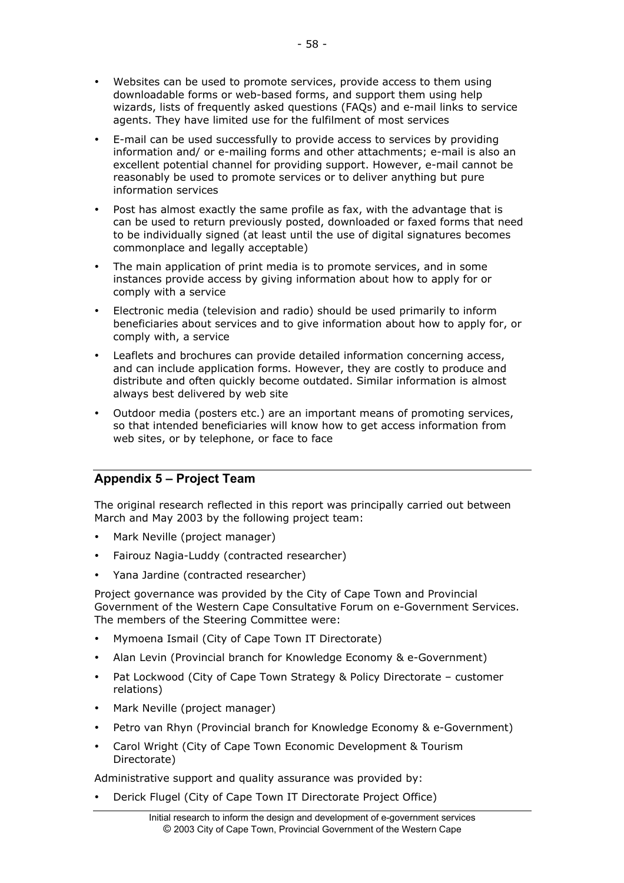- Websites can be used to promote services, provide access to them using downloadable forms or web-based forms, and support them using help wizards, lists of frequently asked questions (FAQs) and e-mail links to service agents. They have limited use for the fulfilment of most services
- E-mail can be used successfully to provide access to services by providing information and/ or e-mailing forms and other attachments; e-mail is also an excellent potential channel for providing support. However, e-mail cannot be reasonably be used to promote services or to deliver anything but pure information services
- Post has almost exactly the same profile as fax, with the advantage that is can be used to return previously posted, downloaded or faxed forms that need to be individually signed (at least until the use of digital signatures becomes commonplace and legally acceptable)
- The main application of print media is to promote services, and in some instances provide access by giving information about how to apply for or comply with a service
- Electronic media (television and radio) should be used primarily to inform beneficiaries about services and to give information about how to apply for, or comply with, a service
- Leaflets and brochures can provide detailed information concerning access, and can include application forms. However, they are costly to produce and distribute and often quickly become outdated. Similar information is almost always best delivered by web site
- Outdoor media (posters etc.) are an important means of promoting services, so that intended beneficiaries will know how to get access information from web sites, or by telephone, or face to face

## Appendix 5 – Project Team

The original research reflected in this report was principally carried out between March and May 2003 by the following project team:

- Mark Neville (project manager)
- Fairouz Nagia-Luddy (contracted researcher)
- Yana Jardine (contracted researcher)

Project governance was provided by the City of Cape Town and Provincial Government of the Western Cape Consultative Forum on e-Government Services. The members of the Steering Committee were:

- Mymoena Ismail (City of Cape Town IT Directorate)
- Alan Levin (Provincial branch for Knowledge Economy & e-Government)
- Pat Lockwood (City of Cape Town Strategy & Policy Directorate – customer relations)
- Mark Neville (project manager)
- Petro van Rhyn (Provincial branch for Knowledge Economy & e-Government)
- Carol Wright (City of Cape Town Economic Development & Tourism Directorate)

Administrative support and quality assurance was provided by:

- Derick Flugel (City of Cape Town IT Directorate Project Office)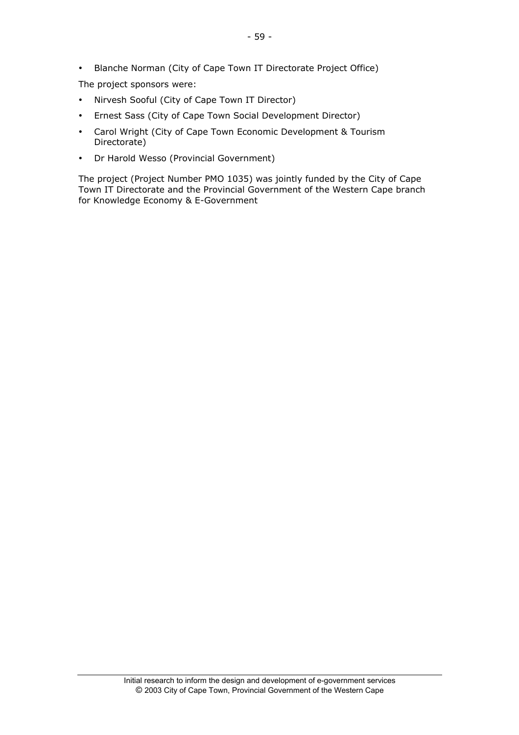- Blanche Norman (City of Cape Town IT Directorate Project Office)

The project sponsors were:

- Nirvesh Sooful (City of Cape Town IT Director)
- Ernest Sass (City of Cape Town Social Development Director)
- Carol Wright (City of Cape Town Economic Development & Tourism Directorate)
- Dr Harold Wesso (Provincial Government)

The project (Project Number PMO 1035) was jointly funded by the City of Cape Town IT Directorate and the Provincial Government of the Western Cape branch for Knowledge Economy & E-Government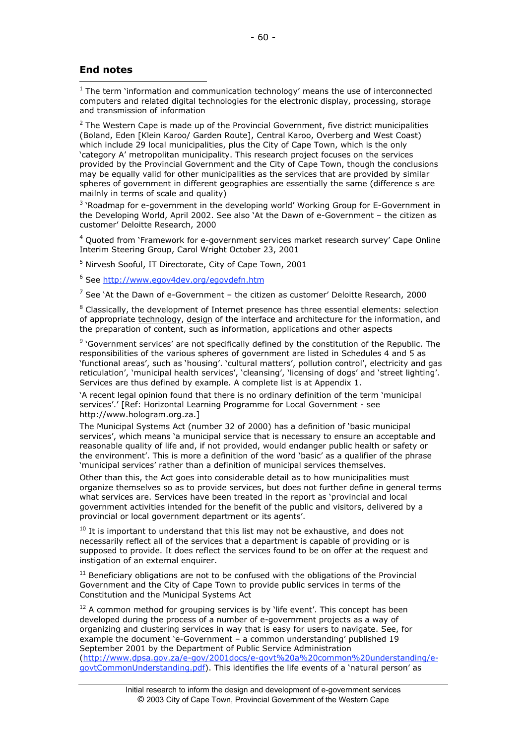## End notes

[1] The term 'information and communication technology' means the use of interconnected computers and related digital technologies for the electronic display, processing, storage and transmission of information

[2] The Western Cape is made up of the Provincial Government, five district municipalities (Boland, Eden [Klein Karoo/ Garden Route], Central Karoo, Overberg and West Coast) which include 29 local municipalities, plus the City of Cape Town, which is the only 'category A' metropolitan municipality. This research project focuses on the services provided by the Provincial Government and the City of Cape Town, though the conclusions may be equally valid for other municipalities as the services that are provided by similar spheres of government in different geographies are essentially the same (difference s are mailnly in terms of scale and quality)

[3] 'Roadmap for e-government in the developing world' Working Group for E-Government in the Developing World, April 2002. See also 'At the Dawn of e-Government – the citizen as customer' Deloitte Research, 2000

[4] Quoted from 'Framework for e-government services market research survey' Cape Online Interim Steering Group, Carol Wright October 23, 2001

[5] Nirvesh Sooful, IT Directorate, City of Cape Town, 2001

[6] See http://www.egov4dev.org/egovdefn.htm

[7] See 'At the Dawn of e-Government – the citizen as customer' Deloitte Research, 2000

[8] Classically, the development of Internet presence has three essential elements: selection of appropriate technology, design of the interface and architecture for the information, and the preparation of content, such as information, applications and other aspects

[9] 'Government services' are not specifically defined by the constitution of the Republic. The responsibilities of the various spheres of government are listed in Schedules 4 and 5 as 'functional areas', such as 'housing'. 'cultural matters', pollution control', electricity and gas reticulation', 'municipal health services', 'cleansing', 'licensing of dogs' and 'street lighting'. Services are thus defined by example. A complete list is at Appendix 1.

'A recent legal opinion found that there is no ordinary definition of the term 'municipal services'.' [Ref: Horizontal Learning Programme for Local Government - see http://www.hologram.org.za.]

The Municipal Systems Act (number 32 of 2000) has a definition of 'basic municipal services', which means 'a municipal service that is necessary to ensure an acceptable and reasonable quality of life and, if not provided, would endanger public health or safety or the environment'. This is more a definition of the word 'basic' as a qualifier of the phrase 'municipal services' rather than a definition of municipal services themselves.

Other than this, the Act goes into considerable detail as to how municipalities must organize themselves so as to provide services, but does not further define in general terms what services are. Services have been treated in the report as 'provincial and local government activities intended for the benefit of the public and visitors, delivered by a provincial or local government department or its agents'.

[10] It is important to understand that this list may not be exhaustive, and does not necessarily reflect all of the services that a department is capable of providing or is supposed to provide. It does reflect the services found to be on offer at the request and instigation of an external enquirer.

[11] Beneficiary obligations are not to be confused with the obligations of the Provincial Government and the City of Cape Town to provide public services in terms of the Constitution and the Municipal Systems Act

[12] A common method for grouping services is by 'life event'. This concept has been developed during the process of a number of e-government projects as a way of organizing and clustering services in way that is easy for users to navigate. See, for example the document 'e-Government – a common understanding' published 19 September 2001 by the Department of Public Service Administration (http://www.dpsa.gov.za/e-gov/2001docs/e-govt%20a%20common%20understanding/e-govtCommonUnderstanding.pdf). This identifies the life events of a 'natural person' as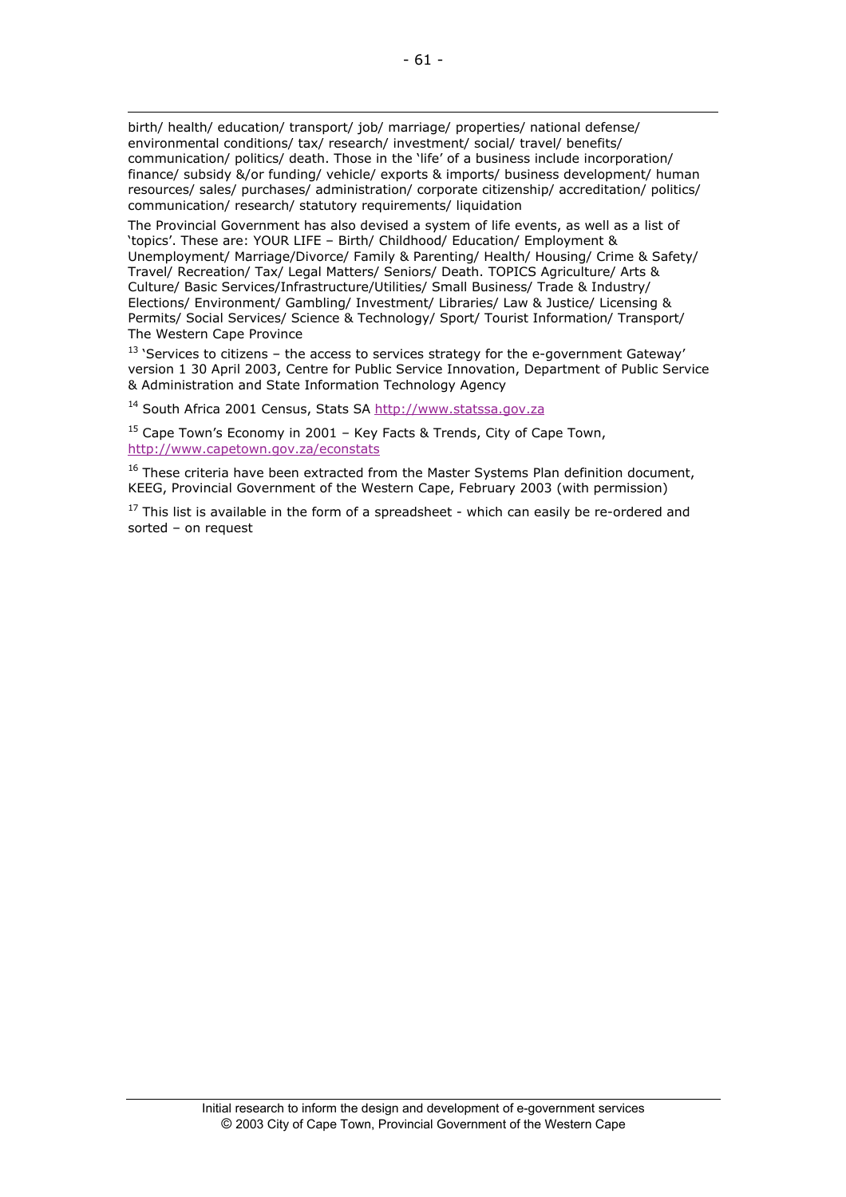birth/ health/ education/ transport/ job/ marriage/ properties/ national defense/ environmental conditions/ tax/ research/ investment/ social/ travel/ benefits/ communication/ politics/ death. Those in the 'life' of a business include incorporation/ finance/ subsidy &/or funding/ vehicle/ exports & imports/ business development/ human resources/ sales/ purchases/ administration/ corporate citizenship/ accreditation/ politics/ communication/ research/ statutory requirements/ liquidation

The Provincial Government has also devised a system of life events, as well as a list of 'topics'. These are: YOUR LIFE – Birth/ Childhood/ Education/ Employment & Unemployment/ Marriage/Divorce/ Family & Parenting/ Health/ Housing/ Crime & Safety/ Travel/ Recreation/ Tax/ Legal Matters/ Seniors/ Death. TOPICS Agriculture/ Arts & Culture/ Basic Services/Infrastructure/Utilities/ Small Business/ Trade & Industry/ Elections/ Environment/ Gambling/ Investment/ Libraries/ Law & Justice/ Licensing & Permits/ Social Services/ Science & Technology/ Sport/ Tourist Information/ Transport/ The Western Cape Province

[13] 'Services to citizens – the access to services strategy for the e-government Gateway' version 1 30 April 2003, Centre for Public Service Innovation, Department of Public Service & Administration and State Information Technology Agency

[14] South Africa 2001 Census, Stats SA http://www.statssa.gov.za

[15] Cape Town's Economy in 2001 – Key Facts & Trends, City of Cape Town, http://www.capetown.gov.za/econstats

[16] These criteria have been extracted from the Master Systems Plan definition document, KEEG, Provincial Government of the Western Cape, February 2003 (with permission)

[17] This list is available in the form of a spreadsheet - which can easily be re-ordered and sorted – on request